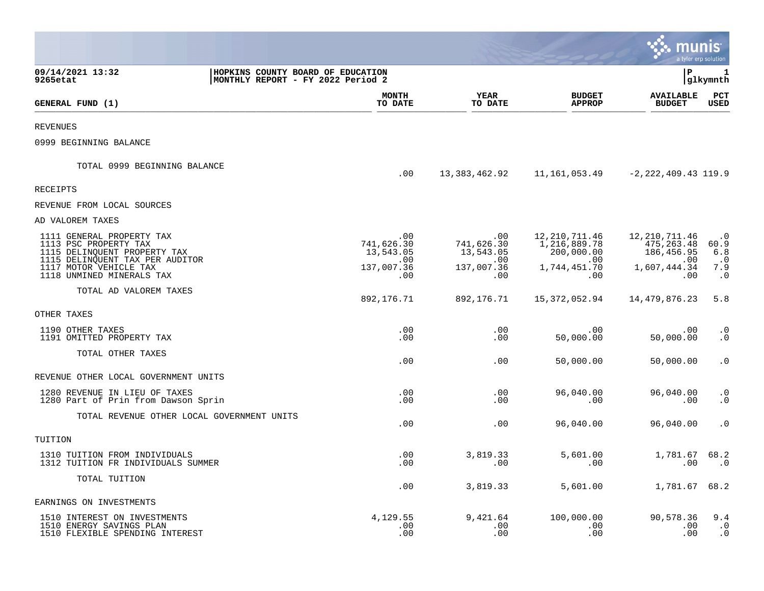**09/14/2021 13:32**
**9265etat**

**HOPKINS COUNTY BOARD OF EDUCATION**
**MONTHLY REPORT - FY 2022 Period 2**

**P 1**
**glkymnth**

| GENERAL FUND (1) | MONTH TO DATE | YEAR TO DATE | BUDGET APPROP | AVAILABLE BUDGET | PCT USED |
|---|---|---|---|---|---|
| REVENUES | | | | | |
| 0999 BEGINNING BALANCE | | | | | |
| TOTAL 0999 BEGINNING BALANCE | .00 | 13,383,462.92 | 11,161,053.49 | -2,222,409.43 | 119.9 |
| RECEIPTS | | | | | |
| REVENUE FROM LOCAL SOURCES | | | | | |
| AD VALOREM TAXES | | | | | |
| 1111 GENERAL PROPERTY TAX | .00 | .00 | 12,210,711.46 | 12,210,711.46 | .0 |
| 1113 PSC PROPERTY TAX | 741,626.30 | 741,626.30 | 1,216,889.78 | 475,263.48 | 60.9 |
| 1115 DELINQUENT PROPERTY TAX | 13,543.05 | 13,543.05 | 200,000.00 | 186,456.95 | 6.8 |
| 1115 DELINQUENT TAX PER AUDITOR | .00 | .00 | .00 | .00 | .0 |
| 1117 MOTOR VEHICLE TAX | 137,007.36 | 137,007.36 | 1,744,451.70 | 1,607,444.34 | 7.9 |
| 1118 UNMINED MINERALS TAX | .00 | .00 | .00 | .00 | .0 |
| TOTAL AD VALOREM TAXES | 892,176.71 | 892,176.71 | 15,372,052.94 | 14,479,876.23 | 5.8 |
| OTHER TAXES | | | | | |
| 1190 OTHER TAXES | .00 | .00 | .00 | .00 | .0 |
| 1191 OMITTED PROPERTY TAX | .00 | .00 | 50,000.00 | 50,000.00 | .0 |
| TOTAL OTHER TAXES | .00 | .00 | 50,000.00 | 50,000.00 | .0 |
| REVENUE OTHER LOCAL GOVERNMENT UNITS | | | | | |
| 1280 REVENUE IN LIEU OF TAXES | .00 | .00 | 96,040.00 | 96,040.00 | .0 |
| 1280 Part of Prin from Dawson Sprin | .00 | .00 | .00 | .00 | .0 |
| TOTAL REVENUE OTHER LOCAL GOVERNMENT UNITS | .00 | .00 | 96,040.00 | 96,040.00 | .0 |
| TUITION | | | | | |
| 1310 TUITION FROM INDIVIDUALS | .00 | 3,819.33 | 5,601.00 | 1,781.67 | 68.2 |
| 1312 TUITION FR INDIVIDUALS SUMMER | .00 | .00 | .00 | .00 | .0 |
| TOTAL TUITION | .00 | 3,819.33 | 5,601.00 | 1,781.67 | 68.2 |
| EARNINGS ON INVESTMENTS | | | | | |
| 1510 INTEREST ON INVESTMENTS | 4,129.55 | 9,421.64 | 100,000.00 | 90,578.36 | 9.4 |
| 1510 ENERGY SAVINGS PLAN | .00 | .00 | .00 | .00 | .0 |
| 1510 FLEXIBLE SPENDING INTEREST | .00 | .00 | .00 | .00 | .0 |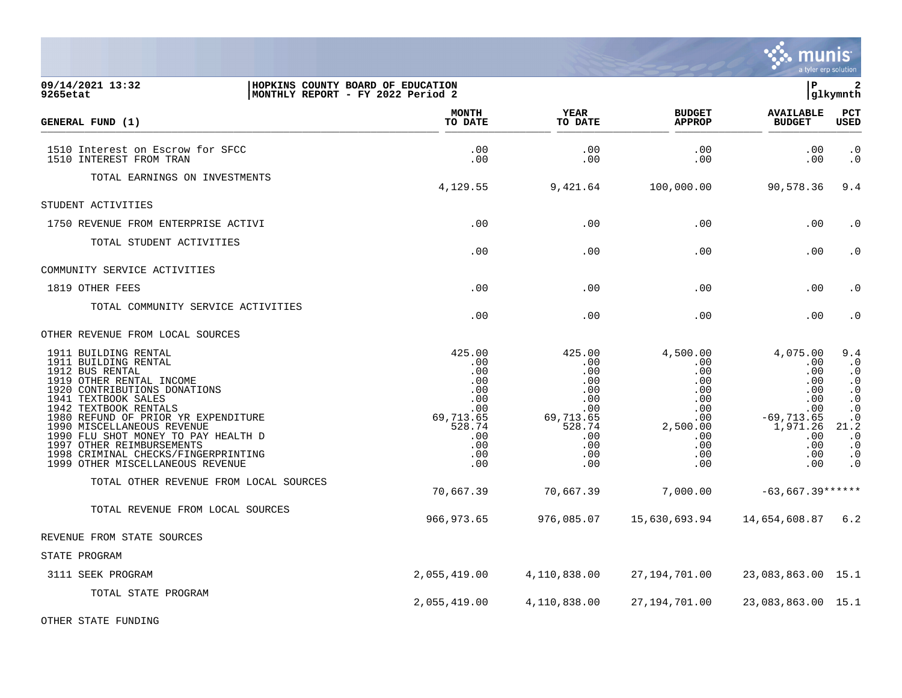09/14/2021 13:32
9265etat

HOPKINS COUNTY BOARD OF EDUCATION
MONTHLY REPORT - FY 2022 Period 2

P 2
glkymnth

| GENERAL FUND (1) | MONTH TO DATE | YEAR TO DATE | BUDGET APPROP | AVAILABLE BUDGET | PCT USED |
|---|---|---|---|---|---|
| 1510 Interest on Escrow for SFCC | .00 | .00 | .00 | .00 | .0 |
| 1510 INTEREST FROM TRAN | .00 | .00 | .00 | .00 | .0 |
| TOTAL EARNINGS ON INVESTMENTS | 4,129.55 | 9,421.64 | 100,000.00 | 90,578.36 | 9.4 |
| STUDENT ACTIVITIES | | | | | |
| 1750 REVENUE FROM ENTERPRISE ACTIVI | .00 | .00 | .00 | .00 | .0 |
| TOTAL STUDENT ACTIVITIES | .00 | .00 | .00 | .00 | .0 |
| COMMUNITY SERVICE ACTIVITIES | | | | | |
| 1819 OTHER FEES | .00 | .00 | .00 | .00 | .0 |
| TOTAL COMMUNITY SERVICE ACTIVITIES | .00 | .00 | .00 | .00 | .0 |
| OTHER REVENUE FROM LOCAL SOURCES | | | | | |
| 1911 BUILDING RENTAL | 425.00 | 425.00 | 4,500.00 | 4,075.00 | 9.4 |
| 1911 BUILDING RENTAL | .00 | .00 | .00 | .00 | .0 |
| 1912 BUS RENTAL | .00 | .00 | .00 | .00 | .0 |
| 1919 OTHER RENTAL INCOME | .00 | .00 | .00 | .00 | .0 |
| 1920 CONTRIBUTIONS DONATIONS | .00 | .00 | .00 | .00 | .0 |
| 1941 TEXTBOOK SALES | .00 | .00 | .00 | .00 | .0 |
| 1942 TEXTBOOK RENTALS | .00 | .00 | .00 | .00 | .0 |
| 1980 REFUND OF PRIOR YR EXPENDITURE | 69,713.65 | 69,713.65 | .00 | -69,713.65 | .0 |
| 1990 MISCELLANEOUS REVENUE | 528.74 | 528.74 | 2,500.00 | 1,971.26 | 21.2 |
| 1990 FLU SHOT MONEY TO PAY HEALTH D | .00 | .00 | .00 | .00 | .0 |
| 1997 OTHER REIMBURSEMENTS | .00 | .00 | .00 | .00 | .0 |
| 1998 CRIMINAL CHECKS/FINGERPRINTING | .00 | .00 | .00 | .00 | .0 |
| 1999 OTHER MISCELLANEOUS REVENUE | .00 | .00 | .00 | .00 | .0 |
| TOTAL OTHER REVENUE FROM LOCAL SOURCES | 70,667.39 | 70,667.39 | 7,000.00 | -63,667.39 | ****** |
| TOTAL REVENUE FROM LOCAL SOURCES | 966,973.65 | 976,085.07 | 15,630,693.94 | 14,654,608.87 | 6.2 |
| REVENUE FROM STATE SOURCES | | | | | |
| STATE PROGRAM | | | | | |
| 3111 SEEK PROGRAM | 2,055,419.00 | 4,110,838.00 | 27,194,701.00 | 23,083,863.00 | 15.1 |
| TOTAL STATE PROGRAM | 2,055,419.00 | 4,110,838.00 | 27,194,701.00 | 23,083,863.00 | 15.1 |
| OTHER STATE FUNDING | | | | | |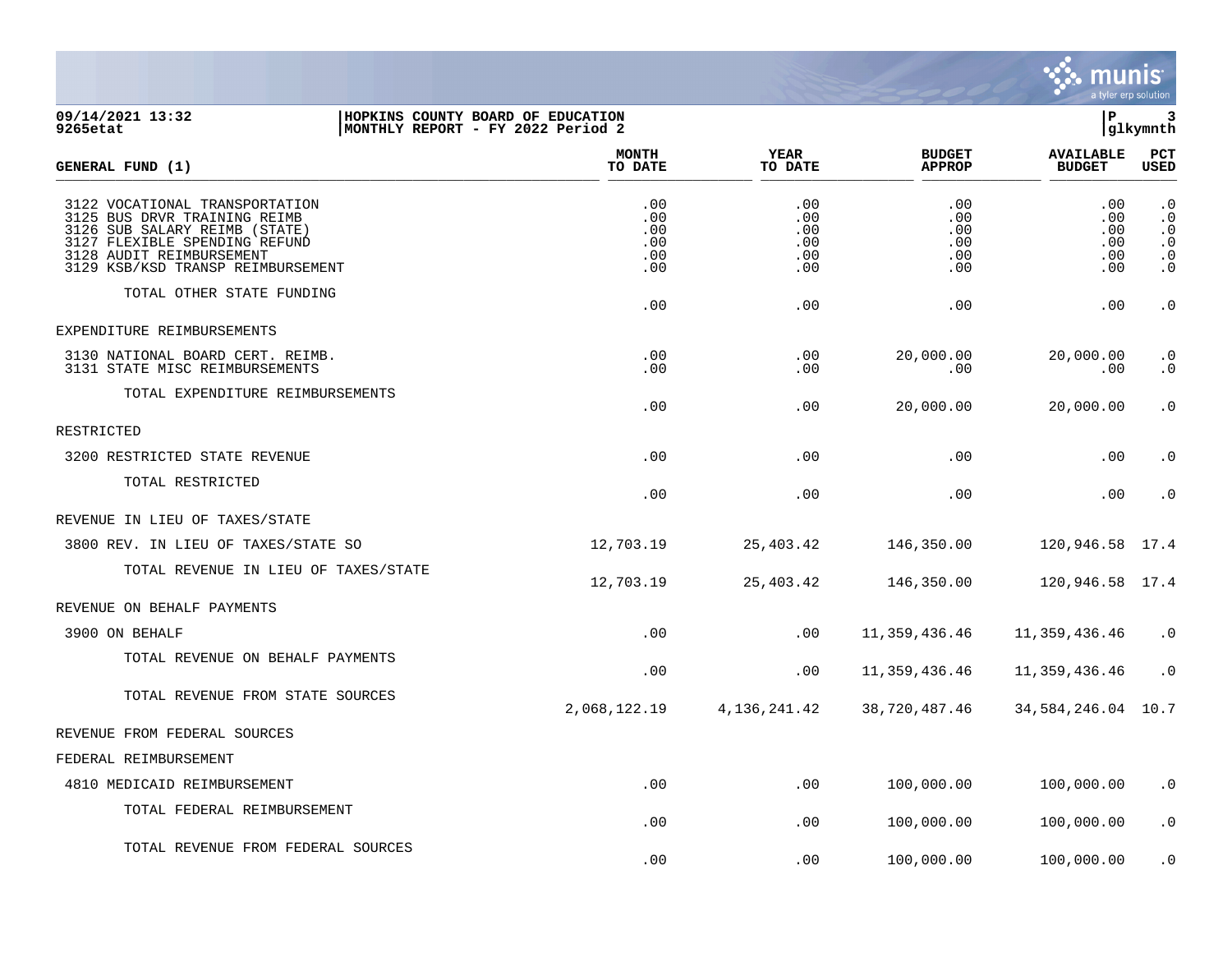**09/14/2021 13:32** | **HOPKINS COUNTY BOARD OF EDUCATION** | **P 3**
**9265etat** | **MONTHLY REPORT - FY 2022 Period 2** | **glkymnth**

| GENERAL FUND (1) | MONTH TO DATE | YEAR TO DATE | BUDGET APPROP | AVAILABLE BUDGET | PCT USED |
|---|---|---|---|---|---|
| 3122 VOCATIONAL TRANSPORTATION | .00 | .00 | .00 | .00 | .0 |
| 3125 BUS DRVR TRAINING REIMB | .00 | .00 | .00 | .00 | .0 |
| 3126 SUB SALARY REIMB (STATE) | .00 | .00 | .00 | .00 | .0 |
| 3127 FLEXIBLE SPENDING REFUND | .00 | .00 | .00 | .00 | .0 |
| 3128 AUDIT REIMBURSEMENT | .00 | .00 | .00 | .00 | .0 |
| 3129 KSB/KSD TRANSP REIMBURSEMENT | .00 | .00 | .00 | .00 | .0 |
| TOTAL OTHER STATE FUNDING | .00 | .00 | .00 | .00 | .0 |
| EXPENDITURE REIMBURSEMENTS | | | | | |
| 3130 NATIONAL BOARD CERT. REIMB. | .00 | .00 | 20,000.00 | 20,000.00 | .0 |
| 3131 STATE MISC REIMBURSEMENTS | .00 | .00 | .00 | .00 | .0 |
| TOTAL EXPENDITURE REIMBURSEMENTS | .00 | .00 | 20,000.00 | 20,000.00 | .0 |
| RESTRICTED | | | | | |
| 3200 RESTRICTED STATE REVENUE | .00 | .00 | .00 | .00 | .0 |
| TOTAL RESTRICTED | .00 | .00 | .00 | .00 | .0 |
| REVENUE IN LIEU OF TAXES/STATE | | | | | |
| 3800 REV. IN LIEU OF TAXES/STATE SO | 12,703.19 | 25,403.42 | 146,350.00 | 120,946.58 | 17.4 |
| TOTAL REVENUE IN LIEU OF TAXES/STATE | 12,703.19 | 25,403.42 | 146,350.00 | 120,946.58 | 17.4 |
| REVENUE ON BEHALF PAYMENTS | | | | | |
| 3900 ON BEHALF | .00 | .00 | 11,359,436.46 | 11,359,436.46 | .0 |
| TOTAL REVENUE ON BEHALF PAYMENTS | .00 | .00 | 11,359,436.46 | 11,359,436.46 | .0 |
| TOTAL REVENUE FROM STATE SOURCES | 2,068,122.19 | 4,136,241.42 | 38,720,487.46 | 34,584,246.04 | 10.7 |
| REVENUE FROM FEDERAL SOURCES | | | | | |
| FEDERAL REIMBURSEMENT | | | | | |
| 4810 MEDICAID REIMBURSEMENT | .00 | .00 | 100,000.00 | 100,000.00 | .0 |
| TOTAL FEDERAL REIMBURSEMENT | .00 | .00 | 100,000.00 | 100,000.00 | .0 |
| TOTAL REVENUE FROM FEDERAL SOURCES | .00 | .00 | 100,000.00 | 100,000.00 | .0 |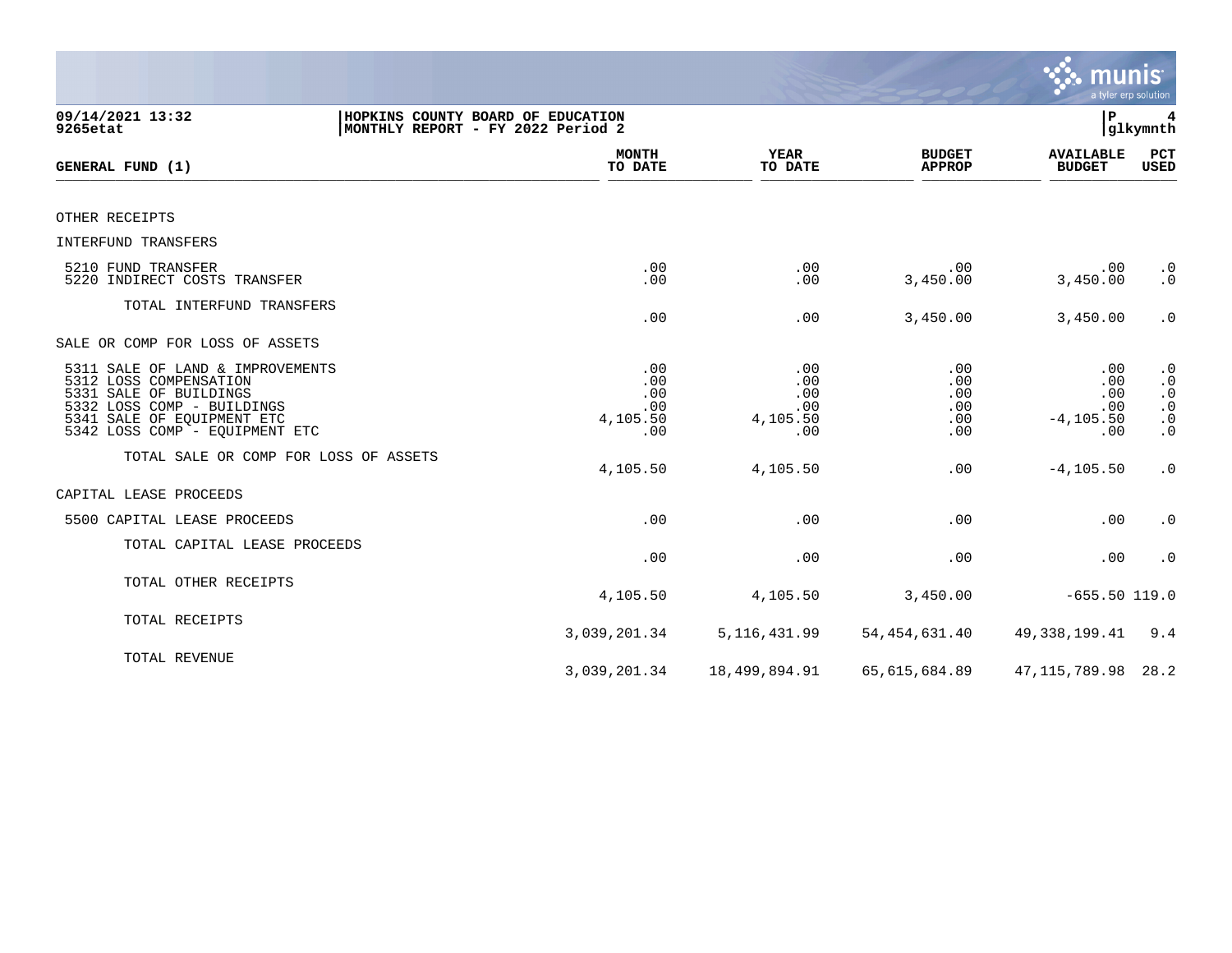HOPKINS COUNTY BOARD OF EDUCATION
MONTHLY REPORT - FY 2022 Period 2

09/14/2021 13:32
9265etat

| GENERAL FUND (1) | MONTH TO DATE | YEAR TO DATE | BUDGET APPROP | AVAILABLE BUDGET | PCT USED |
|---|---|---|---|---|---|
| OTHER RECEIPTS | | | | | |
| INTERFUND TRANSFERS | | | | | |
| 5210 FUND TRANSFER | .00 | .00 | .00 | .00 | .0 |
| 5220 INDIRECT COSTS TRANSFER | .00 | .00 | 3,450.00 | 3,450.00 | .0 |
| TOTAL INTERFUND TRANSFERS | .00 | .00 | 3,450.00 | 3,450.00 | .0 |
| SALE OR COMP FOR LOSS OF ASSETS | | | | | |
| 5311 SALE OF LAND & IMPROVEMENTS | .00 | .00 | .00 | .00 | .0 |
| 5312 LOSS COMPENSATION | .00 | .00 | .00 | .00 | .0 |
| 5331 SALE OF BUILDINGS | .00 | .00 | .00 | .00 | .0 |
| 5332 LOSS COMP - BUILDINGS | .00 | .00 | .00 | .00 | .0 |
| 5341 SALE OF EQUIPMENT ETC | 4,105.50 | 4,105.50 | .00 | -4,105.50 | .0 |
| 5342 LOSS COMP - EQUIPMENT ETC | .00 | .00 | .00 | .00 | .0 |
| TOTAL SALE OR COMP FOR LOSS OF ASSETS | 4,105.50 | 4,105.50 | .00 | -4,105.50 | .0 |
| CAPITAL LEASE PROCEEDS | | | | | |
| 5500 CAPITAL LEASE PROCEEDS | .00 | .00 | .00 | .00 | .0 |
| TOTAL CAPITAL LEASE PROCEEDS | .00 | .00 | .00 | .00 | .0 |
| TOTAL OTHER RECEIPTS | 4,105.50 | 4,105.50 | 3,450.00 | -655.50 | 119.0 |
| TOTAL RECEIPTS | 3,039,201.34 | 5,116,431.99 | 54,454,631.40 | 49,338,199.41 | 9.4 |
| TOTAL REVENUE | 3,039,201.34 | 18,499,894.91 | 65,615,684.89 | 47,115,789.98 | 28.2 |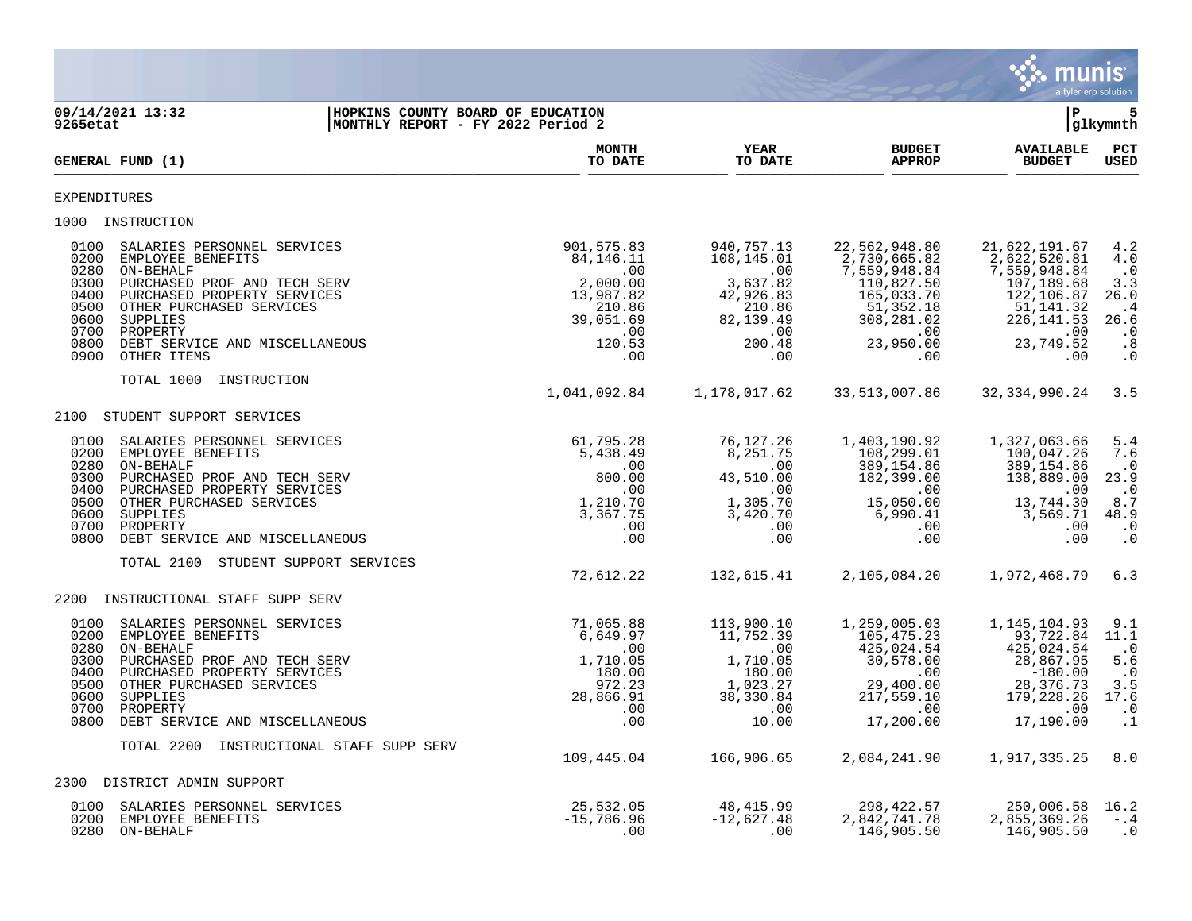**HOPKINS COUNTY BOARD OF EDUCATION**
**MONTHLY REPORT - FY 2022 Period 2**

09/14/2021 13:32
9265etat

## GENERAL FUND (1)

| | MONTH TO DATE | YEAR TO DATE | BUDGET APPROP | AVAILABLE BUDGET | PCT USED |
|---|---|---|---|---|---|
| **EXPENDITURES** | | | | | |
| **1000 INSTRUCTION** | | | | | |
| 0100 SALARIES PERSONNEL SERVICES | 901,575.83 | 940,757.13 | 22,562,948.80 | 21,622,191.67 | 4.2 |
| 0200 EMPLOYEE BENEFITS | 84,146.11 | 108,145.01 | 2,730,665.82 | 2,622,520.81 | 4.0 |
| 0280 ON-BEHALF | .00 | .00 | 7,559,948.84 | 7,559,948.84 | .0 |
| 0300 PURCHASED PROF AND TECH SERV | 2,000.00 | 3,637.82 | 110,827.50 | 107,189.68 | 3.3 |
| 0400 PURCHASED PROPERTY SERVICES | 13,987.82 | 42,926.83 | 165,033.70 | 122,106.87 | 26.0 |
| 0500 OTHER PURCHASED SERVICES | 210.86 | 210.86 | 51,352.18 | 51,141.32 | .4 |
| 0600 SUPPLIES | 39,051.69 | 82,139.49 | 308,281.02 | 226,141.53 | 26.6 |
| 0700 PROPERTY | .00 | .00 | .00 | .00 | .0 |
| 0800 DEBT SERVICE AND MISCELLANEOUS | 120.53 | 200.48 | 23,950.00 | 23,749.52 | .8 |
| 0900 OTHER ITEMS | .00 | .00 | .00 | .00 | .0 |
| TOTAL 1000 INSTRUCTION | 1,041,092.84 | 1,178,017.62 | 33,513,007.86 | 32,334,990.24 | 3.5 |
| **2100 STUDENT SUPPORT SERVICES** | | | | | |
| 0100 SALARIES PERSONNEL SERVICES | 61,795.28 | 76,127.26 | 1,403,190.92 | 1,327,063.66 | 5.4 |
| 0200 EMPLOYEE BENEFITS | 5,438.49 | 8,251.75 | 108,299.01 | 100,047.26 | 7.6 |
| 0280 ON-BEHALF | .00 | .00 | 389,154.86 | 389,154.86 | .0 |
| 0300 PURCHASED PROF AND TECH SERV | 800.00 | 43,510.00 | 182,399.00 | 138,889.00 | 23.9 |
| 0400 PURCHASED PROPERTY SERVICES | .00 | .00 | .00 | .00 | .0 |
| 0500 OTHER PURCHASED SERVICES | 1,210.70 | 1,305.70 | 15,050.00 | 13,744.30 | 8.7 |
| 0600 SUPPLIES | 3,367.75 | 3,420.70 | 6,990.41 | 3,569.71 | 48.9 |
| 0700 PROPERTY | .00 | .00 | .00 | .00 | .0 |
| 0800 DEBT SERVICE AND MISCELLANEOUS | .00 | .00 | .00 | .00 | .0 |
| TOTAL 2100 STUDENT SUPPORT SERVICES | 72,612.22 | 132,615.41 | 2,105,084.20 | 1,972,468.79 | 6.3 |
| **2200 INSTRUCTIONAL STAFF SUPP SERV** | | | | | |
| 0100 SALARIES PERSONNEL SERVICES | 71,065.88 | 113,900.10 | 1,259,005.03 | 1,145,104.93 | 9.1 |
| 0200 EMPLOYEE BENEFITS | 6,649.97 | 11,752.39 | 105,475.23 | 93,722.84 | 11.1 |
| 0280 ON-BEHALF | .00 | .00 | 425,024.54 | 425,024.54 | .0 |
| 0300 PURCHASED PROF AND TECH SERV | 1,710.05 | 1,710.05 | 30,578.00 | 28,867.95 | 5.6 |
| 0400 PURCHASED PROPERTY SERVICES | 180.00 | 180.00 | .00 | -180.00 | .0 |
| 0500 OTHER PURCHASED SERVICES | 972.23 | 1,023.27 | 29,400.00 | 28,376.73 | 3.5 |
| 0600 SUPPLIES | 28,866.91 | 38,330.84 | 217,559.10 | 179,228.26 | 17.6 |
| 0700 PROPERTY | .00 | .00 | .00 | .00 | .0 |
| 0800 DEBT SERVICE AND MISCELLANEOUS | .00 | 10.00 | 17,200.00 | 17,190.00 | .1 |
| TOTAL 2200 INSTRUCTIONAL STAFF SUPP SERV | 109,445.04 | 166,906.65 | 2,084,241.90 | 1,917,335.25 | 8.0 |
| **2300 DISTRICT ADMIN SUPPORT** | | | | | |
| 0100 SALARIES PERSONNEL SERVICES | 25,532.05 | 48,415.99 | 298,422.57 | 250,006.58 | 16.2 |
| 0200 EMPLOYEE BENEFITS | -15,786.96 | -12,627.48 | 2,842,741.78 | 2,855,369.26 | -.4 |
| 0280 ON-BEHALF | .00 | .00 | 146,905.50 | 146,905.50 | .0 |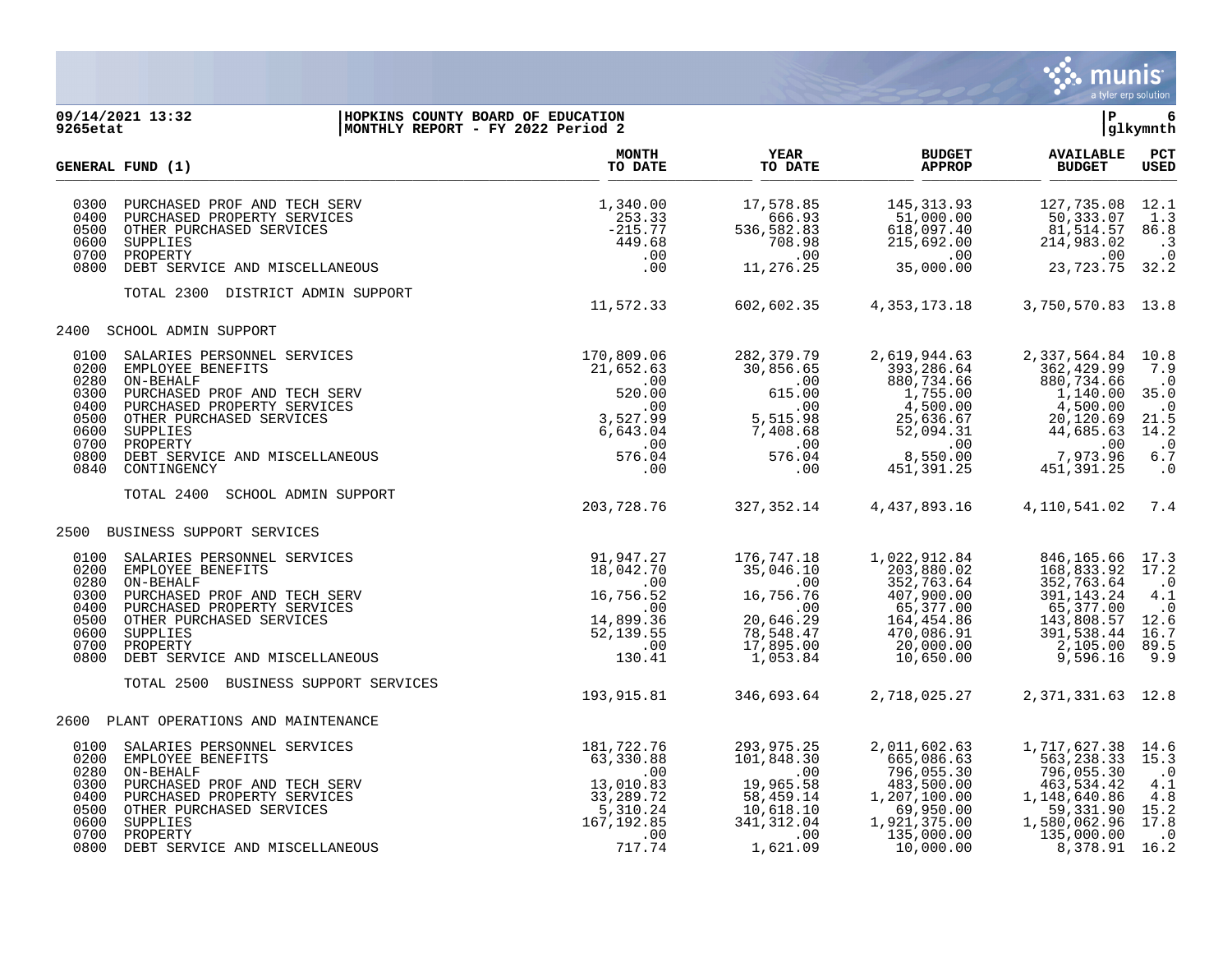**09/14/2021 13:32** | **HOPKINS COUNTY BOARD OF EDUCATION** | **P 6**
**9265etat** | **MONTHLY REPORT - FY 2022 Period 2** | **glkymnth**

| GENERAL FUND (1) | | MONTH TO DATE | YEAR TO DATE | BUDGET APPROP | AVAILABLE BUDGET | PCT USED |
|---|---|---|---|---|---|---|
| 0300 | PURCHASED PROF AND TECH SERV | 1,340.00 | 17,578.85 | 145,313.93 | 127,735.08 | 12.1 |
| 0400 | PURCHASED PROPERTY SERVICES | 253.33 | 666.93 | 51,000.00 | 50,333.07 | 1.3 |
| 0500 | OTHER PURCHASED SERVICES | -215.77 | 536,582.83 | 618,097.40 | 81,514.57 | 86.8 |
| 0600 | SUPPLIES | 449.68 | 708.98 | 215,692.00 | 214,983.02 | .3 |
| 0700 | PROPERTY | .00 | .00 | .00 | .00 | .0 |
| 0800 | DEBT SERVICE AND MISCELLANEOUS | .00 | 11,276.25 | 35,000.00 | 23,723.75 | 32.2 |
| | TOTAL 2300 DISTRICT ADMIN SUPPORT | 11,572.33 | 602,602.35 | 4,353,173.18 | 3,750,570.83 | 13.8 |
| 2400 | SCHOOL ADMIN SUPPORT | | | | | |
| 0100 | SALARIES PERSONNEL SERVICES | 170,809.06 | 282,379.79 | 2,619,944.63 | 2,337,564.84 | 10.8 |
| 0200 | EMPLOYEE BENEFITS | 21,652.63 | 30,856.65 | 393,286.64 | 362,429.99 | 7.9 |
| 0280 | ON-BEHALF | .00 | .00 | 880,734.66 | 880,734.66 | .0 |
| 0300 | PURCHASED PROF AND TECH SERV | 520.00 | 615.00 | 1,755.00 | 1,140.00 | 35.0 |
| 0400 | PURCHASED PROPERTY SERVICES | .00 | .00 | 4,500.00 | 4,500.00 | .0 |
| 0500 | OTHER PURCHASED SERVICES | 3,527.99 | 5,515.98 | 25,636.67 | 20,120.69 | 21.5 |
| 0600 | SUPPLIES | 6,643.04 | 7,408.68 | 52,094.31 | 44,685.63 | 14.2 |
| 0700 | PROPERTY | .00 | .00 | .00 | .00 | .0 |
| 0800 | DEBT SERVICE AND MISCELLANEOUS | 576.04 | 576.04 | 8,550.00 | 7,973.96 | 6.7 |
| 0840 | CONTINGENCY | .00 | .00 | 451,391.25 | 451,391.25 | .0 |
| | TOTAL 2400 SCHOOL ADMIN SUPPORT | 203,728.76 | 327,352.14 | 4,437,893.16 | 4,110,541.02 | 7.4 |
| 2500 | BUSINESS SUPPORT SERVICES | | | | | |
| 0100 | SALARIES PERSONNEL SERVICES | 91,947.27 | 176,747.18 | 1,022,912.84 | 846,165.66 | 17.3 |
| 0200 | EMPLOYEE BENEFITS | 18,042.70 | 35,046.10 | 203,880.02 | 168,833.92 | 17.2 |
| 0280 | ON-BEHALF | .00 | .00 | 352,763.64 | 352,763.64 | .0 |
| 0300 | PURCHASED PROF AND TECH SERV | 16,756.52 | 16,756.76 | 407,900.00 | 391,143.24 | 4.1 |
| 0400 | PURCHASED PROPERTY SERVICES | .00 | .00 | 65,377.00 | 65,377.00 | .0 |
| 0500 | OTHER PURCHASED SERVICES | 14,899.36 | 20,646.29 | 164,454.86 | 143,808.57 | 12.6 |
| 0600 | SUPPLIES | 52,139.55 | 78,548.47 | 470,086.91 | 391,538.44 | 16.7 |
| 0700 | PROPERTY | .00 | 17,895.00 | 20,000.00 | 2,105.00 | 89.5 |
| 0800 | DEBT SERVICE AND MISCELLANEOUS | 130.41 | 1,053.84 | 10,650.00 | 9,596.16 | 9.9 |
| | TOTAL 2500 BUSINESS SUPPORT SERVICES | 193,915.81 | 346,693.64 | 2,718,025.27 | 2,371,331.63 | 12.8 |
| 2600 | PLANT OPERATIONS AND MAINTENANCE | | | | | |
| 0100 | SALARIES PERSONNEL SERVICES | 181,722.76 | 293,975.25 | 2,011,602.63 | 1,717,627.38 | 14.6 |
| 0200 | EMPLOYEE BENEFITS | 63,330.88 | 101,848.30 | 665,086.63 | 563,238.33 | 15.3 |
| 0280 | ON-BEHALF | .00 | .00 | 796,055.30 | 796,055.30 | .0 |
| 0300 | PURCHASED PROF AND TECH SERV | 13,010.83 | 19,965.58 | 483,500.00 | 463,534.42 | 4.1 |
| 0400 | PURCHASED PROPERTY SERVICES | 33,289.72 | 58,459.14 | 1,207,100.00 | 1,148,640.86 | 4.8 |
| 0500 | OTHER PURCHASED SERVICES | 5,310.24 | 10,618.10 | 69,950.00 | 59,331.90 | 15.2 |
| 0600 | SUPPLIES | 167,192.85 | 341,312.04 | 1,921,375.00 | 1,580,062.96 | 17.8 |
| 0700 | PROPERTY | .00 | .00 | 135,000.00 | 135,000.00 | .0 |
| 0800 | DEBT SERVICE AND MISCELLANEOUS | 717.74 | 1,621.09 | 10,000.00 | 8,378.91 | 16.2 |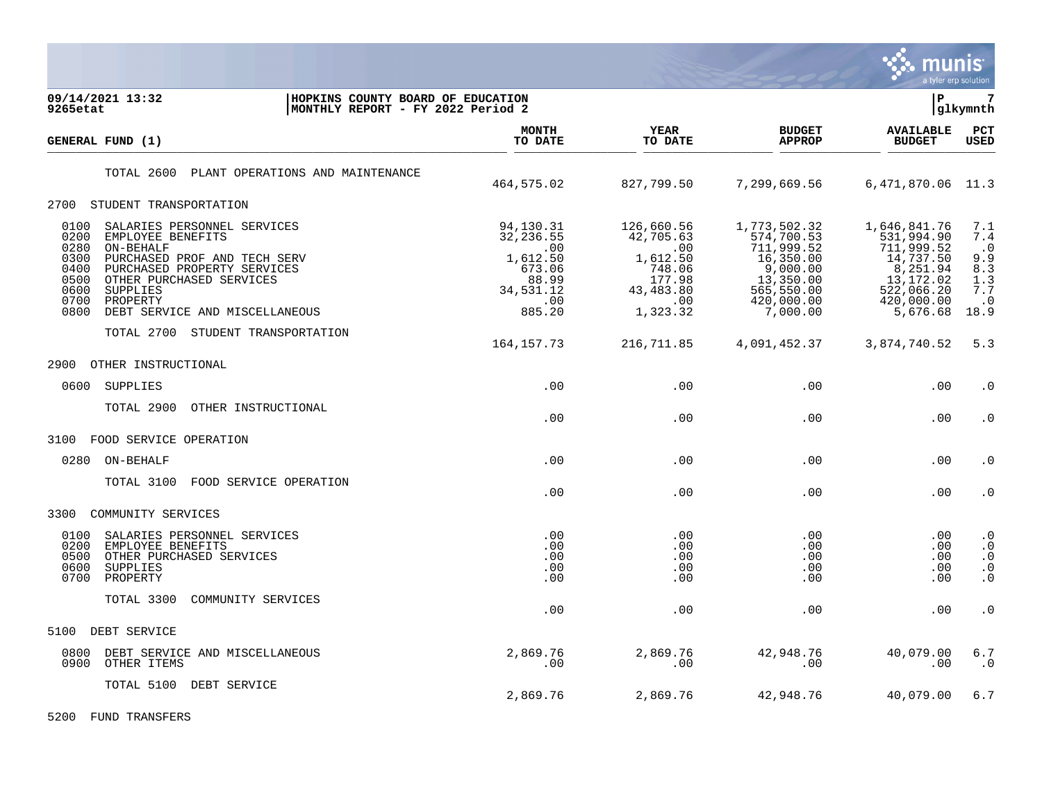HOPKINS COUNTY BOARD OF EDUCATION
MONTHLY REPORT - FY 2022 Period 2

| GENERAL FUND (1) | MONTH TO DATE | YEAR TO DATE | BUDGET APPROP | AVAILABLE BUDGET | PCT USED |
|---|---|---|---|---|---|
| TOTAL 2600 PLANT OPERATIONS AND MAINTENANCE | 464,575.02 | 827,799.50 | 7,299,669.56 | 6,471,870.06 | 11.3 |
| **2700 STUDENT TRANSPORTATION** | | | | | |
| 0100 SALARIES PERSONNEL SERVICES | 94,130.31 | 126,660.56 | 1,773,502.32 | 1,646,841.76 | 7.1 |
| 0200 EMPLOYEE BENEFITS | 32,236.55 | 42,705.63 | 574,700.53 | 531,994.90 | 7.4 |
| 0280 ON-BEHALF | .00 | .00 | 711,999.52 | 711,999.52 | .0 |
| 0300 PURCHASED PROF AND TECH SERV | 1,612.50 | 1,612.50 | 16,350.00 | 14,737.50 | 9.9 |
| 0400 PURCHASED PROPERTY SERVICES | 673.06 | 748.06 | 9,000.00 | 8,251.94 | 8.3 |
| 0500 OTHER PURCHASED SERVICES | 88.99 | 177.98 | 13,350.00 | 13,172.02 | 1.3 |
| 0600 SUPPLIES | 34,531.12 | 43,483.80 | 565,550.00 | 522,066.20 | 7.7 |
| 0700 PROPERTY | .00 | .00 | 420,000.00 | 420,000.00 | .0 |
| 0800 DEBT SERVICE AND MISCELLANEOUS | 885.20 | 1,323.32 | 7,000.00 | 5,676.68 | 18.9 |
| TOTAL 2700 STUDENT TRANSPORTATION | 164,157.73 | 216,711.85 | 4,091,452.37 | 3,874,740.52 | 5.3 |
| **2900 OTHER INSTRUCTIONAL** | | | | | |
| 0600 SUPPLIES | .00 | .00 | .00 | .00 | .0 |
| TOTAL 2900 OTHER INSTRUCTIONAL | .00 | .00 | .00 | .00 | .0 |
| **3100 FOOD SERVICE OPERATION** | | | | | |
| 0280 ON-BEHALF | .00 | .00 | .00 | .00 | .0 |
| TOTAL 3100 FOOD SERVICE OPERATION | .00 | .00 | .00 | .00 | .0 |
| **3300 COMMUNITY SERVICES** | | | | | |
| 0100 SALARIES PERSONNEL SERVICES | .00 | .00 | .00 | .00 | .0 |
| 0200 EMPLOYEE BENEFITS | .00 | .00 | .00 | .00 | .0 |
| 0500 OTHER PURCHASED SERVICES | .00 | .00 | .00 | .00 | .0 |
| 0600 SUPPLIES | .00 | .00 | .00 | .00 | .0 |
| 0700 PROPERTY | .00 | .00 | .00 | .00 | .0 |
| TOTAL 3300 COMMUNITY SERVICES | .00 | .00 | .00 | .00 | .0 |
| **5100 DEBT SERVICE** | | | | | |
| 0800 DEBT SERVICE AND MISCELLANEOUS | 2,869.76 | 2,869.76 | 42,948.76 | 40,079.00 | 6.7 |
| 0900 OTHER ITEMS | .00 | .00 | .00 | .00 | .0 |
| TOTAL 5100 DEBT SERVICE | 2,869.76 | 2,869.76 | 42,948.76 | 40,079.00 | 6.7 |
| **5200 FUND TRANSFERS** | | | | | |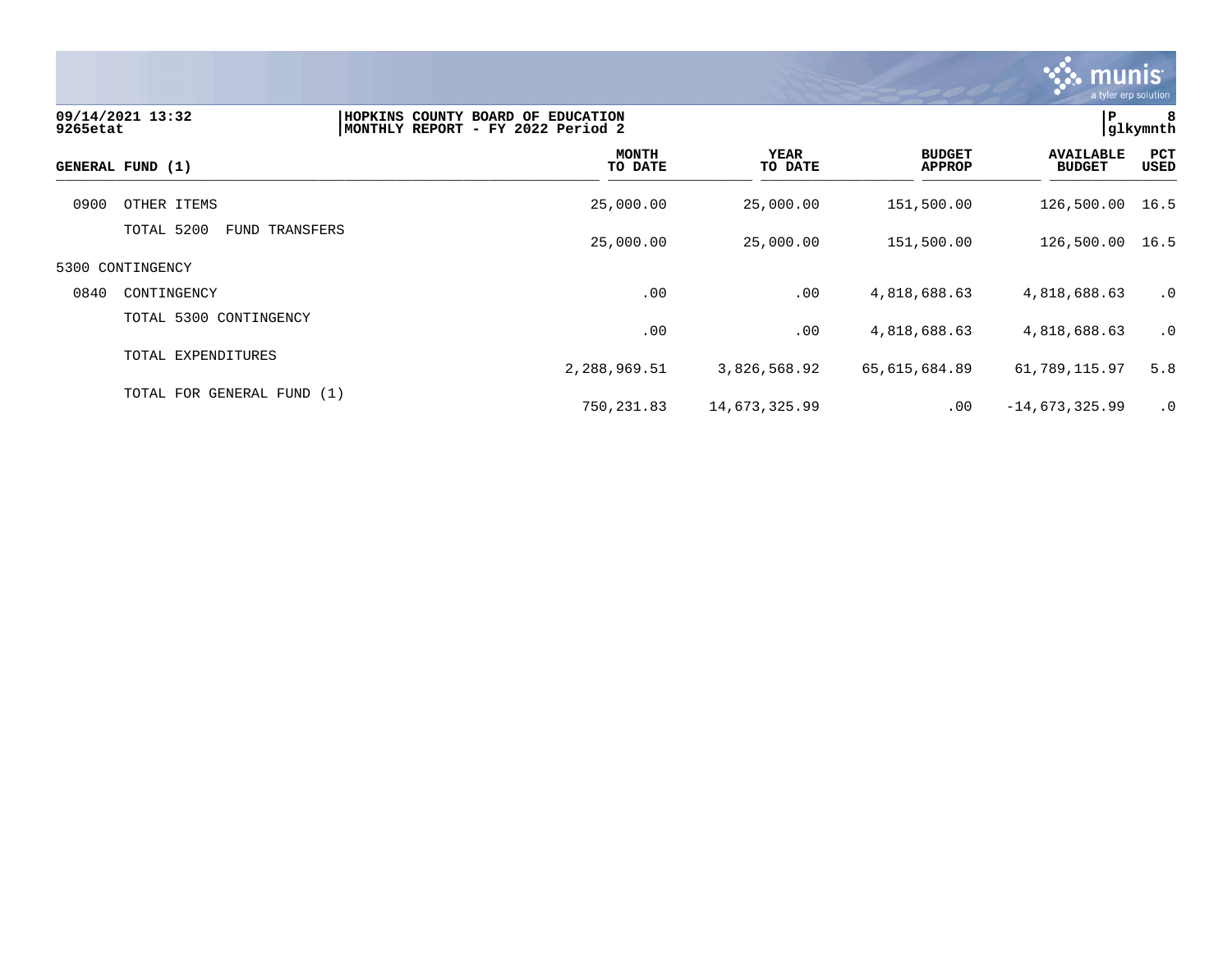09/14/2021 13:32 | HOPKINS COUNTY BOARD OF EDUCATION | P 8
9265etat | MONTHLY REPORT - FY 2022 Period 2 | glkymnth

| GENERAL FUND (1) | MONTH TO DATE | YEAR TO DATE | BUDGET APPROP | AVAILABLE BUDGET | PCT USED |
|---|---|---|---|---|---|
| 0900 OTHER ITEMS | 25,000.00 | 25,000.00 | 151,500.00 | 126,500.00 | 16.5 |
| TOTAL 5200 FUND TRANSFERS | 25,000.00 | 25,000.00 | 151,500.00 | 126,500.00 | 16.5 |
| 5300 CONTINGENCY | | | | | |
| 0840 CONTINGENCY | .00 | .00 | 4,818,688.63 | 4,818,688.63 | .0 |
| TOTAL 5300 CONTINGENCY | .00 | .00 | 4,818,688.63 | 4,818,688.63 | .0 |
| TOTAL EXPENDITURES | 2,288,969.51 | 3,826,568.92 | 65,615,684.89 | 61,789,115.97 | 5.8 |
| TOTAL FOR GENERAL FUND (1) | 750,231.83 | 14,673,325.99 | .00 | -14,673,325.99 | .0 |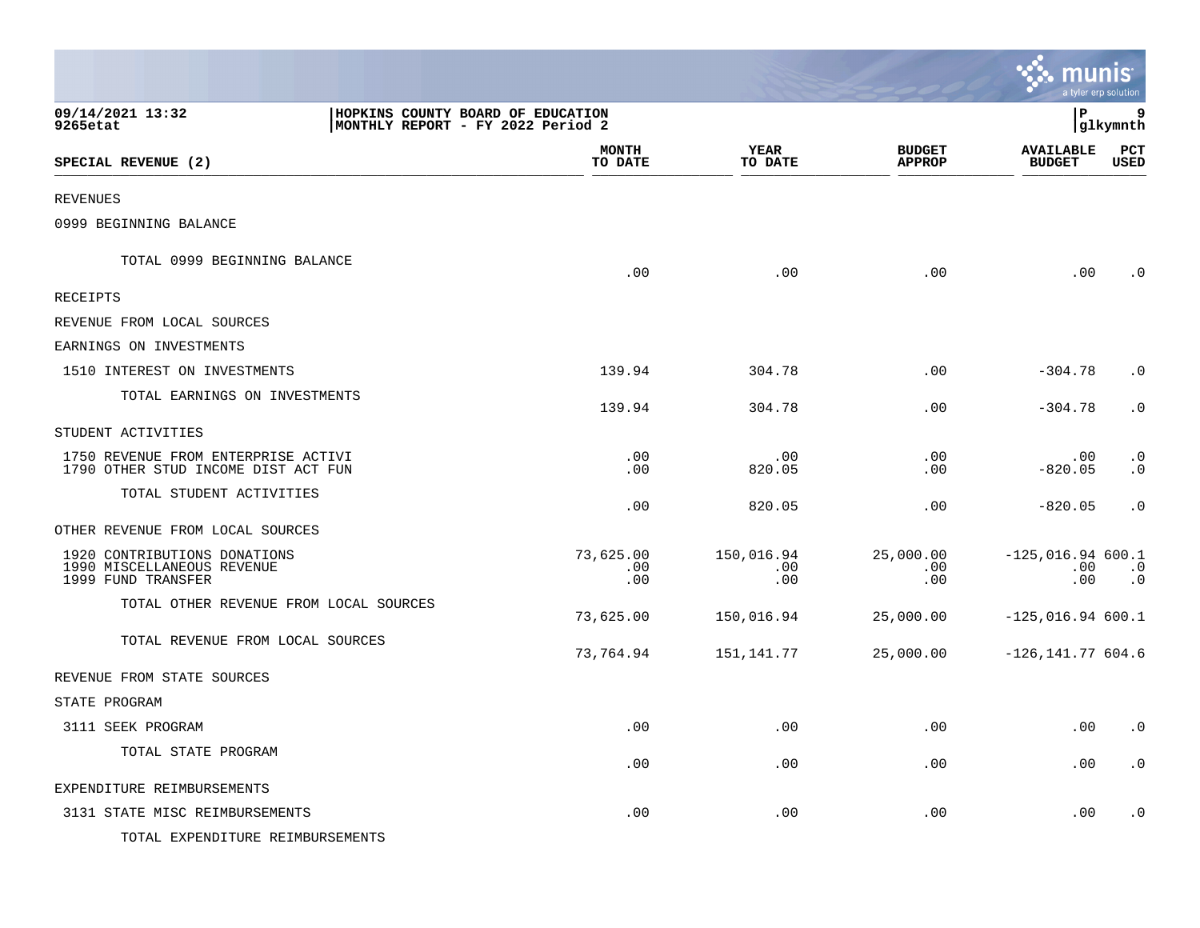09/14/2021 13:32
9265etat

HOPKINS COUNTY BOARD OF EDUCATION
MONTHLY REPORT - FY 2022 Period 2

| SPECIAL REVENUE (2) | MONTH TO DATE | YEAR TO DATE | BUDGET APPROP | AVAILABLE BUDGET | PCT USED |
|---|---|---|---|---|---|
| REVENUES | | | | | |
| 0999 BEGINNING BALANCE | | | | | |
| TOTAL 0999 BEGINNING BALANCE | .00 | .00 | .00 | .00 | .0 |
| RECEIPTS | | | | | |
| REVENUE FROM LOCAL SOURCES | | | | | |
| EARNINGS ON INVESTMENTS | | | | | |
| 1510 INTEREST ON INVESTMENTS | 139.94 | 304.78 | .00 | -304.78 | .0 |
| TOTAL EARNINGS ON INVESTMENTS | 139.94 | 304.78 | .00 | -304.78 | .0 |
| STUDENT ACTIVITIES | | | | | |
| 1750 REVENUE FROM ENTERPRISE ACTIVI | .00 | .00 | .00 | .00 | .0 |
| 1790 OTHER STUD INCOME DIST ACT FUN | .00 | 820.05 | .00 | -820.05 | .0 |
| TOTAL STUDENT ACTIVITIES | .00 | 820.05 | .00 | -820.05 | .0 |
| OTHER REVENUE FROM LOCAL SOURCES | | | | | |
| 1920 CONTRIBUTIONS DONATIONS | 73,625.00 | 150,016.94 | 25,000.00 | -125,016.94 | 600.1 |
| 1990 MISCELLANEOUS REVENUE | .00 | .00 | .00 | .00 | .0 |
| 1999 FUND TRANSFER | .00 | .00 | .00 | .00 | .0 |
| TOTAL OTHER REVENUE FROM LOCAL SOURCES | 73,625.00 | 150,016.94 | 25,000.00 | -125,016.94 | 600.1 |
| TOTAL REVENUE FROM LOCAL SOURCES | 73,764.94 | 151,141.77 | 25,000.00 | -126,141.77 | 604.6 |
| REVENUE FROM STATE SOURCES | | | | | |
| STATE PROGRAM | | | | | |
| 3111 SEEK PROGRAM | .00 | .00 | .00 | .00 | .0 |
| TOTAL STATE PROGRAM | .00 | .00 | .00 | .00 | .0 |
| EXPENDITURE REIMBURSEMENTS | | | | | |
| 3131 STATE MISC REIMBURSEMENTS | .00 | .00 | .00 | .00 | .0 |
| TOTAL EXPENDITURE REIMBURSEMENTS | | | | | |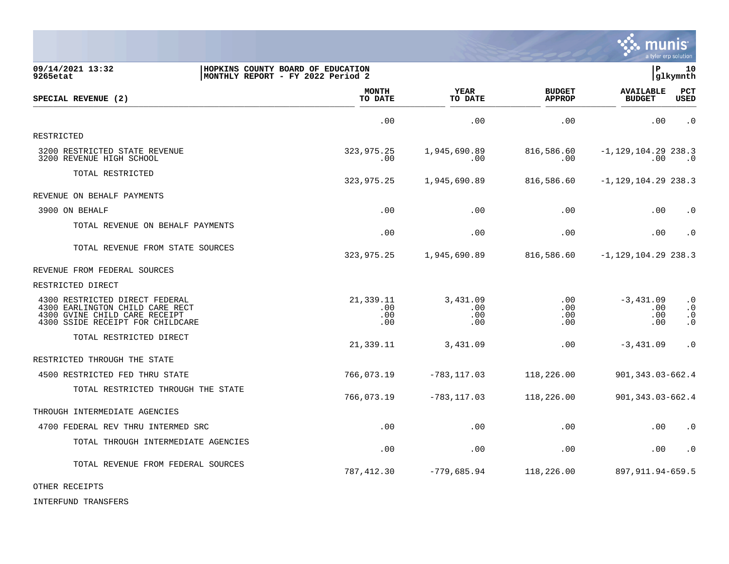09/14/2021 13:32 | HOPKINS COUNTY BOARD OF EDUCATION | P 10
9265etat | MONTHLY REPORT - FY 2022 Period 2 | glkymnth

| SPECIAL REVENUE (2) | MONTH TO DATE | YEAR TO DATE | BUDGET APPROP | AVAILABLE BUDGET | PCT USED |
|---|---|---|---|---|---|
| | .00 | .00 | .00 | .00 | .0 |
| RESTRICTED | | | | | |
| 3200 RESTRICTED STATE REVENUE | 323,975.25 | 1,945,690.89 | 816,586.60 | -1,129,104.29 | 238.3 |
| 3200 REVENUE HIGH SCHOOL | .00 | .00 | .00 | .00 | .0 |
| TOTAL RESTRICTED | 323,975.25 | 1,945,690.89 | 816,586.60 | -1,129,104.29 | 238.3 |
| REVENUE ON BEHALF PAYMENTS | | | | | |
| 3900 ON BEHALF | .00 | .00 | .00 | .00 | .0 |
| TOTAL REVENUE ON BEHALF PAYMENTS | .00 | .00 | .00 | .00 | .0 |
| TOTAL REVENUE FROM STATE SOURCES | 323,975.25 | 1,945,690.89 | 816,586.60 | -1,129,104.29 | 238.3 |
| REVENUE FROM FEDERAL SOURCES | | | | | |
| RESTRICTED DIRECT | | | | | |
| 4300 RESTRICTED DIRECT FEDERAL | 21,339.11 | 3,431.09 | .00 | -3,431.09 | .0 |
| 4300 EARLINGTON CHILD CARE RECT | .00 | .00 | .00 | .00 | .0 |
| 4300 GVINE CHILD CARE RECEIPT | .00 | .00 | .00 | .00 | .0 |
| 4300 SSIDE RECEIPT FOR CHILDCARE | .00 | .00 | .00 | .00 | .0 |
| TOTAL RESTRICTED DIRECT | 21,339.11 | 3,431.09 | .00 | -3,431.09 | .0 |
| RESTRICTED THROUGH THE STATE | | | | | |
| 4500 RESTRICTED FED THRU STATE | 766,073.19 | -783,117.03 | 118,226.00 | 901,343.03 | -662.4 |
| TOTAL RESTRICTED THROUGH THE STATE | 766,073.19 | -783,117.03 | 118,226.00 | 901,343.03 | -662.4 |
| THROUGH INTERMEDIATE AGENCIES | | | | | |
| 4700 FEDERAL REV THRU INTERMED SRC | .00 | .00 | .00 | .00 | .0 |
| TOTAL THROUGH INTERMEDIATE AGENCIES | .00 | .00 | .00 | .00 | .0 |
| TOTAL REVENUE FROM FEDERAL SOURCES | 787,412.30 | -779,685.94 | 118,226.00 | 897,911.94 | -659.5 |
| OTHER RECEIPTS | | | | | |
| INTERFUND TRANSFERS | | | | | |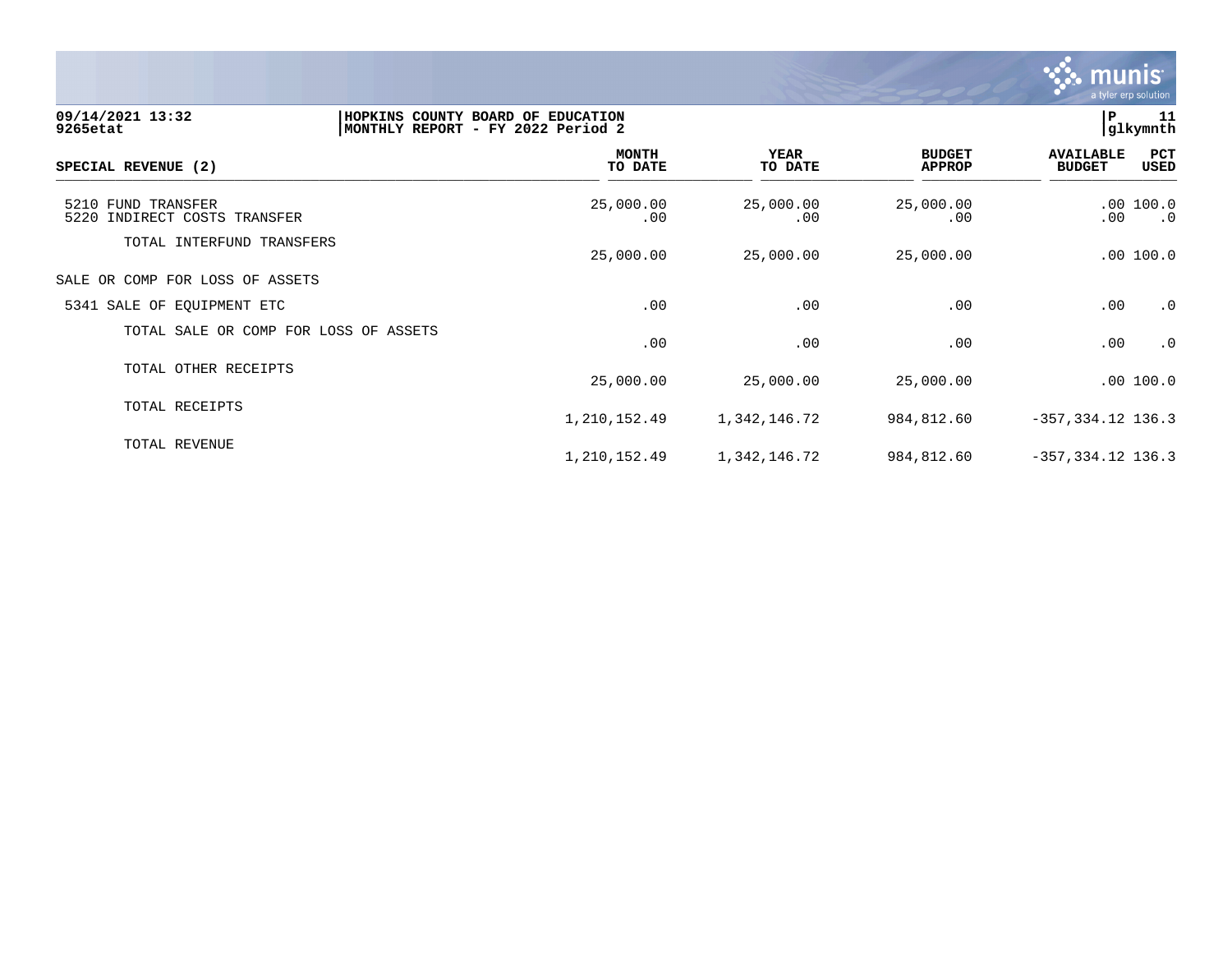**09/14/2021 13:32** | **HOPKINS COUNTY BOARD OF EDUCATION** | **P 11**
**9265etat** | **MONTHLY REPORT - FY 2022 Period 2** | **glkymnth**

| SPECIAL REVENUE (2) | MONTH TO DATE | YEAR TO DATE | BUDGET APPROP | AVAILABLE BUDGET | PCT USED |
|---|---|---|---|---|---|
| 5210 FUND TRANSFER | 25,000.00 | 25,000.00 | 25,000.00 | .00 | 100.0 |
| 5220 INDIRECT COSTS TRANSFER | .00 | .00 | .00 | .00 | .0 |
| TOTAL INTERFUND TRANSFERS | 25,000.00 | 25,000.00 | 25,000.00 | .00 | 100.0 |
| SALE OR COMP FOR LOSS OF ASSETS | | | | | |
| 5341 SALE OF EQUIPMENT ETC | .00 | .00 | .00 | .00 | .0 |
| TOTAL SALE OR COMP FOR LOSS OF ASSETS | .00 | .00 | .00 | .00 | .0 |
| TOTAL OTHER RECEIPTS | 25,000.00 | 25,000.00 | 25,000.00 | .00 | 100.0 |
| TOTAL RECEIPTS | 1,210,152.49 | 1,342,146.72 | 984,812.60 | -357,334.12 | 136.3 |
| TOTAL REVENUE | 1,210,152.49 | 1,342,146.72 | 984,812.60 | -357,334.12 | 136.3 |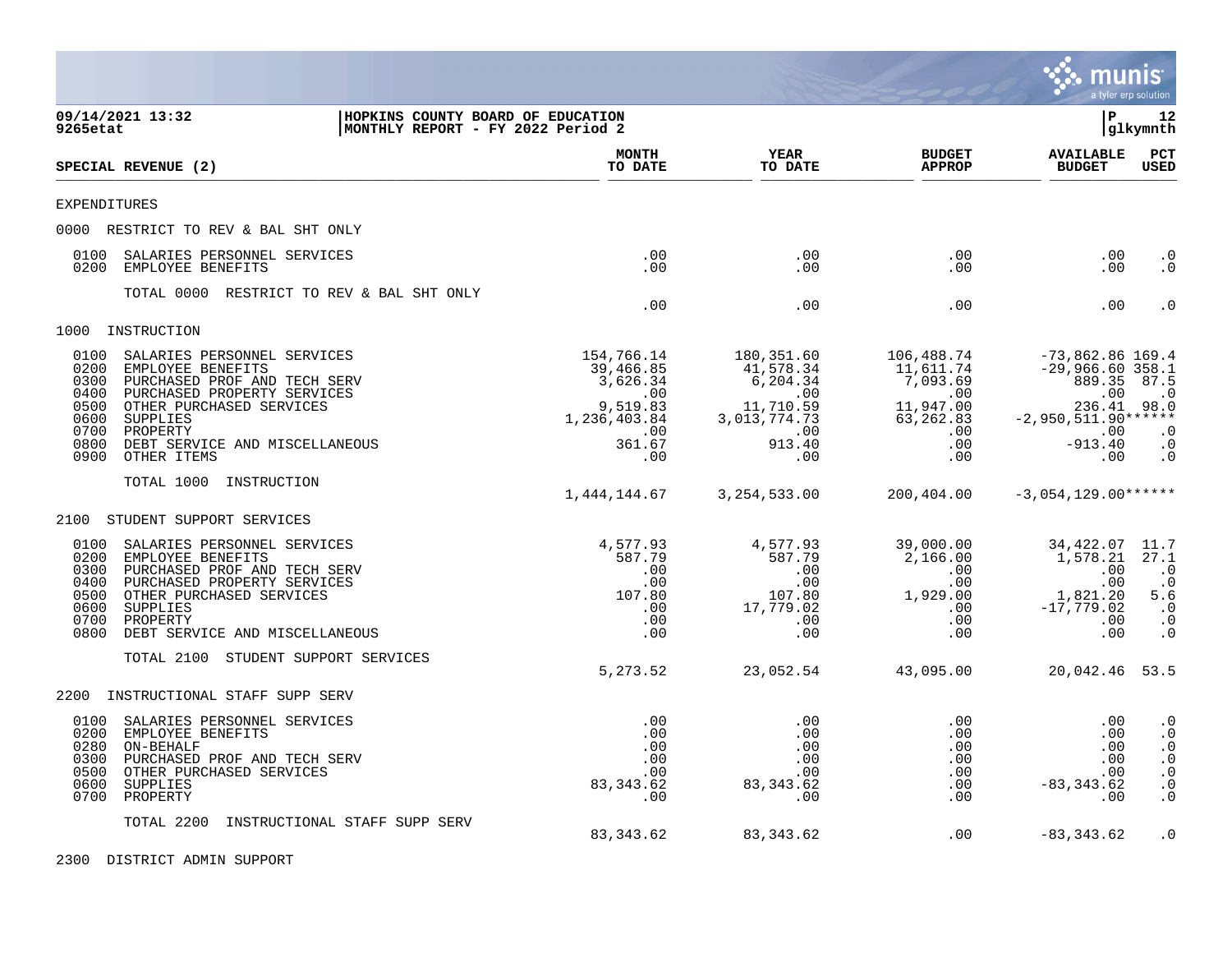**09/14/2021 13:32** | **HOPKINS COUNTY BOARD OF EDUCATION** | **P 12**
**9265etat** | **MONTHLY REPORT - FY 2022 Period 2** | **glkymnth**

| SPECIAL REVENUE (2) | MONTH TO DATE | YEAR TO DATE | BUDGET APPROP | AVAILABLE BUDGET | PCT USED |
|---|---|---|---|---|---|
| **EXPENDITURES** | | | | | |
| **0000 RESTRICT TO REV & BAL SHT ONLY** | | | | | |
| 0100 SALARIES PERSONNEL SERVICES | .00 | .00 | .00 | .00 | .0 |
| 0200 EMPLOYEE BENEFITS | .00 | .00 | .00 | .00 | .0 |
| TOTAL 0000 RESTRICT TO REV & BAL SHT ONLY | .00 | .00 | .00 | .00 | .0 |
| **1000 INSTRUCTION** | | | | | |
| 0100 SALARIES PERSONNEL SERVICES | 154,766.14 | 180,351.60 | 106,488.74 | -73,862.86 | 169.4 |
| 0200 EMPLOYEE BENEFITS | 39,466.85 | 41,578.34 | 11,611.74 | -29,966.60 | 358.1 |
| 0300 PURCHASED PROF AND TECH SERV | 3,626.34 | 6,204.34 | 7,093.69 | 889.35 | 87.5 |
| 0400 PURCHASED PROPERTY SERVICES | .00 | .00 | .00 | .00 | .0 |
| 0500 OTHER PURCHASED SERVICES | 9,519.83 | 11,710.59 | 11,947.00 | 236.41 | 98.0 |
| 0600 SUPPLIES | 1,236,403.84 | 3,013,774.73 | 63,262.83 | -2,950,511.90 | ****** |
| 0700 PROPERTY | .00 | .00 | .00 | .00 | .0 |
| 0800 DEBT SERVICE AND MISCELLANEOUS | 361.67 | 913.40 | .00 | -913.40 | .0 |
| 0900 OTHER ITEMS | .00 | .00 | .00 | .00 | .0 |
| TOTAL 1000 INSTRUCTION | 1,444,144.67 | 3,254,533.00 | 200,404.00 | -3,054,129.00 | ****** |
| **2100 STUDENT SUPPORT SERVICES** | | | | | |
| 0100 SALARIES PERSONNEL SERVICES | 4,577.93 | 4,577.93 | 39,000.00 | 34,422.07 | 11.7 |
| 0200 EMPLOYEE BENEFITS | 587.79 | 587.79 | 2,166.00 | 1,578.21 | 27.1 |
| 0300 PURCHASED PROF AND TECH SERV | .00 | .00 | .00 | .00 | .0 |
| 0400 PURCHASED PROPERTY SERVICES | .00 | .00 | .00 | .00 | .0 |
| 0500 OTHER PURCHASED SERVICES | 107.80 | 107.80 | 1,929.00 | 1,821.20 | 5.6 |
| 0600 SUPPLIES | .00 | 17,779.02 | .00 | -17,779.02 | .0 |
| 0700 PROPERTY | .00 | .00 | .00 | .00 | .0 |
| 0800 DEBT SERVICE AND MISCELLANEOUS | .00 | .00 | .00 | .00 | .0 |
| TOTAL 2100 STUDENT SUPPORT SERVICES | 5,273.52 | 23,052.54 | 43,095.00 | 20,042.46 | 53.5 |
| **2200 INSTRUCTIONAL STAFF SUPP SERV** | | | | | |
| 0100 SALARIES PERSONNEL SERVICES | .00 | .00 | .00 | .00 | .0 |
| 0200 EMPLOYEE BENEFITS | .00 | .00 | .00 | .00 | .0 |
| 0280 ON-BEHALF | .00 | .00 | .00 | .00 | .0 |
| 0300 PURCHASED PROF AND TECH SERV | .00 | .00 | .00 | .00 | .0 |
| 0500 OTHER PURCHASED SERVICES | .00 | .00 | .00 | .00 | .0 |
| 0600 SUPPLIES | 83,343.62 | 83,343.62 | .00 | -83,343.62 | .0 |
| 0700 PROPERTY | .00 | .00 | .00 | .00 | .0 |
| TOTAL 2200 INSTRUCTIONAL STAFF SUPP SERV | 83,343.62 | 83,343.62 | .00 | -83,343.62 | .0 |
| **2300 DISTRICT ADMIN SUPPORT** | | | | | |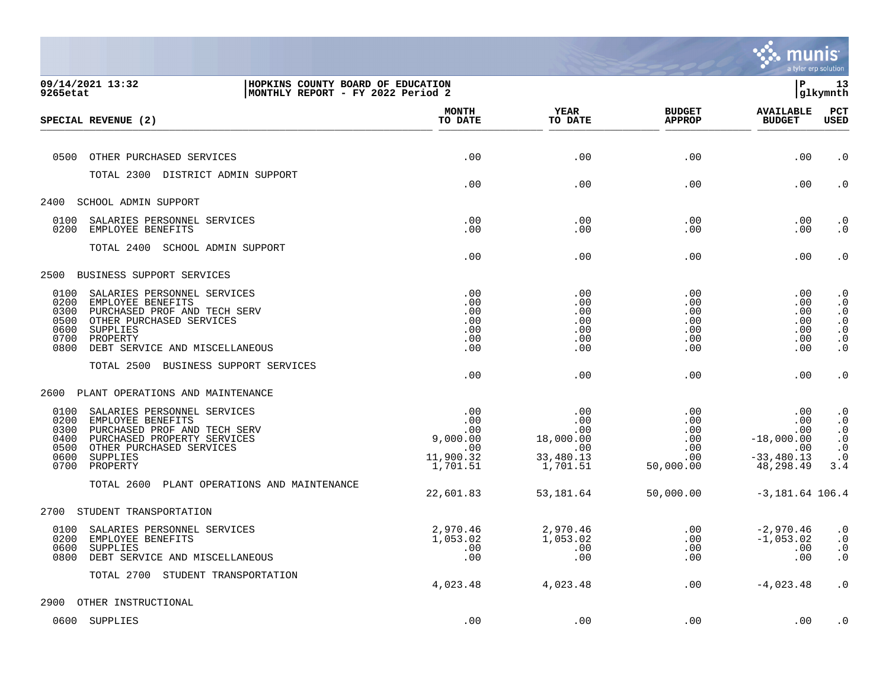**HOPKINS COUNTY BOARD OF EDUCATION**
**MONTHLY REPORT - FY 2022 Period 2**

09/14/2021 13:32
9265etat

| SPECIAL REVENUE (2) | MONTH TO DATE | YEAR TO DATE | BUDGET APPROP | AVAILABLE BUDGET | PCT USED |
|---|---|---|---|---|---|
| 0500 OTHER PURCHASED SERVICES | .00 | .00 | .00 | .00 | .0 |
| TOTAL 2300 DISTRICT ADMIN SUPPORT | .00 | .00 | .00 | .00 | .0 |
| **2400 SCHOOL ADMIN SUPPORT** | | | | | |
| 0100 SALARIES PERSONNEL SERVICES | .00 | .00 | .00 | .00 | .0 |
| 0200 EMPLOYEE BENEFITS | .00 | .00 | .00 | .00 | .0 |
| TOTAL 2400 SCHOOL ADMIN SUPPORT | .00 | .00 | .00 | .00 | .0 |
| **2500 BUSINESS SUPPORT SERVICES** | | | | | |
| 0100 SALARIES PERSONNEL SERVICES | .00 | .00 | .00 | .00 | .0 |
| 0200 EMPLOYEE BENEFITS | .00 | .00 | .00 | .00 | .0 |
| 0300 PURCHASED PROF AND TECH SERV | .00 | .00 | .00 | .00 | .0 |
| 0500 OTHER PURCHASED SERVICES | .00 | .00 | .00 | .00 | .0 |
| 0600 SUPPLIES | .00 | .00 | .00 | .00 | .0 |
| 0700 PROPERTY | .00 | .00 | .00 | .00 | .0 |
| 0800 DEBT SERVICE AND MISCELLANEOUS | .00 | .00 | .00 | .00 | .0 |
| TOTAL 2500 BUSINESS SUPPORT SERVICES | .00 | .00 | .00 | .00 | .0 |
| **2600 PLANT OPERATIONS AND MAINTENANCE** | | | | | |
| 0100 SALARIES PERSONNEL SERVICES | .00 | .00 | .00 | .00 | .0 |
| 0200 EMPLOYEE BENEFITS | .00 | .00 | .00 | .00 | .0 |
| 0300 PURCHASED PROF AND TECH SERV | .00 | .00 | .00 | .00 | .0 |
| 0400 PURCHASED PROPERTY SERVICES | 9,000.00 | 18,000.00 | .00 | -18,000.00 | .0 |
| 0500 OTHER PURCHASED SERVICES | .00 | .00 | .00 | .00 | .0 |
| 0600 SUPPLIES | 11,900.32 | 33,480.13 | .00 | -33,480.13 | .0 |
| 0700 PROPERTY | 1,701.51 | 1,701.51 | 50,000.00 | 48,298.49 | 3.4 |
| TOTAL 2600 PLANT OPERATIONS AND MAINTENANCE | 22,601.83 | 53,181.64 | 50,000.00 | -3,181.64 | 106.4 |
| **2700 STUDENT TRANSPORTATION** | | | | | |
| 0100 SALARIES PERSONNEL SERVICES | 2,970.46 | 2,970.46 | .00 | -2,970.46 | .0 |
| 0200 EMPLOYEE BENEFITS | 1,053.02 | 1,053.02 | .00 | -1,053.02 | .0 |
| 0600 SUPPLIES | .00 | .00 | .00 | .00 | .0 |
| 0800 DEBT SERVICE AND MISCELLANEOUS | .00 | .00 | .00 | .00 | .0 |
| TOTAL 2700 STUDENT TRANSPORTATION | 4,023.48 | 4,023.48 | .00 | -4,023.48 | .0 |
| **2900 OTHER INSTRUCTIONAL** | | | | | |
| 0600 SUPPLIES | .00 | .00 | .00 | .00 | .0 |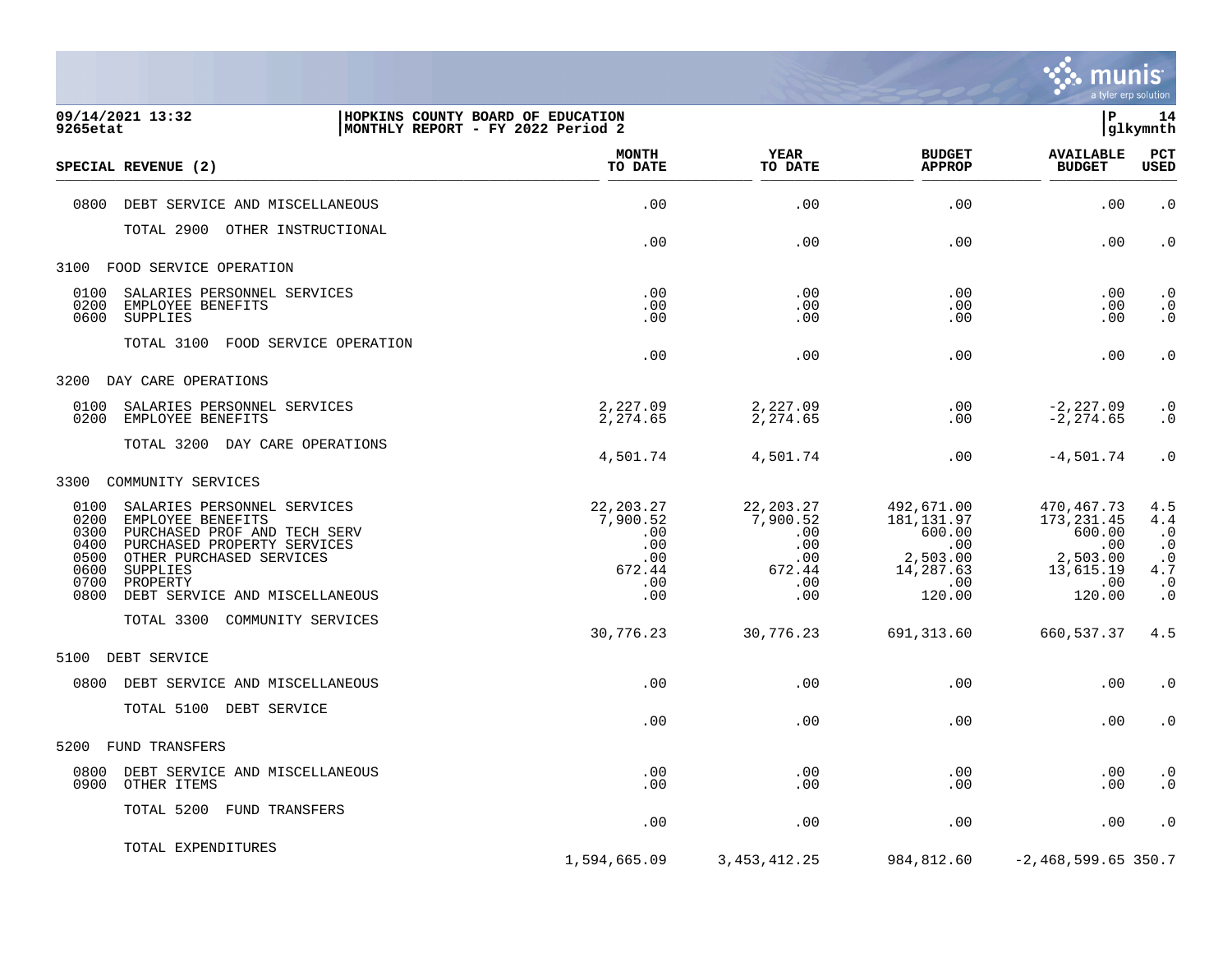**HOPKINS COUNTY BOARD OF EDUCATION**
**MONTHLY REPORT - FY 2022 Period 2**

09/14/2021 13:32
9265etat

| SPECIAL REVENUE (2) | MONTH TO DATE | YEAR TO DATE | BUDGET APPROP | AVAILABLE BUDGET | PCT USED |
|---|---|---|---|---|---|
| 0800 DEBT SERVICE AND MISCELLANEOUS | .00 | .00 | .00 | .00 | .0 |
| TOTAL 2900 OTHER INSTRUCTIONAL | .00 | .00 | .00 | .00 | .0 |
| **3100 FOOD SERVICE OPERATION** | | | | | |
| 0100 SALARIES PERSONNEL SERVICES | .00 | .00 | .00 | .00 | .0 |
| 0200 EMPLOYEE BENEFITS | .00 | .00 | .00 | .00 | .0 |
| 0600 SUPPLIES | .00 | .00 | .00 | .00 | .0 |
| TOTAL 3100 FOOD SERVICE OPERATION | .00 | .00 | .00 | .00 | .0 |
| **3200 DAY CARE OPERATIONS** | | | | | |
| 0100 SALARIES PERSONNEL SERVICES | 2,227.09 | 2,227.09 | .00 | -2,227.09 | .0 |
| 0200 EMPLOYEE BENEFITS | 2,274.65 | 2,274.65 | .00 | -2,274.65 | .0 |
| TOTAL 3200 DAY CARE OPERATIONS | 4,501.74 | 4,501.74 | .00 | -4,501.74 | .0 |
| **3300 COMMUNITY SERVICES** | | | | | |
| 0100 SALARIES PERSONNEL SERVICES | 22,203.27 | 22,203.27 | 492,671.00 | 470,467.73 | 4.5 |
| 0200 EMPLOYEE BENEFITS | 7,900.52 | 7,900.52 | 181,131.97 | 173,231.45 | 4.4 |
| 0300 PURCHASED PROF AND TECH SERV | .00 | .00 | 600.00 | 600.00 | .0 |
| 0400 PURCHASED PROPERTY SERVICES | .00 | .00 | .00 | .00 | .0 |
| 0500 OTHER PURCHASED SERVICES | .00 | .00 | 2,503.00 | 2,503.00 | .0 |
| 0600 SUPPLIES | 672.44 | 672.44 | 14,287.63 | 13,615.19 | 4.7 |
| 0700 PROPERTY | .00 | .00 | .00 | .00 | .0 |
| 0800 DEBT SERVICE AND MISCELLANEOUS | .00 | .00 | 120.00 | 120.00 | .0 |
| TOTAL 3300 COMMUNITY SERVICES | 30,776.23 | 30,776.23 | 691,313.60 | 660,537.37 | 4.5 |
| **5100 DEBT SERVICE** | | | | | |
| 0800 DEBT SERVICE AND MISCELLANEOUS | .00 | .00 | .00 | .00 | .0 |
| TOTAL 5100 DEBT SERVICE | .00 | .00 | .00 | .00 | .0 |
| **5200 FUND TRANSFERS** | | | | | |
| 0800 DEBT SERVICE AND MISCELLANEOUS | .00 | .00 | .00 | .00 | .0 |
| 0900 OTHER ITEMS | .00 | .00 | .00 | .00 | .0 |
| TOTAL 5200 FUND TRANSFERS | .00 | .00 | .00 | .00 | .0 |
| TOTAL EXPENDITURES | 1,594,665.09 | 3,453,412.25 | 984,812.60 | -2,468,599.65 | 350.7 |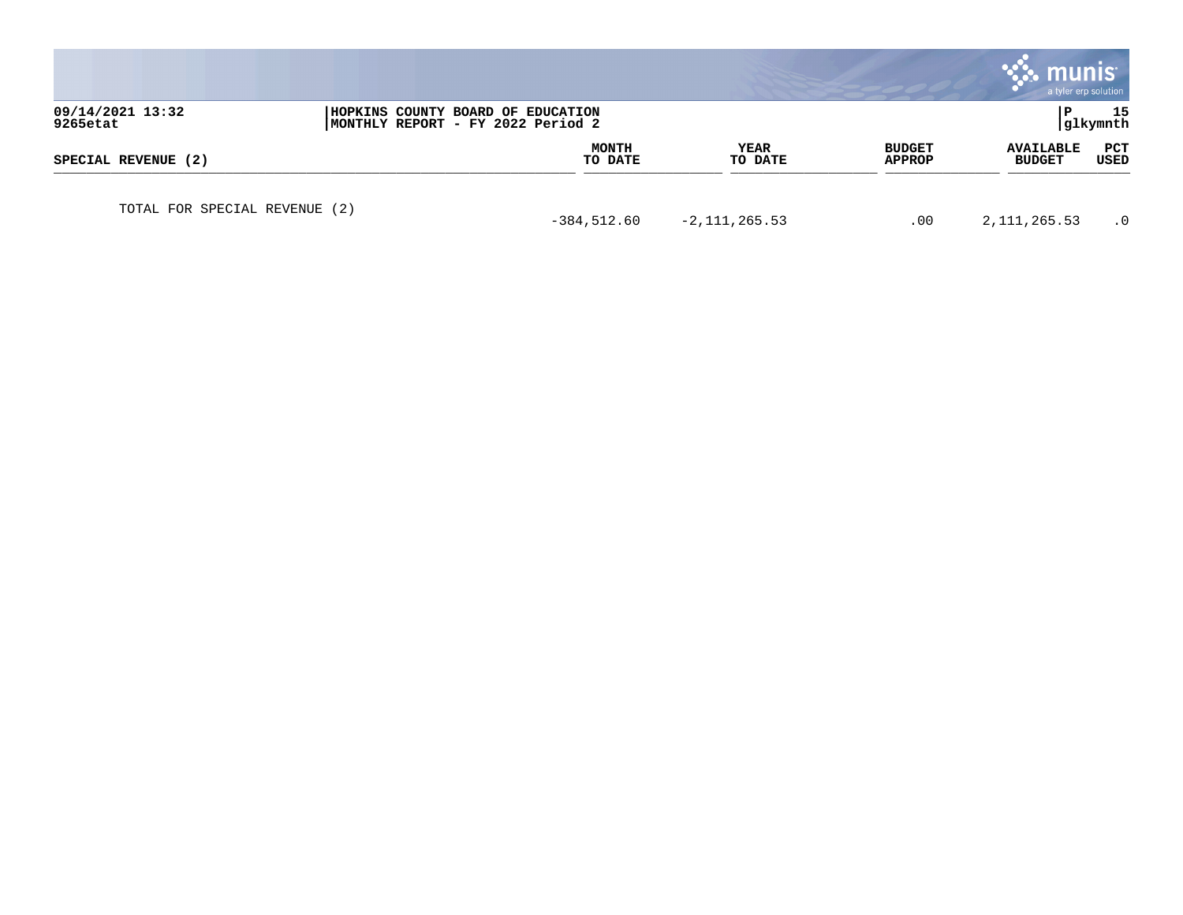| SPECIAL REVENUE (2) | MONTH TO DATE | YEAR TO DATE | BUDGET APPROP | AVAILABLE BUDGET | PCT USED |
|---|---|---|---|---|---|
| TOTAL FOR SPECIAL REVENUE (2) | -384,512.60 | -2,111,265.53 | .00 | 2,111,265.53 | .0 |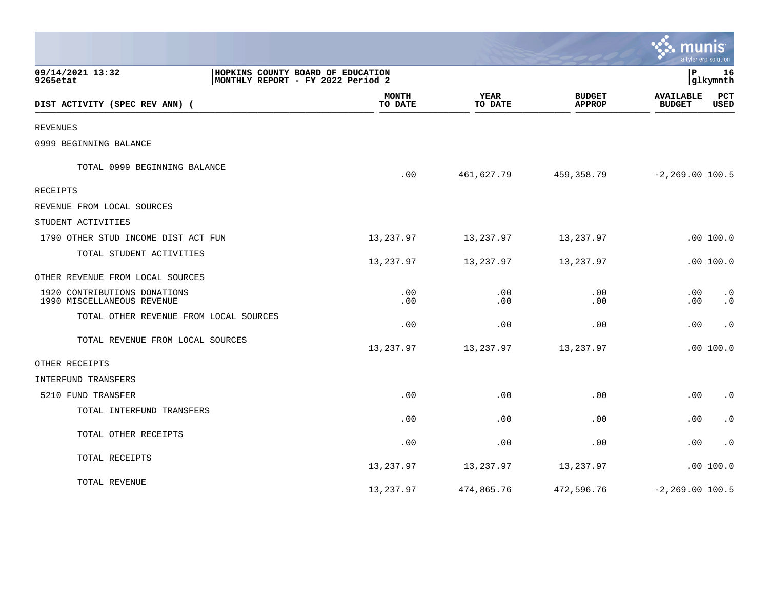**09/14/2021 13:32** | **HOPKINS COUNTY BOARD OF EDUCATION**
**9265etat** | **MONTHLY REPORT - FY 2022 Period 2** | **P 16 glkymnth**

| DIST ACTIVITY (SPEC REV ANN) ( | MONTH TO DATE | YEAR TO DATE | BUDGET APPROP | AVAILABLE BUDGET | PCT USED |
|---|---|---|---|---|---|
| REVENUES | | | | | |
| 0999 BEGINNING BALANCE | | | | | |
| TOTAL 0999 BEGINNING BALANCE | .00 | 461,627.79 | 459,358.79 | -2,269.00 | 100.5 |
| RECEIPTS | | | | | |
| REVENUE FROM LOCAL SOURCES | | | | | |
| STUDENT ACTIVITIES | | | | | |
| 1790 OTHER STUD INCOME DIST ACT FUN | 13,237.97 | 13,237.97 | 13,237.97 | .00 | 100.0 |
| TOTAL STUDENT ACTIVITIES | 13,237.97 | 13,237.97 | 13,237.97 | .00 | 100.0 |
| OTHER REVENUE FROM LOCAL SOURCES | | | | | |
| 1920 CONTRIBUTIONS DONATIONS | .00 | .00 | .00 | .00 | .0 |
| 1990 MISCELLANEOUS REVENUE | .00 | .00 | .00 | .00 | .0 |
| TOTAL OTHER REVENUE FROM LOCAL SOURCES | .00 | .00 | .00 | .00 | .0 |
| TOTAL REVENUE FROM LOCAL SOURCES | 13,237.97 | 13,237.97 | 13,237.97 | .00 | 100.0 |
| OTHER RECEIPTS | | | | | |
| INTERFUND TRANSFERS | | | | | |
| 5210 FUND TRANSFER | .00 | .00 | .00 | .00 | .0 |
| TOTAL INTERFUND TRANSFERS | .00 | .00 | .00 | .00 | .0 |
| TOTAL OTHER RECEIPTS | .00 | .00 | .00 | .00 | .0 |
| TOTAL RECEIPTS | 13,237.97 | 13,237.97 | 13,237.97 | .00 | 100.0 |
| TOTAL REVENUE | 13,237.97 | 474,865.76 | 472,596.76 | -2,269.00 | 100.5 |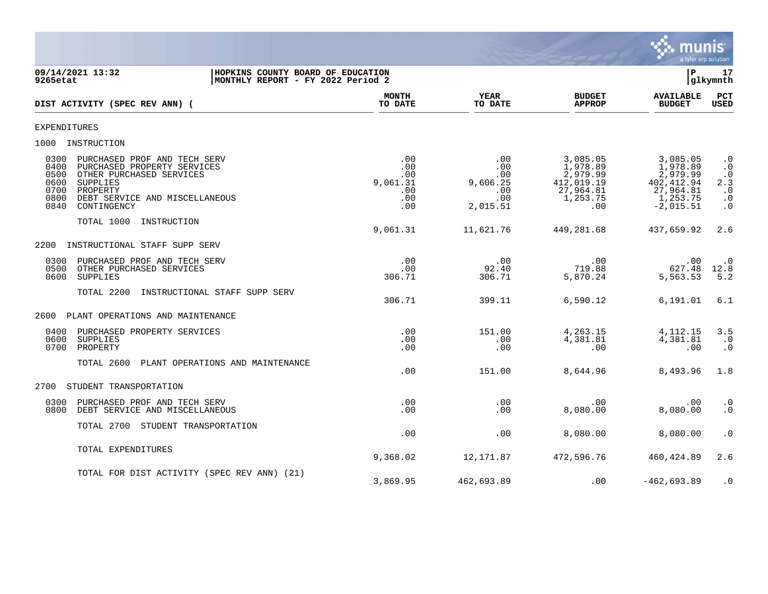09/14/2021 13:32 | HOPKINS COUNTY BOARD OF EDUCATION | P 17
9265etat | MONTHLY REPORT - FY 2022 Period 2 | glkymnth

| DIST ACTIVITY (SPEC REV ANN) ( | MONTH TO DATE | YEAR TO DATE | BUDGET APPROP | AVAILABLE BUDGET | PCT USED |
|---|---|---|---|---|---|
| EXPENDITURES | | | | | |
| 1000 INSTRUCTION | | | | | |
| 0300 PURCHASED PROF AND TECH SERV | .00 | .00 | 3,085.05 | 3,085.05 | .0 |
| 0400 PURCHASED PROPERTY SERVICES | .00 | .00 | 1,978.89 | 1,978.89 | .0 |
| 0500 OTHER PURCHASED SERVICES | .00 | .00 | 2,979.99 | 2,979.99 | .0 |
| 0600 SUPPLIES | 9,061.31 | 9,606.25 | 412,019.19 | 402,412.94 | 2.3 |
| 0700 PROPERTY | .00 | .00 | 27,964.81 | 27,964.81 | .0 |
| 0800 DEBT SERVICE AND MISCELLANEOUS | .00 | .00 | 1,253.75 | 1,253.75 | .0 |
| 0840 CONTINGENCY | .00 | 2,015.51 | .00 | -2,015.51 | .0 |
| TOTAL 1000 INSTRUCTION | 9,061.31 | 11,621.76 | 449,281.68 | 437,659.92 | 2.6 |
| 2200 INSTRUCTIONAL STAFF SUPP SERV | | | | | |
| 0300 PURCHASED PROF AND TECH SERV | .00 | .00 | .00 | .00 | .0 |
| 0500 OTHER PURCHASED SERVICES | .00 | 92.40 | 719.88 | 627.48 | 12.8 |
| 0600 SUPPLIES | 306.71 | 306.71 | 5,870.24 | 5,563.53 | 5.2 |
| TOTAL 2200 INSTRUCTIONAL STAFF SUPP SERV | 306.71 | 399.11 | 6,590.12 | 6,191.01 | 6.1 |
| 2600 PLANT OPERATIONS AND MAINTENANCE | | | | | |
| 0400 PURCHASED PROPERTY SERVICES | .00 | 151.00 | 4,263.15 | 4,112.15 | 3.5 |
| 0600 SUPPLIES | .00 | .00 | 4,381.81 | 4,381.81 | .0 |
| 0700 PROPERTY | .00 | .00 | .00 | .00 | .0 |
| TOTAL 2600 PLANT OPERATIONS AND MAINTENANCE | .00 | 151.00 | 8,644.96 | 8,493.96 | 1.8 |
| 2700 STUDENT TRANSPORTATION | | | | | |
| 0300 PURCHASED PROF AND TECH SERV | .00 | .00 | .00 | .00 | .0 |
| 0800 DEBT SERVICE AND MISCELLANEOUS | .00 | .00 | 8,080.00 | 8,080.00 | .0 |
| TOTAL 2700 STUDENT TRANSPORTATION | .00 | .00 | 8,080.00 | 8,080.00 | .0 |
| TOTAL EXPENDITURES | 9,368.02 | 12,171.87 | 472,596.76 | 460,424.89 | 2.6 |
| TOTAL FOR DIST ACTIVITY (SPEC REV ANN) (21) | 3,869.95 | 462,693.89 | .00 | -462,693.89 | .0 |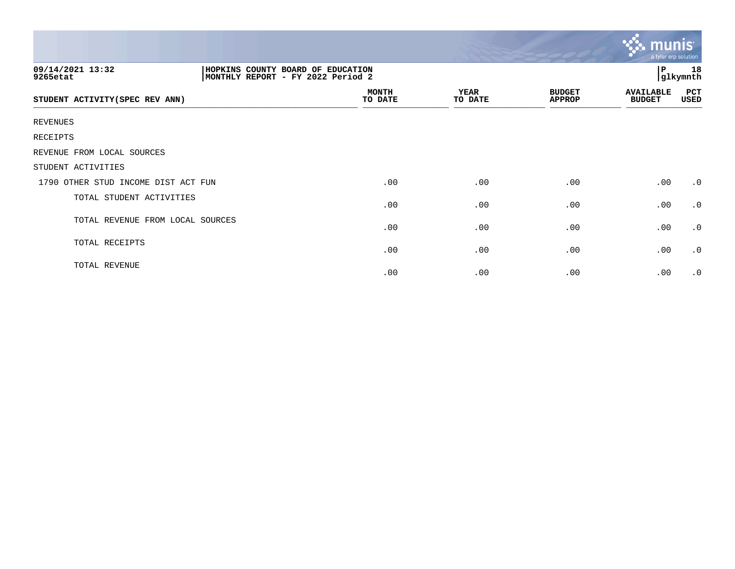09/14/2021 13:32
9265etat

HOPKINS COUNTY BOARD OF EDUCATION
MONTHLY REPORT - FY 2022 Period 2

P 18
glkymnth

| STUDENT ACTIVITY(SPEC REV ANN) | MONTH TO DATE | YEAR TO DATE | BUDGET APPROP | AVAILABLE BUDGET | PCT USED |
|---|---|---|---|---|---|
| REVENUES | | | | | |
| RECEIPTS | | | | | |
| REVENUE FROM LOCAL SOURCES | | | | | |
| STUDENT ACTIVITIES | | | | | |
| 1790 OTHER STUD INCOME DIST ACT FUN | .00 | .00 | .00 | .00 | .0 |
| TOTAL STUDENT ACTIVITIES | .00 | .00 | .00 | .00 | .0 |
| TOTAL REVENUE FROM LOCAL SOURCES | .00 | .00 | .00 | .00 | .0 |
| TOTAL RECEIPTS | .00 | .00 | .00 | .00 | .0 |
| TOTAL REVENUE | .00 | .00 | .00 | .00 | .0 |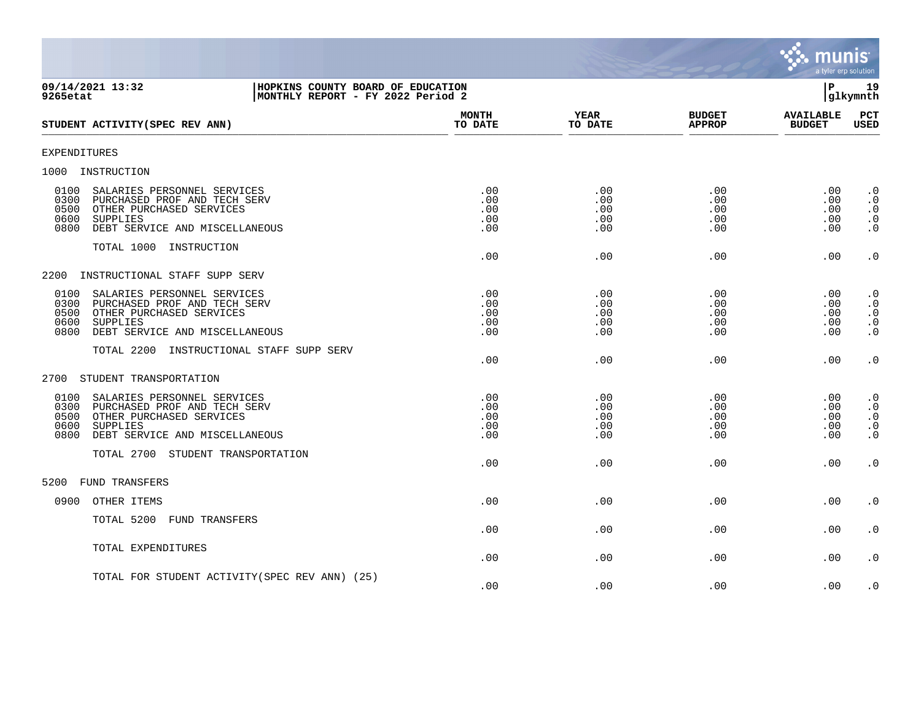09/14/2021 13:32
9265etat

HOPKINS COUNTY BOARD OF EDUCATION
MONTHLY REPORT - FY 2022 Period 2

P 19
glkymnth

| STUDENT ACTIVITY(SPEC REV ANN) | MONTH TO DATE | YEAR TO DATE | BUDGET APPROP | AVAILABLE BUDGET | PCT USED |
|---|---|---|---|---|---|
| EXPENDITURES | | | | | |
| 1000 INSTRUCTION | | | | | |
| 0100 SALARIES PERSONNEL SERVICES | .00 | .00 | .00 | .00 | .0 |
| 0300 PURCHASED PROF AND TECH SERV | .00 | .00 | .00 | .00 | .0 |
| 0500 OTHER PURCHASED SERVICES | .00 | .00 | .00 | .00 | .0 |
| 0600 SUPPLIES | .00 | .00 | .00 | .00 | .0 |
| 0800 DEBT SERVICE AND MISCELLANEOUS | .00 | .00 | .00 | .00 | .0 |
| TOTAL 1000 INSTRUCTION | .00 | .00 | .00 | .00 | .0 |
| 2200 INSTRUCTIONAL STAFF SUPP SERV | | | | | |
| 0100 SALARIES PERSONNEL SERVICES | .00 | .00 | .00 | .00 | .0 |
| 0300 PURCHASED PROF AND TECH SERV | .00 | .00 | .00 | .00 | .0 |
| 0500 OTHER PURCHASED SERVICES | .00 | .00 | .00 | .00 | .0 |
| 0600 SUPPLIES | .00 | .00 | .00 | .00 | .0 |
| 0800 DEBT SERVICE AND MISCELLANEOUS | .00 | .00 | .00 | .00 | .0 |
| TOTAL 2200 INSTRUCTIONAL STAFF SUPP SERV | .00 | .00 | .00 | .00 | .0 |
| 2700 STUDENT TRANSPORTATION | | | | | |
| 0100 SALARIES PERSONNEL SERVICES | .00 | .00 | .00 | .00 | .0 |
| 0300 PURCHASED PROF AND TECH SERV | .00 | .00 | .00 | .00 | .0 |
| 0500 OTHER PURCHASED SERVICES | .00 | .00 | .00 | .00 | .0 |
| 0600 SUPPLIES | .00 | .00 | .00 | .00 | .0 |
| 0800 DEBT SERVICE AND MISCELLANEOUS | .00 | .00 | .00 | .00 | .0 |
| TOTAL 2700 STUDENT TRANSPORTATION | .00 | .00 | .00 | .00 | .0 |
| 5200 FUND TRANSFERS | | | | | |
| 0900 OTHER ITEMS | .00 | .00 | .00 | .00 | .0 |
| TOTAL 5200 FUND TRANSFERS | .00 | .00 | .00 | .00 | .0 |
| TOTAL EXPENDITURES | .00 | .00 | .00 | .00 | .0 |
| TOTAL FOR STUDENT ACTIVITY(SPEC REV ANN) (25) | .00 | .00 | .00 | .00 | .0 |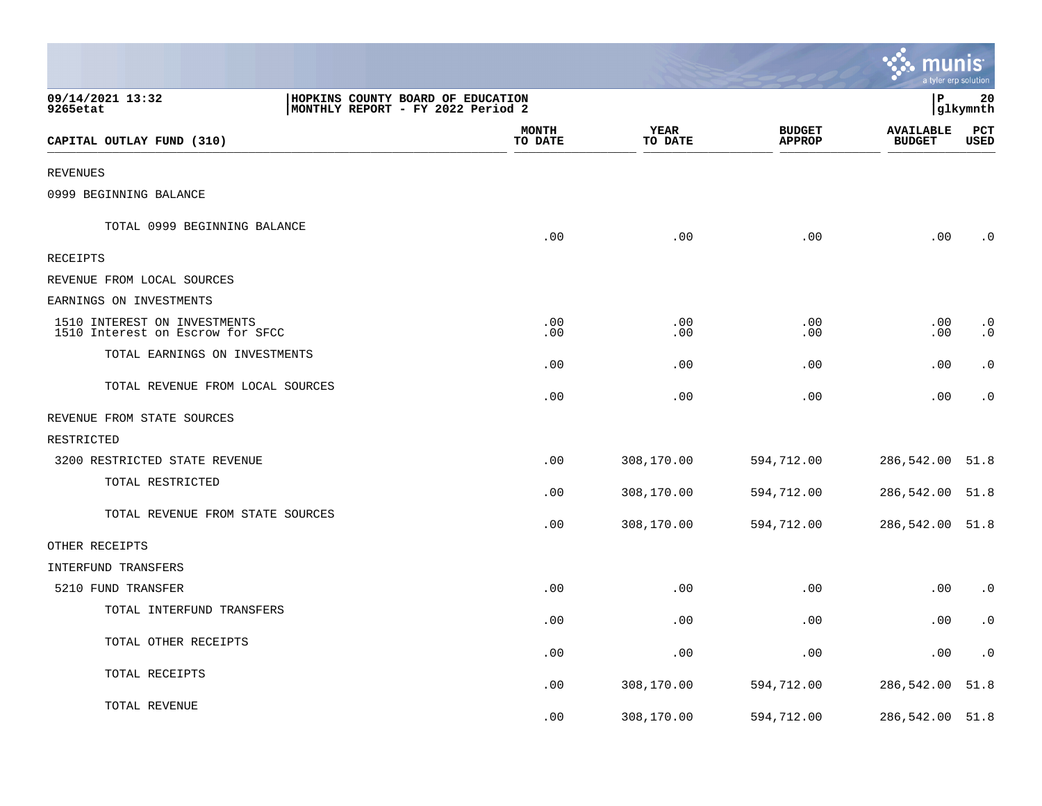09/14/2021 13:32
9265etat

HOPKINS COUNTY BOARD OF EDUCATION
MONTHLY REPORT - FY 2022 Period 2

P 20
glkymnth

| CAPITAL OUTLAY FUND (310) | MONTH TO DATE | YEAR TO DATE | BUDGET APPROP | AVAILABLE BUDGET | PCT USED |
|---|---|---|---|---|---|
| REVENUES | | | | | |
| 0999 BEGINNING BALANCE | | | | | |
| TOTAL 0999 BEGINNING BALANCE | .00 | .00 | .00 | .00 | .0 |
| RECEIPTS | | | | | |
| REVENUE FROM LOCAL SOURCES | | | | | |
| EARNINGS ON INVESTMENTS | | | | | |
| 1510 INTEREST ON INVESTMENTS | .00 | .00 | .00 | .00 | .0 |
| 1510 Interest on Escrow for SFCC | .00 | .00 | .00 | .00 | .0 |
| TOTAL EARNINGS ON INVESTMENTS | .00 | .00 | .00 | .00 | .0 |
| TOTAL REVENUE FROM LOCAL SOURCES | .00 | .00 | .00 | .00 | .0 |
| REVENUE FROM STATE SOURCES | | | | | |
| RESTRICTED | | | | | |
| 3200 RESTRICTED STATE REVENUE | .00 | 308,170.00 | 594,712.00 | 286,542.00 | 51.8 |
| TOTAL RESTRICTED | .00 | 308,170.00 | 594,712.00 | 286,542.00 | 51.8 |
| TOTAL REVENUE FROM STATE SOURCES | .00 | 308,170.00 | 594,712.00 | 286,542.00 | 51.8 |
| OTHER RECEIPTS | | | | | |
| INTERFUND TRANSFERS | | | | | |
| 5210 FUND TRANSFER | .00 | .00 | .00 | .00 | .0 |
| TOTAL INTERFUND TRANSFERS | .00 | .00 | .00 | .00 | .0 |
| TOTAL OTHER RECEIPTS | .00 | .00 | .00 | .00 | .0 |
| TOTAL RECEIPTS | .00 | 308,170.00 | 594,712.00 | 286,542.00 | 51.8 |
| TOTAL REVENUE | .00 | 308,170.00 | 594,712.00 | 286,542.00 | 51.8 |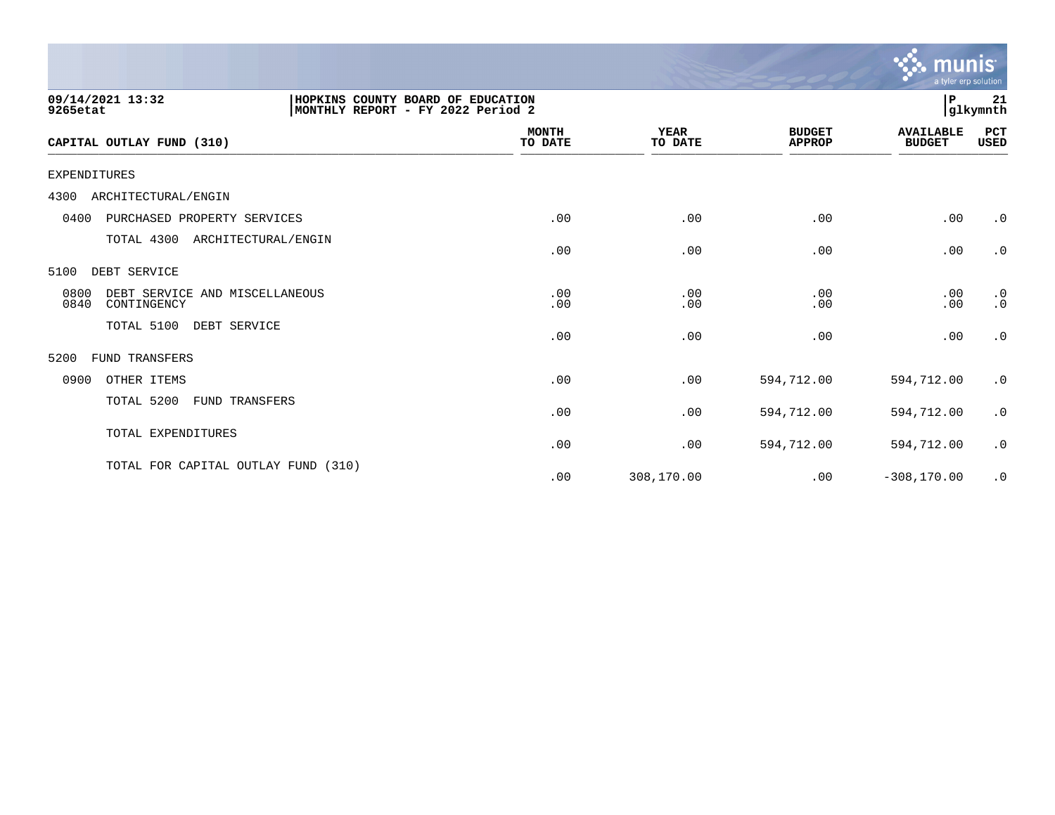09/14/2021 13:32 | HOPKINS COUNTY BOARD OF EDUCATION | P 21
9265etat | MONTHLY REPORT - FY 2022 Period 2 | glkymnth

| CAPITAL OUTLAY FUND (310) | MONTH TO DATE | YEAR TO DATE | BUDGET APPROP | AVAILABLE BUDGET | PCT USED |
|---|---|---|---|---|---|
| EXPENDITURES | | | | | |
| 4300 ARCHITECTURAL/ENGIN | | | | | |
| 0400 PURCHASED PROPERTY SERVICES | .00 | .00 | .00 | .00 | .0 |
| TOTAL 4300 ARCHITECTURAL/ENGIN | .00 | .00 | .00 | .00 | .0 |
| 5100 DEBT SERVICE | | | | | |
| 0800 DEBT SERVICE AND MISCELLANEOUS | .00 | .00 | .00 | .00 | .0 |
| 0840 CONTINGENCY | .00 | .00 | .00 | .00 | .0 |
| TOTAL 5100 DEBT SERVICE | .00 | .00 | .00 | .00 | .0 |
| 5200 FUND TRANSFERS | | | | | |
| 0900 OTHER ITEMS | .00 | .00 | 594,712.00 | 594,712.00 | .0 |
| TOTAL 5200 FUND TRANSFERS | .00 | .00 | 594,712.00 | 594,712.00 | .0 |
| TOTAL EXPENDITURES | .00 | .00 | 594,712.00 | 594,712.00 | .0 |
| TOTAL FOR CAPITAL OUTLAY FUND (310) | .00 | 308,170.00 | .00 | -308,170.00 | .0 |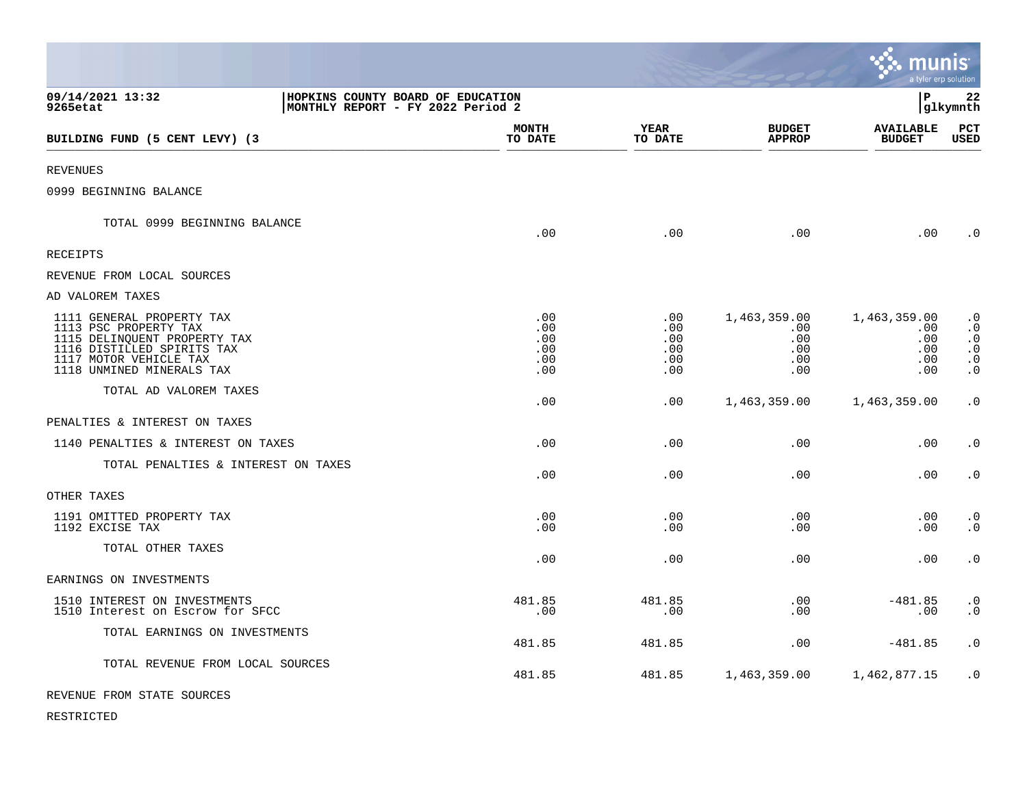09/14/2021 13:32 | HOPKINS COUNTY BOARD OF EDUCATION | P 22
9265etat | MONTHLY REPORT - FY 2022 Period 2 | glkymnth

| BUILDING FUND (5 CENT LEVY) (3 | MONTH TO DATE | YEAR TO DATE | BUDGET APPROP | AVAILABLE BUDGET | PCT USED |
|---|---|---|---|---|---|
| REVENUES | | | | | |
| 0999 BEGINNING BALANCE | | | | | |
| TOTAL 0999 BEGINNING BALANCE | .00 | .00 | .00 | .00 | .0 |
| RECEIPTS | | | | | |
| REVENUE FROM LOCAL SOURCES | | | | | |
| AD VALOREM TAXES | | | | | |
| 1111 GENERAL PROPERTY TAX | .00 | .00 | 1,463,359.00 | 1,463,359.00 | .0 |
| 1113 PSC PROPERTY TAX | .00 | .00 | .00 | .00 | .0 |
| 1115 DELINQUENT PROPERTY TAX | .00 | .00 | .00 | .00 | .0 |
| 1116 DISTILLED SPIRITS TAX | .00 | .00 | .00 | .00 | .0 |
| 1117 MOTOR VEHICLE TAX | .00 | .00 | .00 | .00 | .0 |
| 1118 UNMINED MINERALS TAX | .00 | .00 | .00 | .00 | .0 |
| TOTAL AD VALOREM TAXES | .00 | .00 | 1,463,359.00 | 1,463,359.00 | .0 |
| PENALTIES & INTEREST ON TAXES | | | | | |
| 1140 PENALTIES & INTEREST ON TAXES | .00 | .00 | .00 | .00 | .0 |
| TOTAL PENALTIES & INTEREST ON TAXES | .00 | .00 | .00 | .00 | .0 |
| OTHER TAXES | | | | | |
| 1191 OMITTED PROPERTY TAX | .00 | .00 | .00 | .00 | .0 |
| 1192 EXCISE TAX | .00 | .00 | .00 | .00 | .0 |
| TOTAL OTHER TAXES | .00 | .00 | .00 | .00 | .0 |
| EARNINGS ON INVESTMENTS | | | | | |
| 1510 INTEREST ON INVESTMENTS | 481.85 | 481.85 | .00 | -481.85 | .0 |
| 1510 Interest on Escrow for SFCC | .00 | .00 | .00 | .00 | .0 |
| TOTAL EARNINGS ON INVESTMENTS | 481.85 | 481.85 | .00 | -481.85 | .0 |
| TOTAL REVENUE FROM LOCAL SOURCES | 481.85 | 481.85 | 1,463,359.00 | 1,462,877.15 | .0 |
| REVENUE FROM STATE SOURCES | | | | | |
| RESTRICTED | | | | | |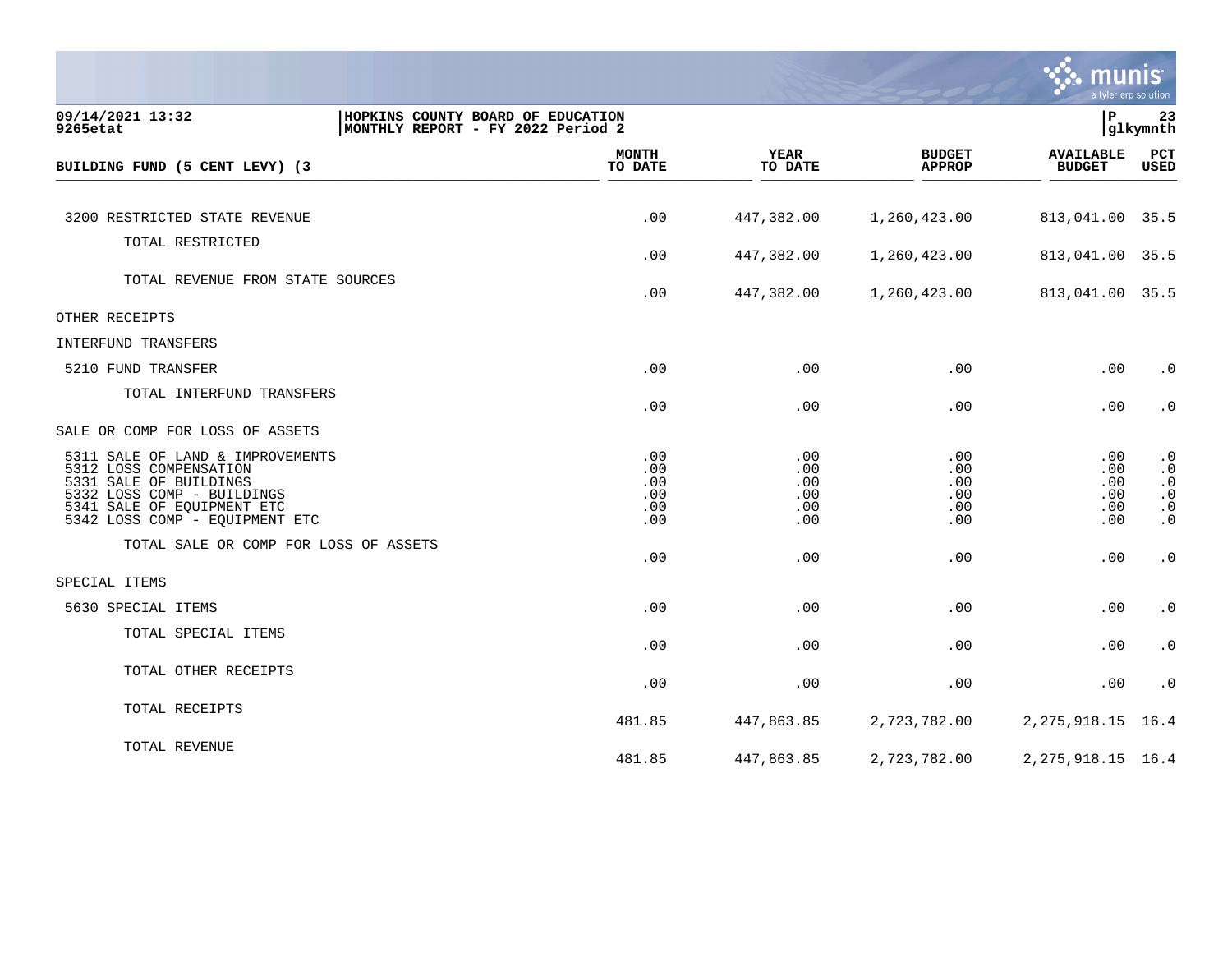09/14/2021 13:32
9265etat

HOPKINS COUNTY BOARD OF EDUCATION
MONTHLY REPORT - FY 2022 Period 2

glkymnth

| BUILDING FUND (5 CENT LEVY) (3 | MONTH TO DATE | YEAR TO DATE | BUDGET APPROP | AVAILABLE BUDGET | PCT USED |
|---|---|---|---|---|---|
| 3200 RESTRICTED STATE REVENUE | .00 | 447,382.00 | 1,260,423.00 | 813,041.00 | 35.5 |
| TOTAL RESTRICTED | .00 | 447,382.00 | 1,260,423.00 | 813,041.00 | 35.5 |
| TOTAL REVENUE FROM STATE SOURCES | .00 | 447,382.00 | 1,260,423.00 | 813,041.00 | 35.5 |
| OTHER RECEIPTS | | | | | |
| INTERFUND TRANSFERS | | | | | |
| 5210 FUND TRANSFER | .00 | .00 | .00 | .00 | .0 |
| TOTAL INTERFUND TRANSFERS | .00 | .00 | .00 | .00 | .0 |
| SALE OR COMP FOR LOSS OF ASSETS | | | | | |
| 5311 SALE OF LAND & IMPROVEMENTS | .00 | .00 | .00 | .00 | .0 |
| 5312 LOSS COMPENSATION | .00 | .00 | .00 | .00 | .0 |
| 5331 SALE OF BUILDINGS | .00 | .00 | .00 | .00 | .0 |
| 5332 LOSS COMP - BUILDINGS | .00 | .00 | .00 | .00 | .0 |
| 5341 SALE OF EQUIPMENT ETC | .00 | .00 | .00 | .00 | .0 |
| 5342 LOSS COMP - EQUIPMENT ETC | .00 | .00 | .00 | .00 | .0 |
| TOTAL SALE OR COMP FOR LOSS OF ASSETS | .00 | .00 | .00 | .00 | .0 |
| SPECIAL ITEMS | | | | | |
| 5630 SPECIAL ITEMS | .00 | .00 | .00 | .00 | .0 |
| TOTAL SPECIAL ITEMS | .00 | .00 | .00 | .00 | .0 |
| TOTAL OTHER RECEIPTS | .00 | .00 | .00 | .00 | .0 |
| TOTAL RECEIPTS | 481.85 | 447,863.85 | 2,723,782.00 | 2,275,918.15 | 16.4 |
| TOTAL REVENUE | 481.85 | 447,863.85 | 2,723,782.00 | 2,275,918.15 | 16.4 |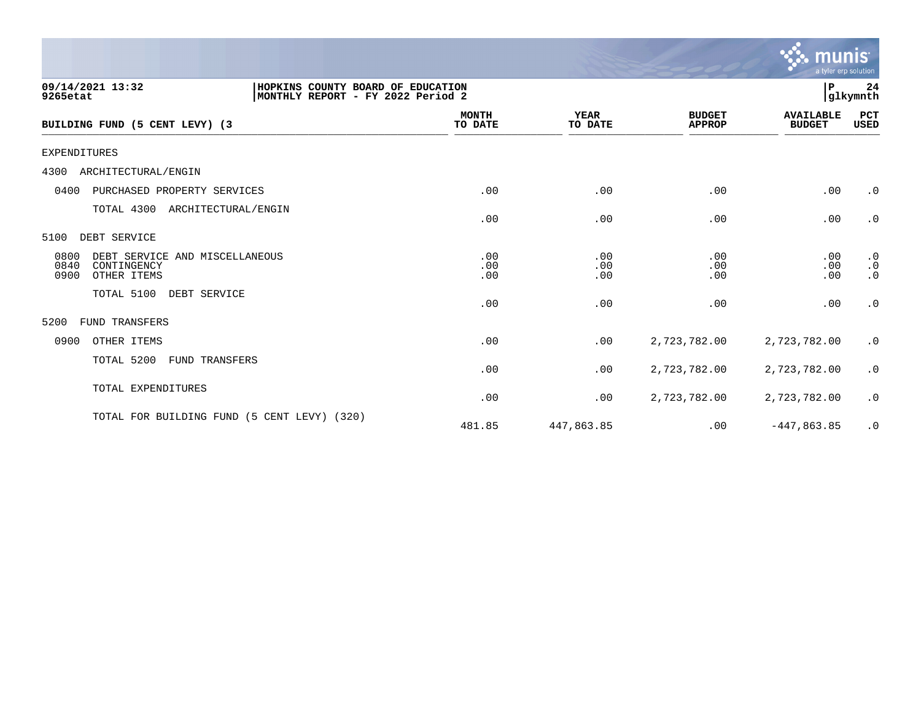09/14/2021 13:32 | HOPKINS COUNTY BOARD OF EDUCATION | P 24
9265etat | MONTHLY REPORT - FY 2022 Period 2 | glkymnth

| BUILDING FUND (5 CENT LEVY) (3 | MONTH TO DATE | YEAR TO DATE | BUDGET APPROP | AVAILABLE BUDGET | PCT USED |
|---|---|---|---|---|---|
| EXPENDITURES | | | | | |
| 4300 ARCHITECTURAL/ENGIN | | | | | |
| 0400 PURCHASED PROPERTY SERVICES | .00 | .00 | .00 | .00 | .0 |
| TOTAL 4300 ARCHITECTURAL/ENGIN | .00 | .00 | .00 | .00 | .0 |
| 5100 DEBT SERVICE | | | | | |
| 0800 DEBT SERVICE AND MISCELLANEOUS | .00 | .00 | .00 | .00 | .0 |
| 0840 CONTINGENCY | .00 | .00 | .00 | .00 | .0 |
| 0900 OTHER ITEMS | .00 | .00 | .00 | .00 | .0 |
| TOTAL 5100 DEBT SERVICE | .00 | .00 | .00 | .00 | .0 |
| 5200 FUND TRANSFERS | | | | | |
| 0900 OTHER ITEMS | .00 | .00 | 2,723,782.00 | 2,723,782.00 | .0 |
| TOTAL 5200 FUND TRANSFERS | .00 | .00 | 2,723,782.00 | 2,723,782.00 | .0 |
| TOTAL EXPENDITURES | .00 | .00 | 2,723,782.00 | 2,723,782.00 | .0 |
| TOTAL FOR BUILDING FUND (5 CENT LEVY) (320) | 481.85 | 447,863.85 | .00 | -447,863.85 | .0 |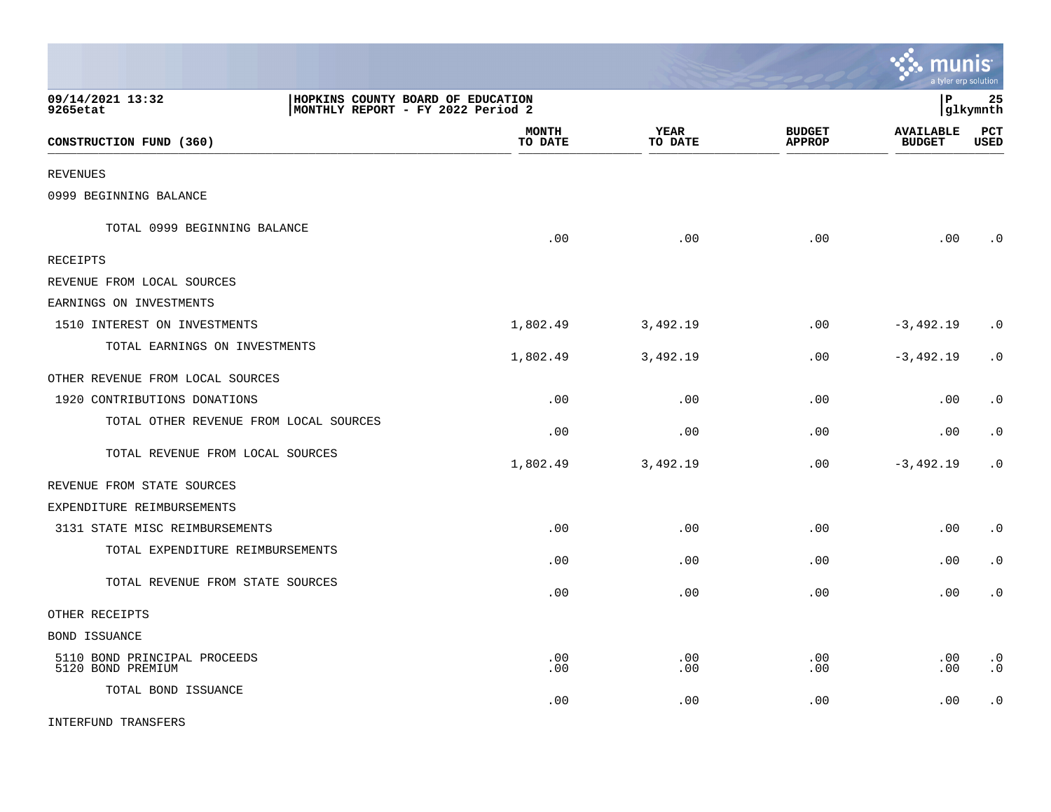HOPKINS COUNTY BOARD OF EDUCATION
MONTHLY REPORT - FY 2022 Period 2

| CONSTRUCTION FUND (360) | MONTH TO DATE | YEAR TO DATE | BUDGET APPROP | AVAILABLE BUDGET | PCT USED |
|---|---|---|---|---|---|
| REVENUES | | | | | |
| 0999 BEGINNING BALANCE | | | | | |
| TOTAL 0999 BEGINNING BALANCE | .00 | .00 | .00 | .00 | .0 |
| RECEIPTS | | | | | |
| REVENUE FROM LOCAL SOURCES | | | | | |
| EARNINGS ON INVESTMENTS | | | | | |
| 1510 INTEREST ON INVESTMENTS | 1,802.49 | 3,492.19 | .00 | -3,492.19 | .0 |
| TOTAL EARNINGS ON INVESTMENTS | 1,802.49 | 3,492.19 | .00 | -3,492.19 | .0 |
| OTHER REVENUE FROM LOCAL SOURCES | | | | | |
| 1920 CONTRIBUTIONS DONATIONS | .00 | .00 | .00 | .00 | .0 |
| TOTAL OTHER REVENUE FROM LOCAL SOURCES | .00 | .00 | .00 | .00 | .0 |
| TOTAL REVENUE FROM LOCAL SOURCES | 1,802.49 | 3,492.19 | .00 | -3,492.19 | .0 |
| REVENUE FROM STATE SOURCES | | | | | |
| EXPENDITURE REIMBURSEMENTS | | | | | |
| 3131 STATE MISC REIMBURSEMENTS | .00 | .00 | .00 | .00 | .0 |
| TOTAL EXPENDITURE REIMBURSEMENTS | .00 | .00 | .00 | .00 | .0 |
| TOTAL REVENUE FROM STATE SOURCES | .00 | .00 | .00 | .00 | .0 |
| OTHER RECEIPTS | | | | | |
| BOND ISSUANCE | | | | | |
| 5110 BOND PRINCIPAL PROCEEDS | .00 | .00 | .00 | .00 | .0 |
| 5120 BOND PREMIUM | .00 | .00 | .00 | .00 | .0 |
| TOTAL BOND ISSUANCE | .00 | .00 | .00 | .00 | .0 |
| INTERFUND TRANSFERS | | | | | |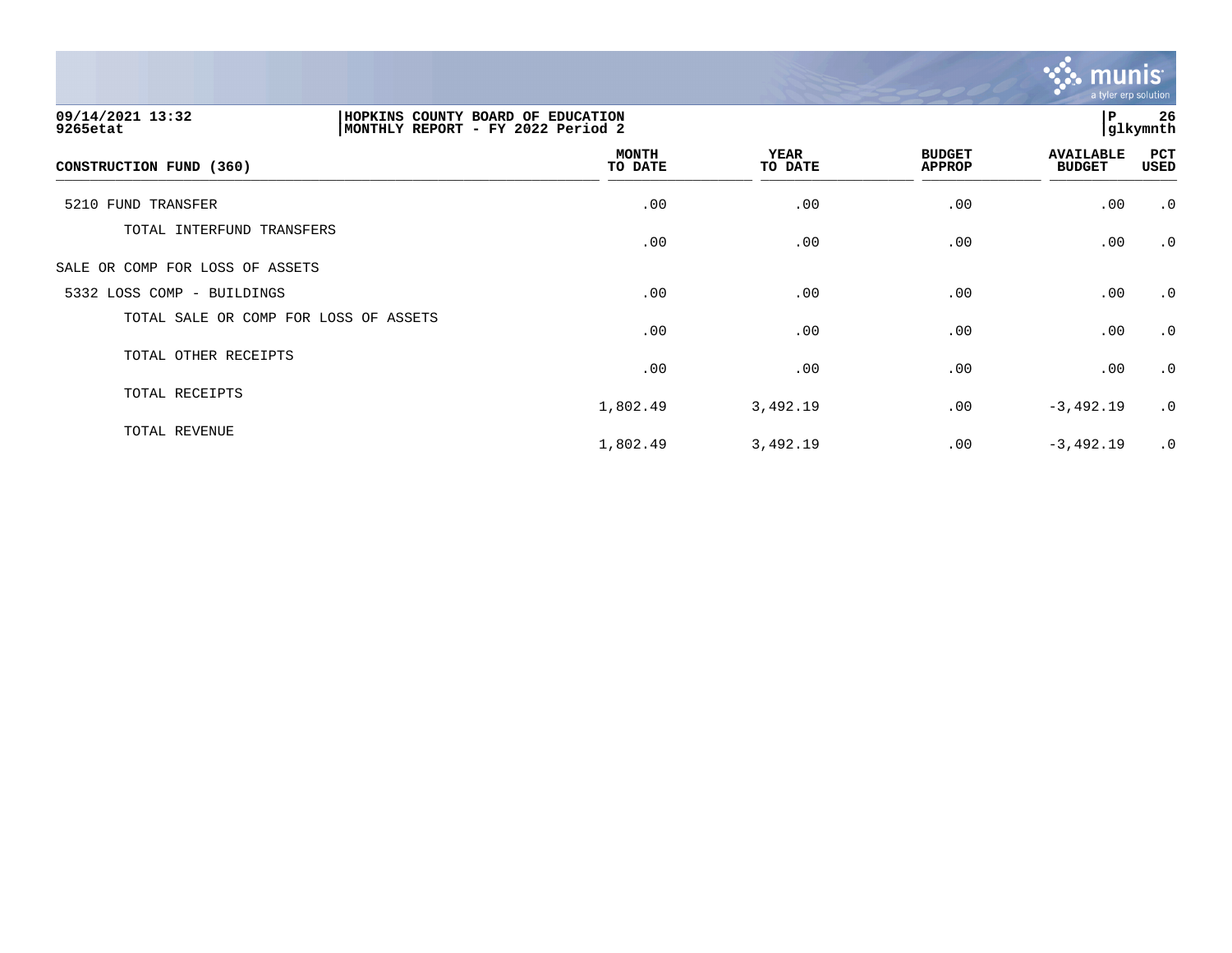09/14/2021 13:32
9265etat

HOPKINS COUNTY BOARD OF EDUCATION
MONTHLY REPORT - FY 2022 Period 2

P 26
glkymnth

| CONSTRUCTION FUND (360) | MONTH TO DATE | YEAR TO DATE | BUDGET APPROP | AVAILABLE BUDGET | PCT USED |
|---|---|---|---|---|---|
| 5210 FUND TRANSFER | .00 | .00 | .00 | .00 | .0 |
| TOTAL INTERFUND TRANSFERS | .00 | .00 | .00 | .00 | .0 |
| SALE OR COMP FOR LOSS OF ASSETS | | | | | |
| 5332 LOSS COMP - BUILDINGS | .00 | .00 | .00 | .00 | .0 |
| TOTAL SALE OR COMP FOR LOSS OF ASSETS | .00 | .00 | .00 | .00 | .0 |
| TOTAL OTHER RECEIPTS | .00 | .00 | .00 | .00 | .0 |
| TOTAL RECEIPTS | 1,802.49 | 3,492.19 | .00 | -3,492.19 | .0 |
| TOTAL REVENUE | 1,802.49 | 3,492.19 | .00 | -3,492.19 | .0 |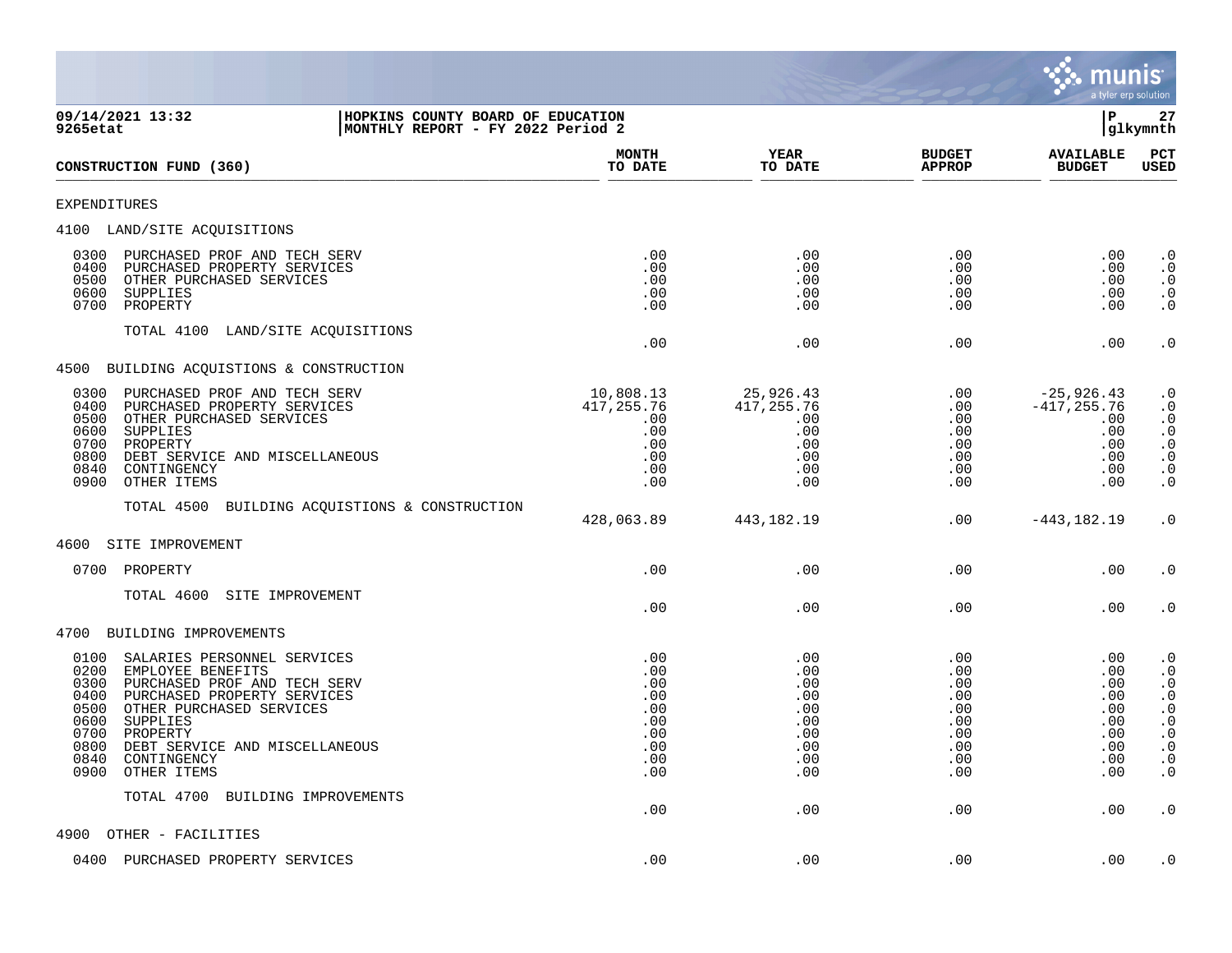09/14/2021 13:32 | HOPKINS COUNTY BOARD OF EDUCATION
9265etat | MONTHLY REPORT - FY 2022 Period 2

P 27
glkymnth

| CONSTRUCTION FUND (360) | MONTH TO DATE | YEAR TO DATE | BUDGET APPROP | AVAILABLE BUDGET | PCT USED |
|---|---|---|---|---|---|
| EXPENDITURES | | | | | |
| 4100 LAND/SITE ACQUISITIONS | | | | | |
| 0300 PURCHASED PROF AND TECH SERV | .00 | .00 | .00 | .00 | .0 |
| 0400 PURCHASED PROPERTY SERVICES | .00 | .00 | .00 | .00 | .0 |
| 0500 OTHER PURCHASED SERVICES | .00 | .00 | .00 | .00 | .0 |
| 0600 SUPPLIES | .00 | .00 | .00 | .00 | .0 |
| 0700 PROPERTY | .00 | .00 | .00 | .00 | .0 |
| TOTAL 4100 LAND/SITE ACQUISITIONS | .00 | .00 | .00 | .00 | .0 |
| 4500 BUILDING ACQUISTIONS & CONSTRUCTION | | | | | |
| 0300 PURCHASED PROF AND TECH SERV | 10,808.13 | 25,926.43 | .00 | -25,926.43 | .0 |
| 0400 PURCHASED PROPERTY SERVICES | 417,255.76 | 417,255.76 | .00 | -417,255.76 | .0 |
| 0500 OTHER PURCHASED SERVICES | .00 | .00 | .00 | .00 | .0 |
| 0600 SUPPLIES | .00 | .00 | .00 | .00 | .0 |
| 0700 PROPERTY | .00 | .00 | .00 | .00 | .0 |
| 0800 DEBT SERVICE AND MISCELLANEOUS | .00 | .00 | .00 | .00 | .0 |
| 0840 CONTINGENCY | .00 | .00 | .00 | .00 | .0 |
| 0900 OTHER ITEMS | .00 | .00 | .00 | .00 | .0 |
| TOTAL 4500 BUILDING ACQUISTIONS & CONSTRUCTION | 428,063.89 | 443,182.19 | .00 | -443,182.19 | .0 |
| 4600 SITE IMPROVEMENT | | | | | |
| 0700 PROPERTY | .00 | .00 | .00 | .00 | .0 |
| TOTAL 4600 SITE IMPROVEMENT | .00 | .00 | .00 | .00 | .0 |
| 4700 BUILDING IMPROVEMENTS | | | | | |
| 0100 SALARIES PERSONNEL SERVICES | .00 | .00 | .00 | .00 | .0 |
| 0200 EMPLOYEE BENEFITS | .00 | .00 | .00 | .00 | .0 |
| 0300 PURCHASED PROF AND TECH SERV | .00 | .00 | .00 | .00 | .0 |
| 0400 PURCHASED PROPERTY SERVICES | .00 | .00 | .00 | .00 | .0 |
| 0500 OTHER PURCHASED SERVICES | .00 | .00 | .00 | .00 | .0 |
| 0600 SUPPLIES | .00 | .00 | .00 | .00 | .0 |
| 0700 PROPERTY | .00 | .00 | .00 | .00 | .0 |
| 0800 DEBT SERVICE AND MISCELLANEOUS | .00 | .00 | .00 | .00 | .0 |
| 0840 CONTINGENCY | .00 | .00 | .00 | .00 | .0 |
| 0900 OTHER ITEMS | .00 | .00 | .00 | .00 | .0 |
| TOTAL 4700 BUILDING IMPROVEMENTS | .00 | .00 | .00 | .00 | .0 |
| 4900 OTHER - FACILITIES | | | | | |
| 0400 PURCHASED PROPERTY SERVICES | .00 | .00 | .00 | .00 | .0 |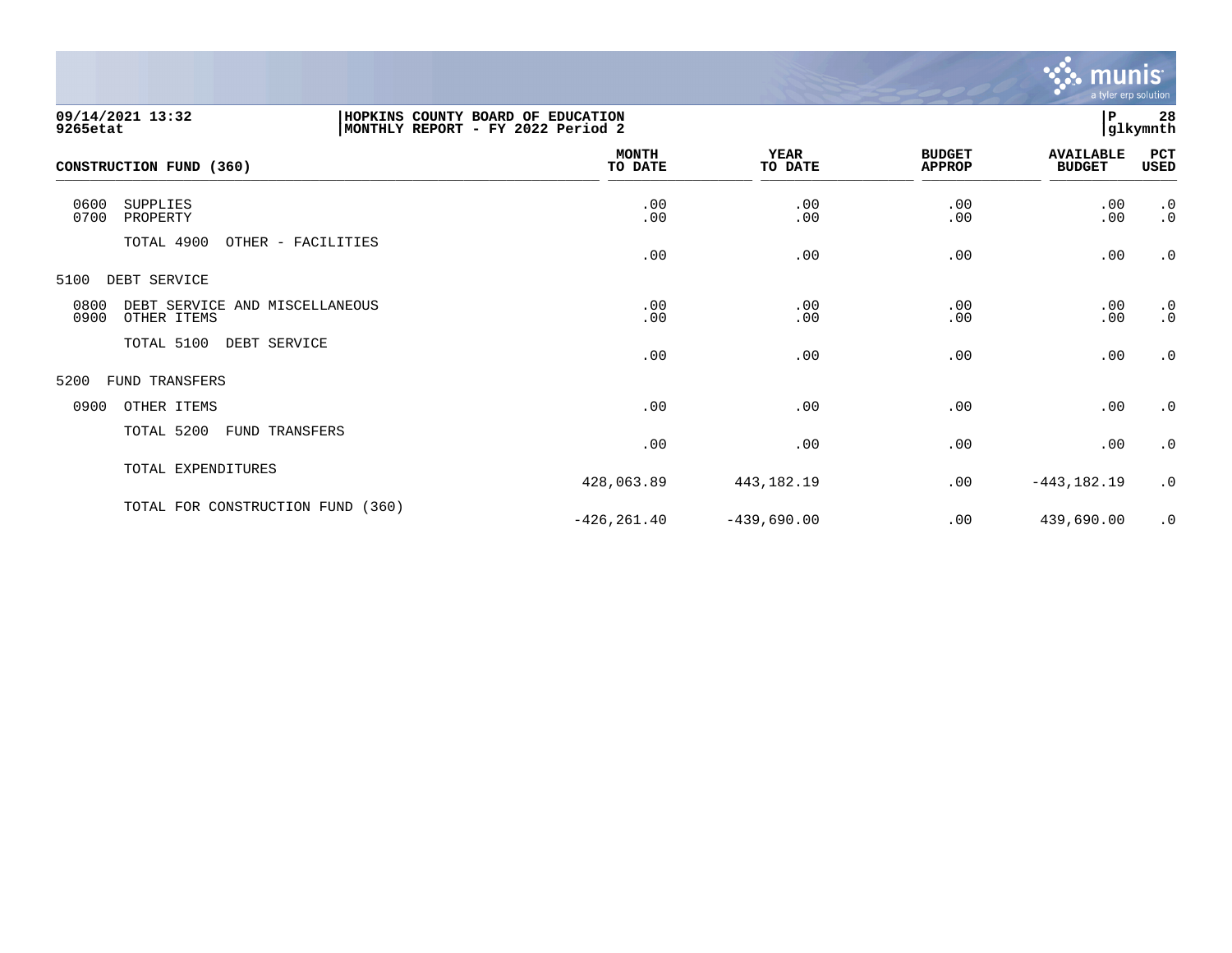HOPKINS COUNTY BOARD OF EDUCATION
MONTHLY REPORT - FY 2022 Period 2

09/14/2021 13:32
9265etat

| CONSTRUCTION FUND (360) | MONTH TO DATE | YEAR TO DATE | BUDGET APPROP | AVAILABLE BUDGET | PCT USED |
|---|---|---|---|---|---|
| 0600 SUPPLIES | .00 | .00 | .00 | .00 | .0 |
| 0700 PROPERTY | .00 | .00 | .00 | .00 | .0 |
| TOTAL 4900 OTHER - FACILITIES | .00 | .00 | .00 | .00 | .0 |
| 5100 DEBT SERVICE | | | | | |
| 0800 DEBT SERVICE AND MISCELLANEOUS | .00 | .00 | .00 | .00 | .0 |
| 0900 OTHER ITEMS | .00 | .00 | .00 | .00 | .0 |
| TOTAL 5100 DEBT SERVICE | .00 | .00 | .00 | .00 | .0 |
| 5200 FUND TRANSFERS | | | | | |
| 0900 OTHER ITEMS | .00 | .00 | .00 | .00 | .0 |
| TOTAL 5200 FUND TRANSFERS | .00 | .00 | .00 | .00 | .0 |
| TOTAL EXPENDITURES | 428,063.89 | 443,182.19 | .00 | -443,182.19 | .0 |
| TOTAL FOR CONSTRUCTION FUND (360) | -426,261.40 | -439,690.00 | .00 | 439,690.00 | .0 |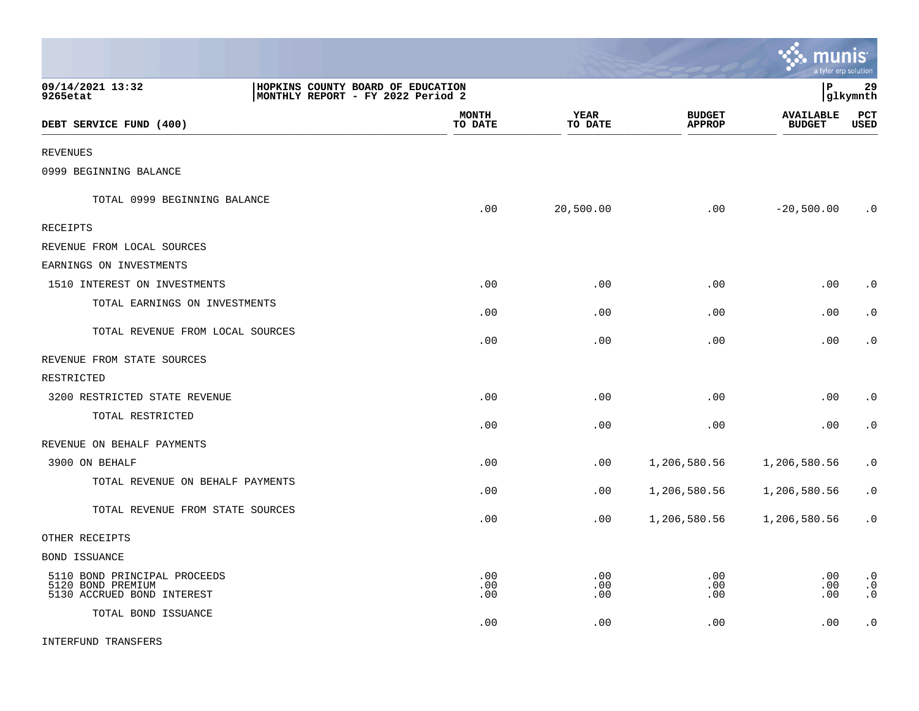09/14/2021 13:32
9265etat

HOPKINS COUNTY BOARD OF EDUCATION
MONTHLY REPORT - FY 2022 Period 2

P 29
glkymnth

| DEBT SERVICE FUND (400) | MONTH TO DATE | YEAR TO DATE | BUDGET APPROP | AVAILABLE BUDGET | PCT USED |
|---|---|---|---|---|---|
| REVENUES | | | | | |
| 0999 BEGINNING BALANCE | | | | | |
| TOTAL 0999 BEGINNING BALANCE | .00 | 20,500.00 | .00 | -20,500.00 | .0 |
| RECEIPTS | | | | | |
| REVENUE FROM LOCAL SOURCES | | | | | |
| EARNINGS ON INVESTMENTS | | | | | |
| 1510 INTEREST ON INVESTMENTS | .00 | .00 | .00 | .00 | .0 |
| TOTAL EARNINGS ON INVESTMENTS | .00 | .00 | .00 | .00 | .0 |
| TOTAL REVENUE FROM LOCAL SOURCES | .00 | .00 | .00 | .00 | .0 |
| REVENUE FROM STATE SOURCES | | | | | |
| RESTRICTED | | | | | |
| 3200 RESTRICTED STATE REVENUE | .00 | .00 | .00 | .00 | .0 |
| TOTAL RESTRICTED | .00 | .00 | .00 | .00 | .0 |
| REVENUE ON BEHALF PAYMENTS | | | | | |
| 3900 ON BEHALF | .00 | .00 | 1,206,580.56 | 1,206,580.56 | .0 |
| TOTAL REVENUE ON BEHALF PAYMENTS | .00 | .00 | 1,206,580.56 | 1,206,580.56 | .0 |
| TOTAL REVENUE FROM STATE SOURCES | .00 | .00 | 1,206,580.56 | 1,206,580.56 | .0 |
| OTHER RECEIPTS | | | | | |
| BOND ISSUANCE | | | | | |
| 5110 BOND PRINCIPAL PROCEEDS | .00 | .00 | .00 | .00 | .0 |
| 5120 BOND PREMIUM | .00 | .00 | .00 | .00 | .0 |
| 5130 ACCRUED BOND INTEREST | .00 | .00 | .00 | .00 | .0 |
| TOTAL BOND ISSUANCE | .00 | .00 | .00 | .00 | .0 |
| INTERFUND TRANSFERS | | | | | |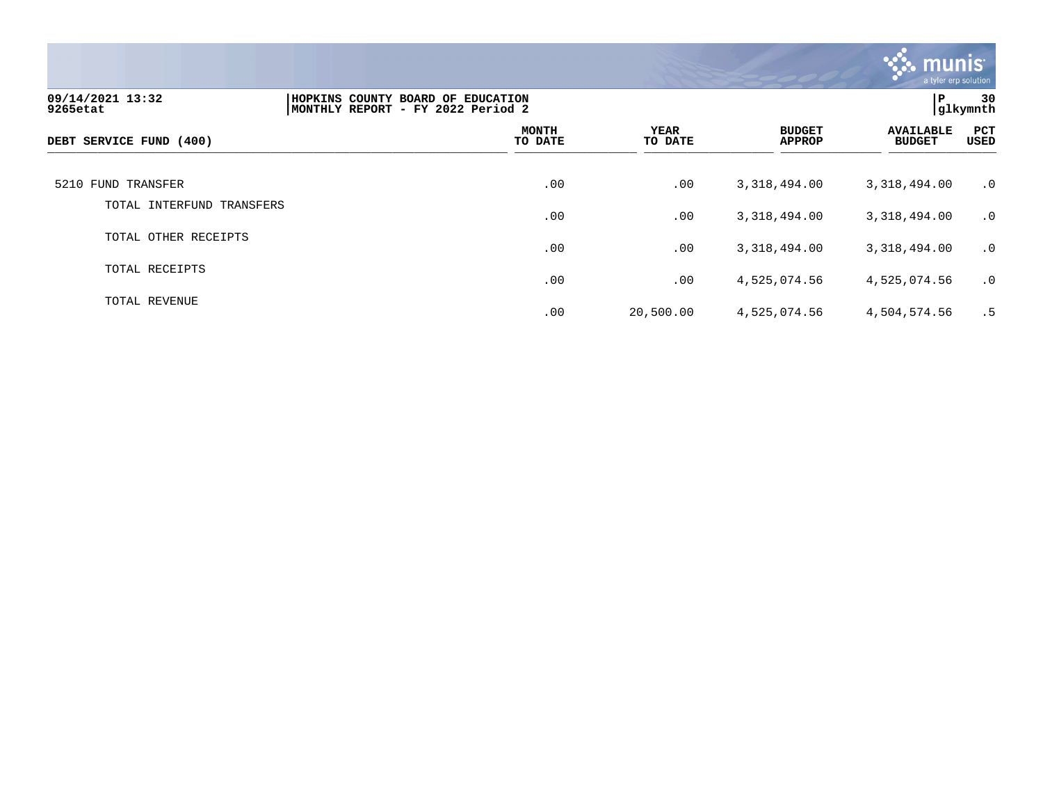09/14/2021 13:32 | HOPKINS COUNTY BOARD OF EDUCATION | P 30
9265etat | MONTHLY REPORT - FY 2022 Period 2 | glkymnth

| DEBT SERVICE FUND (400) | MONTH TO DATE | YEAR TO DATE | BUDGET APPROP | AVAILABLE BUDGET | PCT USED |
|---|---|---|---|---|---|
| 5210 FUND TRANSFER | .00 | .00 | 3,318,494.00 | 3,318,494.00 | .0 |
| TOTAL INTERFUND TRANSFERS | .00 | .00 | 3,318,494.00 | 3,318,494.00 | .0 |
| TOTAL OTHER RECEIPTS | .00 | .00 | 3,318,494.00 | 3,318,494.00 | .0 |
| TOTAL RECEIPTS | .00 | .00 | 4,525,074.56 | 4,525,074.56 | .0 |
| TOTAL REVENUE | .00 | 20,500.00 | 4,525,074.56 | 4,504,574.56 | .5 |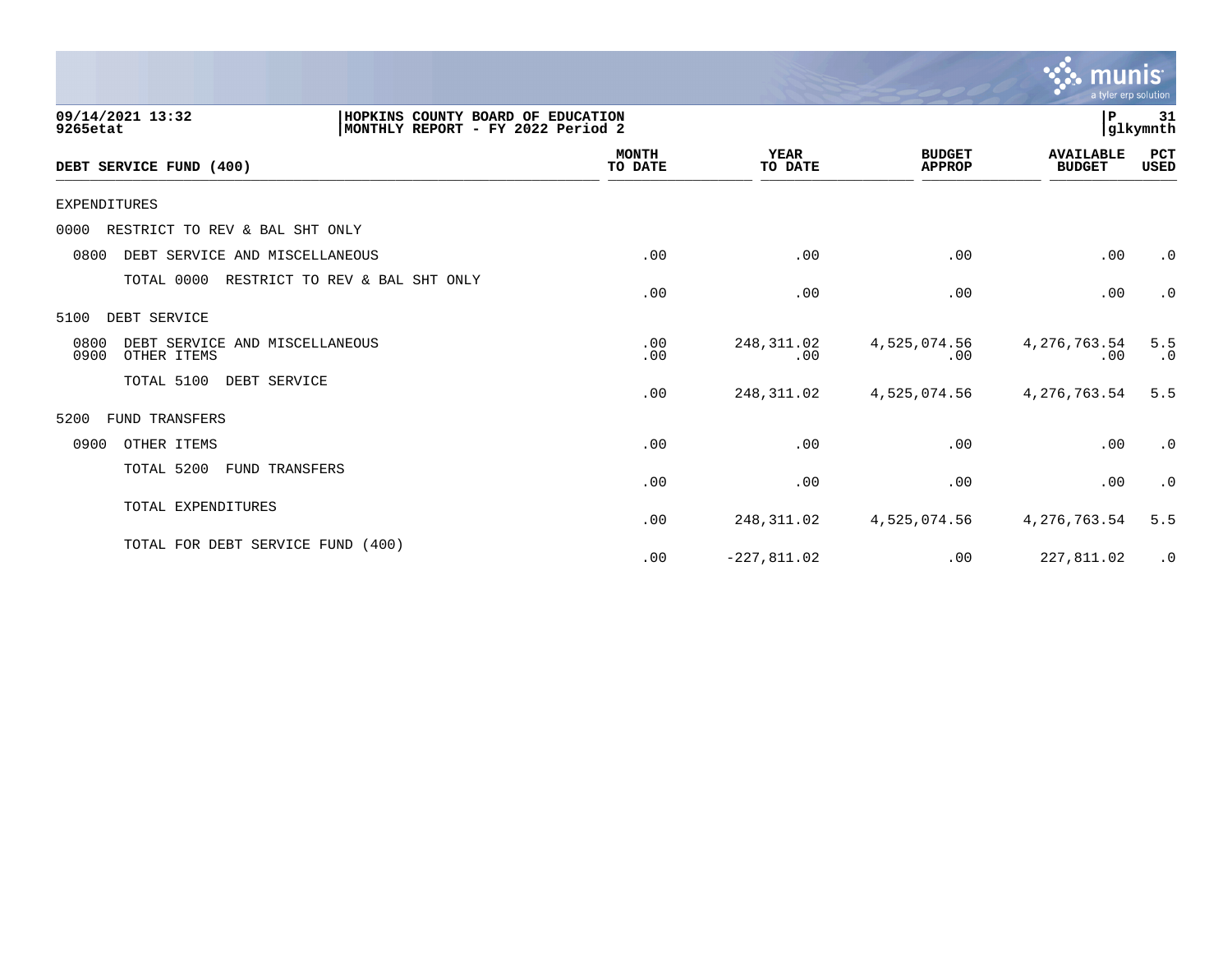09/14/2021 13:32 | HOPKINS COUNTY BOARD OF EDUCATION
9265etat | MONTHLY REPORT - FY 2022 Period 2

| DEBT SERVICE FUND (400) | MONTH TO DATE | YEAR TO DATE | BUDGET APPROP | AVAILABLE BUDGET | PCT USED |
|---|---|---|---|---|---|
| EXPENDITURES | | | | | |
| 0000 RESTRICT TO REV & BAL SHT ONLY | | | | | |
| 0800 DEBT SERVICE AND MISCELLANEOUS | .00 | .00 | .00 | .00 | .0 |
| TOTAL 0000 RESTRICT TO REV & BAL SHT ONLY | .00 | .00 | .00 | .00 | .0 |
| 5100 DEBT SERVICE | | | | | |
| 0800 DEBT SERVICE AND MISCELLANEOUS | .00 | 248,311.02 | 4,525,074.56 | 4,276,763.54 | 5.5 |
| 0900 OTHER ITEMS | .00 | .00 | .00 | .00 | .0 |
| TOTAL 5100 DEBT SERVICE | .00 | 248,311.02 | 4,525,074.56 | 4,276,763.54 | 5.5 |
| 5200 FUND TRANSFERS | | | | | |
| 0900 OTHER ITEMS | .00 | .00 | .00 | .00 | .0 |
| TOTAL 5200 FUND TRANSFERS | .00 | .00 | .00 | .00 | .0 |
| TOTAL EXPENDITURES | .00 | 248,311.02 | 4,525,074.56 | 4,276,763.54 | 5.5 |
| TOTAL FOR DEBT SERVICE FUND (400) | .00 | -227,811.02 | .00 | 227,811.02 | .0 |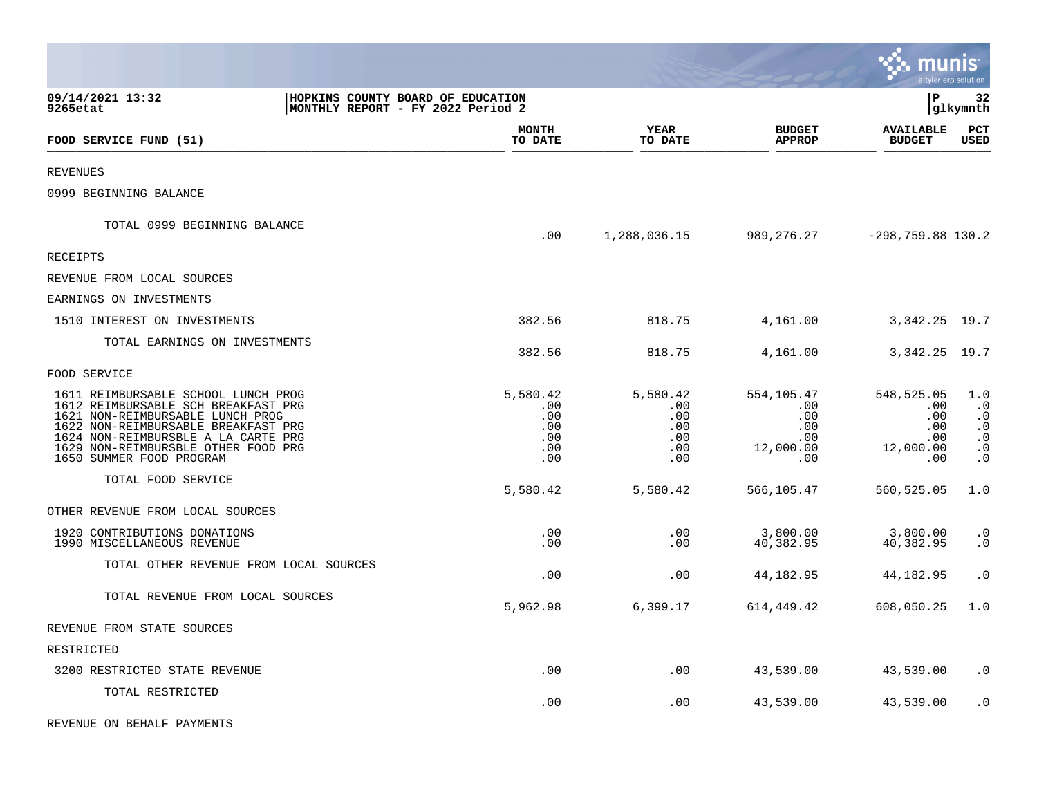09/14/2021 13:32
9265etat

HOPKINS COUNTY BOARD OF EDUCATION
MONTHLY REPORT - FY 2022 Period 2

P 32
glkymnth

| FOOD SERVICE FUND (51) | MONTH TO DATE | YEAR TO DATE | BUDGET APPROP | AVAILABLE BUDGET | PCT USED |
|---|---|---|---|---|---|
| REVENUES | | | | | |
| 0999 BEGINNING BALANCE | | | | | |
| TOTAL 0999 BEGINNING BALANCE | .00 | 1,288,036.15 | 989,276.27 | -298,759.88 | 130.2 |
| RECEIPTS | | | | | |
| REVENUE FROM LOCAL SOURCES | | | | | |
| EARNINGS ON INVESTMENTS | | | | | |
| 1510 INTEREST ON INVESTMENTS | 382.56 | 818.75 | 4,161.00 | 3,342.25 | 19.7 |
| TOTAL EARNINGS ON INVESTMENTS | 382.56 | 818.75 | 4,161.00 | 3,342.25 | 19.7 |
| FOOD SERVICE | | | | | |
| 1611 REIMBURSABLE SCHOOL LUNCH PROG | 5,580.42 | 5,580.42 | 554,105.47 | 548,525.05 | 1.0 |
| 1612 REIMBURSABLE SCH BREAKFAST PRG | .00 | .00 | .00 | .00 | .0 |
| 1621 NON-REIMBURSABLE LUNCH PROG | .00 | .00 | .00 | .00 | .0 |
| 1622 NON-REIMBURSABLE BREAKFAST PRG | .00 | .00 | .00 | .00 | .0 |
| 1624 NON-REIMBURSBLE A LA CARTE PRG | .00 | .00 | .00 | .00 | .0 |
| 1629 NON-REIMBURSBLE OTHER FOOD PRG | .00 | .00 | 12,000.00 | 12,000.00 | .0 |
| 1650 SUMMER FOOD PROGRAM | .00 | .00 | .00 | .00 | .0 |
| TOTAL FOOD SERVICE | 5,580.42 | 5,580.42 | 566,105.47 | 560,525.05 | 1.0 |
| OTHER REVENUE FROM LOCAL SOURCES | | | | | |
| 1920 CONTRIBUTIONS DONATIONS | .00 | .00 | 3,800.00 | 3,800.00 | .0 |
| 1990 MISCELLANEOUS REVENUE | .00 | .00 | 40,382.95 | 40,382.95 | .0 |
| TOTAL OTHER REVENUE FROM LOCAL SOURCES | .00 | .00 | 44,182.95 | 44,182.95 | .0 |
| TOTAL REVENUE FROM LOCAL SOURCES | 5,962.98 | 6,399.17 | 614,449.42 | 608,050.25 | 1.0 |
| REVENUE FROM STATE SOURCES | | | | | |
| RESTRICTED | | | | | |
| 3200 RESTRICTED STATE REVENUE | .00 | .00 | 43,539.00 | 43,539.00 | .0 |
| TOTAL RESTRICTED | .00 | .00 | 43,539.00 | 43,539.00 | .0 |
| REVENUE ON BEHALF PAYMENTS | | | | | |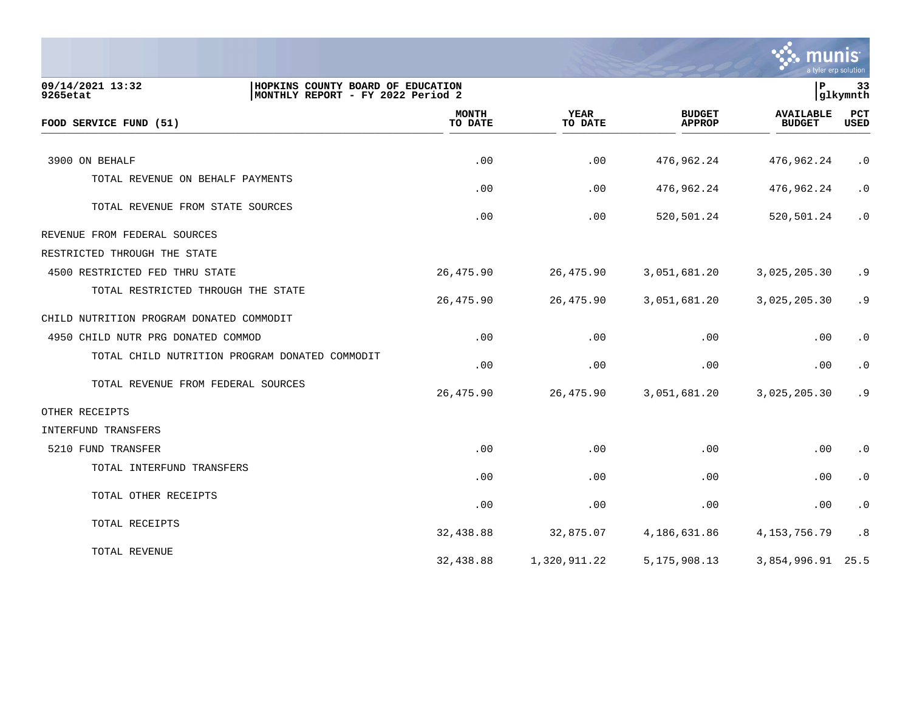09/14/2021 13:32 | HOPKINS COUNTY BOARD OF EDUCATION | P 33
9265etat | MONTHLY REPORT - FY 2022 Period 2 | glkymnth

| FOOD SERVICE FUND (51) | MONTH TO DATE | YEAR TO DATE | BUDGET APPROP | AVAILABLE BUDGET | PCT USED |
|---|---|---|---|---|---|
| 3900 ON BEHALF | .00 | .00 | 476,962.24 | 476,962.24 | .0 |
| TOTAL REVENUE ON BEHALF PAYMENTS | .00 | .00 | 476,962.24 | 476,962.24 | .0 |
| TOTAL REVENUE FROM STATE SOURCES | .00 | .00 | 520,501.24 | 520,501.24 | .0 |
| REVENUE FROM FEDERAL SOURCES | | | | | |
| RESTRICTED THROUGH THE STATE | | | | | |
| 4500 RESTRICTED FED THRU STATE | 26,475.90 | 26,475.90 | 3,051,681.20 | 3,025,205.30 | .9 |
| TOTAL RESTRICTED THROUGH THE STATE | 26,475.90 | 26,475.90 | 3,051,681.20 | 3,025,205.30 | .9 |
| CHILD NUTRITION PROGRAM DONATED COMMODIT | | | | | |
| 4950 CHILD NUTR PRG DONATED COMMOD | .00 | .00 | .00 | .00 | .0 |
| TOTAL CHILD NUTRITION PROGRAM DONATED COMMODIT | .00 | .00 | .00 | .00 | .0 |
| TOTAL REVENUE FROM FEDERAL SOURCES | 26,475.90 | 26,475.90 | 3,051,681.20 | 3,025,205.30 | .9 |
| OTHER RECEIPTS | | | | | |
| INTERFUND TRANSFERS | | | | | |
| 5210 FUND TRANSFER | .00 | .00 | .00 | .00 | .0 |
| TOTAL INTERFUND TRANSFERS | .00 | .00 | .00 | .00 | .0 |
| TOTAL OTHER RECEIPTS | .00 | .00 | .00 | .00 | .0 |
| TOTAL RECEIPTS | 32,438.88 | 32,875.07 | 4,186,631.86 | 4,153,756.79 | .8 |
| TOTAL REVENUE | 32,438.88 | 1,320,911.22 | 5,175,908.13 | 3,854,996.91 | 25.5 |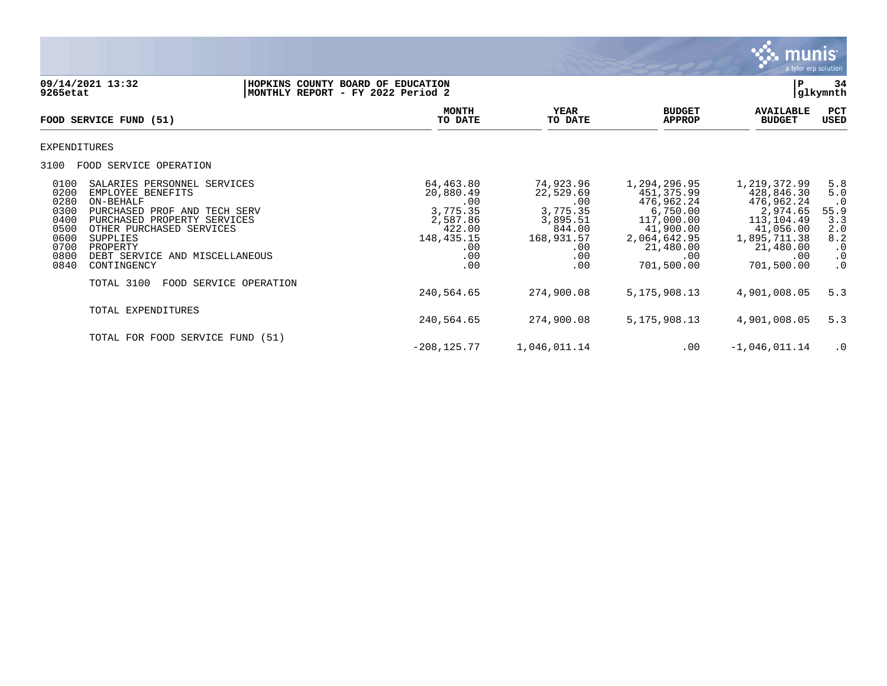09/14/2021 13:32 | HOPKINS COUNTY BOARD OF EDUCATION | P 34
9265etat | MONTHLY REPORT - FY 2022 Period 2 | glkymnth

| FOOD SERVICE FUND (51) | | MONTH TO DATE | YEAR TO DATE | BUDGET APPROP | AVAILABLE BUDGET | PCT USED |
|---|---|---|---|---|---|---|
| EXPENDITURES | | | | | | |
| 3100 | FOOD SERVICE OPERATION | | | | | |
| 0100 | SALARIES PERSONNEL SERVICES | 64,463.80 | 74,923.96 | 1,294,296.95 | 1,219,372.99 | 5.8 |
| 0200 | EMPLOYEE BENEFITS | 20,880.49 | 22,529.69 | 451,375.99 | 428,846.30 | 5.0 |
| 0280 | ON-BEHALF | .00 | .00 | 476,962.24 | 476,962.24 | .0 |
| 0300 | PURCHASED PROF AND TECH SERV | 3,775.35 | 3,775.35 | 6,750.00 | 2,974.65 | 55.9 |
| 0400 | PURCHASED PROPERTY SERVICES | 2,587.86 | 3,895.51 | 117,000.00 | 113,104.49 | 3.3 |
| 0500 | OTHER PURCHASED SERVICES | 422.00 | 844.00 | 41,900.00 | 41,056.00 | 2.0 |
| 0600 | SUPPLIES | 148,435.15 | 168,931.57 | 2,064,642.95 | 1,895,711.38 | 8.2 |
| 0700 | PROPERTY | .00 | .00 | 21,480.00 | 21,480.00 | .0 |
| 0800 | DEBT SERVICE AND MISCELLANEOUS | .00 | .00 | .00 | .00 | .0 |
| 0840 | CONTINGENCY | .00 | .00 | 701,500.00 | 701,500.00 | .0 |
| | TOTAL 3100 FOOD SERVICE OPERATION | 240,564.65 | 274,900.08 | 5,175,908.13 | 4,901,008.05 | 5.3 |
| | TOTAL EXPENDITURES | 240,564.65 | 274,900.08 | 5,175,908.13 | 4,901,008.05 | 5.3 |
| | TOTAL FOR FOOD SERVICE FUND (51) | -208,125.77 | 1,046,011.14 | .00 | -1,046,011.14 | .0 |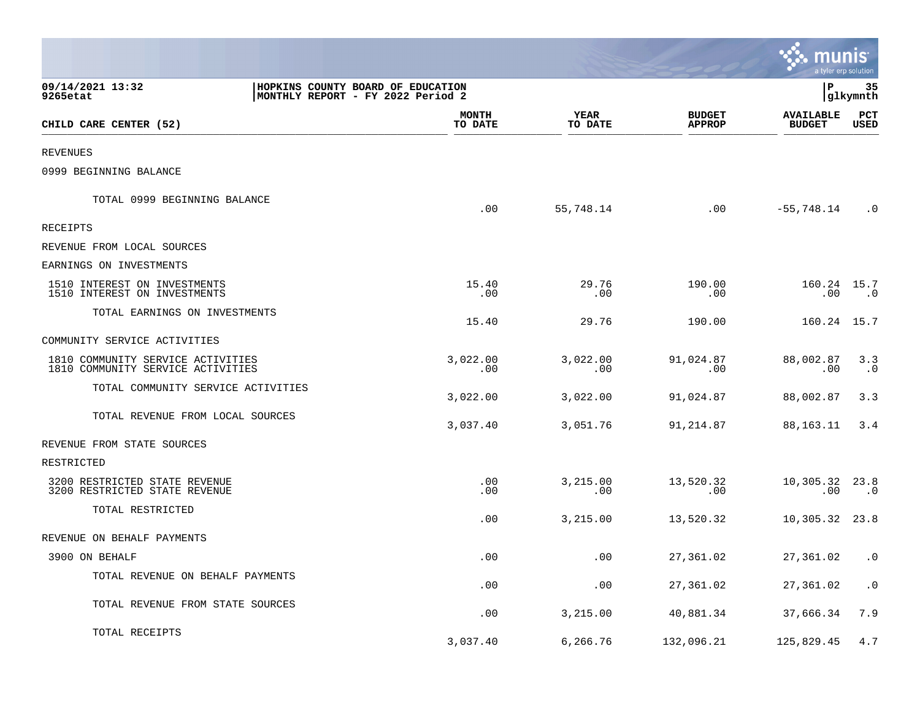09/14/2021 13:32 | HOPKINS COUNTY BOARD OF EDUCATION
9265etat | MONTHLY REPORT - FY 2022 Period 2

| CHILD CARE CENTER (52) | MONTH TO DATE | YEAR TO DATE | BUDGET APPROP | AVAILABLE BUDGET | PCT USED |
|---|---|---|---|---|---|
| REVENUES | | | | | |
| 0999 BEGINNING BALANCE | | | | | |
| TOTAL 0999 BEGINNING BALANCE | .00 | 55,748.14 | .00 | -55,748.14 | .0 |
| RECEIPTS | | | | | |
| REVENUE FROM LOCAL SOURCES | | | | | |
| EARNINGS ON INVESTMENTS | | | | | |
| 1510 INTEREST ON INVESTMENTS | 15.40 | 29.76 | 190.00 | 160.24 | 15.7 |
| 1510 INTEREST ON INVESTMENTS | .00 | .00 | .00 | .00 | .0 |
| TOTAL EARNINGS ON INVESTMENTS | 15.40 | 29.76 | 190.00 | 160.24 | 15.7 |
| COMMUNITY SERVICE ACTIVITIES | | | | | |
| 1810 COMMUNITY SERVICE ACTIVITIES | 3,022.00 | 3,022.00 | 91,024.87 | 88,002.87 | 3.3 |
| 1810 COMMUNITY SERVICE ACTIVITIES | .00 | .00 | .00 | .00 | .0 |
| TOTAL COMMUNITY SERVICE ACTIVITIES | 3,022.00 | 3,022.00 | 91,024.87 | 88,002.87 | 3.3 |
| TOTAL REVENUE FROM LOCAL SOURCES | 3,037.40 | 3,051.76 | 91,214.87 | 88,163.11 | 3.4 |
| REVENUE FROM STATE SOURCES | | | | | |
| RESTRICTED | | | | | |
| 3200 RESTRICTED STATE REVENUE | .00 | 3,215.00 | 13,520.32 | 10,305.32 | 23.8 |
| 3200 RESTRICTED STATE REVENUE | .00 | .00 | .00 | .00 | .0 |
| TOTAL RESTRICTED | .00 | 3,215.00 | 13,520.32 | 10,305.32 | 23.8 |
| REVENUE ON BEHALF PAYMENTS | | | | | |
| 3900 ON BEHALF | .00 | .00 | 27,361.02 | 27,361.02 | .0 |
| TOTAL REVENUE ON BEHALF PAYMENTS | .00 | .00 | 27,361.02 | 27,361.02 | .0 |
| TOTAL REVENUE FROM STATE SOURCES | .00 | 3,215.00 | 40,881.34 | 37,666.34 | 7.9 |
| TOTAL RECEIPTS | 3,037.40 | 6,266.76 | 132,096.21 | 125,829.45 | 4.7 |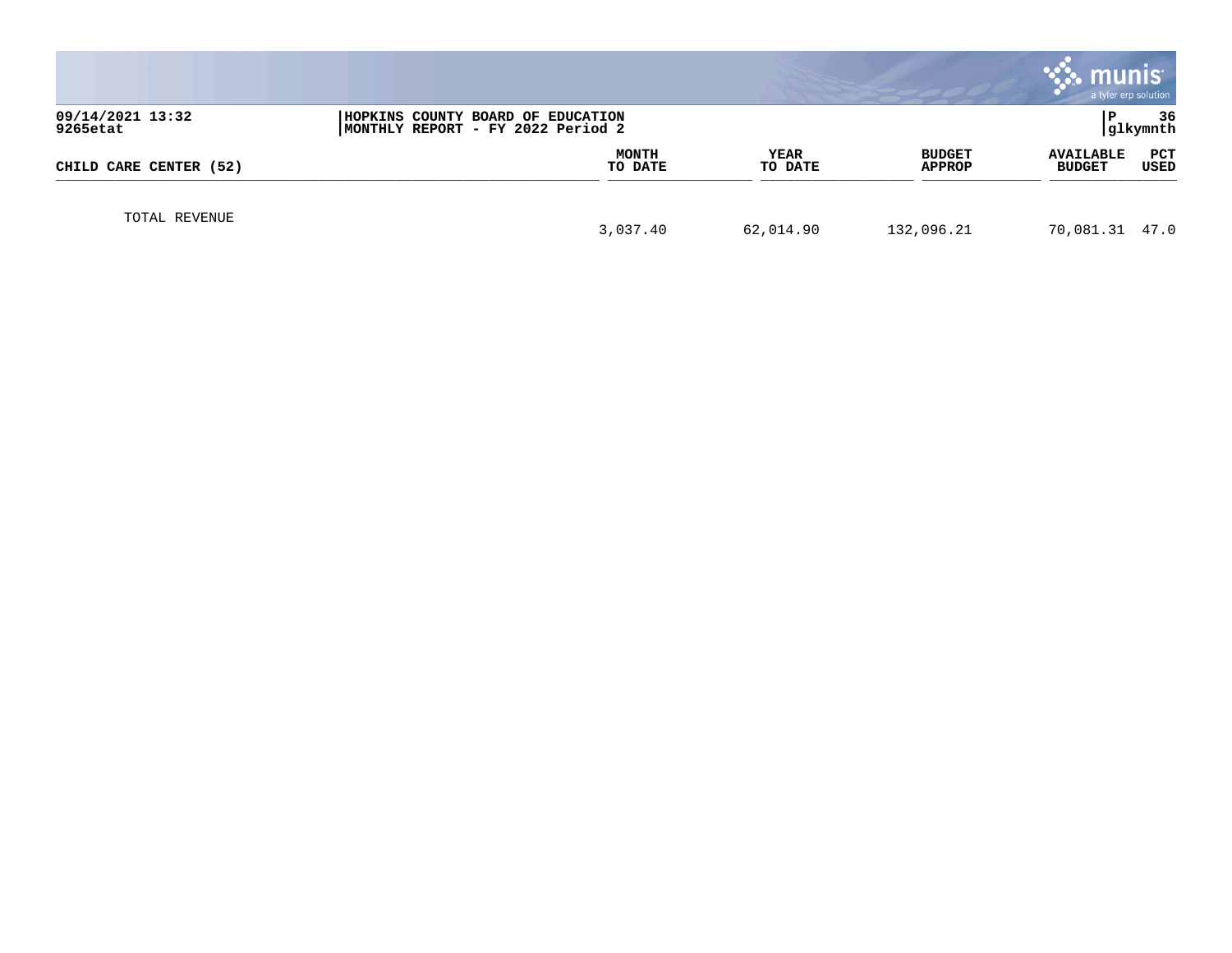09/14/2021 13:32
9265etat

HOPKINS COUNTY BOARD OF EDUCATION
MONTHLY REPORT - FY 2022 Period 2

P 36
glkymnth

| CHILD CARE CENTER (52) | MONTH TO DATE | YEAR TO DATE | BUDGET APPROP | AVAILABLE BUDGET | PCT USED |
|---|---|---|---|---|---|
| TOTAL REVENUE | 3,037.40 | 62,014.90 | 132,096.21 | 70,081.31 | 47.0 |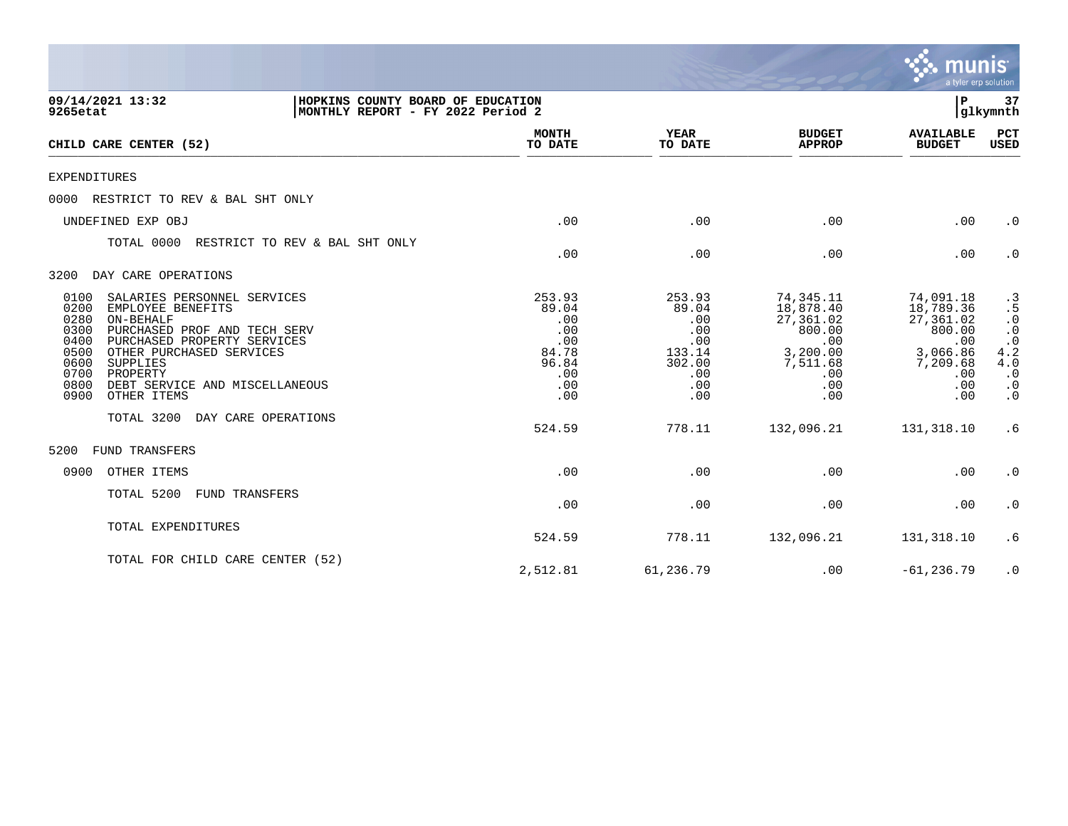09/14/2021 13:32 | HOPKINS COUNTY BOARD OF EDUCATION | P 37
9265etat | MONTHLY REPORT - FY 2022 Period 2 | glkymnth

| CHILD CARE CENTER (52) | MONTH TO DATE | YEAR TO DATE | BUDGET APPROP | AVAILABLE BUDGET | PCT USED |
|---|---|---|---|---|---|
| EXPENDITURES | | | | | |
| 0000 RESTRICT TO REV & BAL SHT ONLY | | | | | |
| UNDEFINED EXP OBJ | .00 | .00 | .00 | .00 | .0 |
| TOTAL 0000 RESTRICT TO REV & BAL SHT ONLY | .00 | .00 | .00 | .00 | .0 |
| 3200 DAY CARE OPERATIONS | | | | | |
| 0100 SALARIES PERSONNEL SERVICES | 253.93 | 253.93 | 74,345.11 | 74,091.18 | .3 |
| 0200 EMPLOYEE BENEFITS | 89.04 | 89.04 | 18,878.40 | 18,789.36 | .5 |
| 0280 ON-BEHALF | .00 | .00 | 27,361.02 | 27,361.02 | .0 |
| 0300 PURCHASED PROF AND TECH SERV | .00 | .00 | 800.00 | 800.00 | .0 |
| 0400 PURCHASED PROPERTY SERVICES | .00 | .00 | .00 | .00 | .0 |
| 0500 OTHER PURCHASED SERVICES | 84.78 | 133.14 | 3,200.00 | 3,066.86 | 4.2 |
| 0600 SUPPLIES | 96.84 | 302.00 | 7,511.68 | 7,209.68 | 4.0 |
| 0700 PROPERTY | .00 | .00 | .00 | .00 | .0 |
| 0800 DEBT SERVICE AND MISCELLANEOUS | .00 | .00 | .00 | .00 | .0 |
| 0900 OTHER ITEMS | .00 | .00 | .00 | .00 | .0 |
| TOTAL 3200 DAY CARE OPERATIONS | 524.59 | 778.11 | 132,096.21 | 131,318.10 | .6 |
| 5200 FUND TRANSFERS | | | | | |
| 0900 OTHER ITEMS | .00 | .00 | .00 | .00 | .0 |
| TOTAL 5200 FUND TRANSFERS | .00 | .00 | .00 | .00 | .0 |
| TOTAL EXPENDITURES | 524.59 | 778.11 | 132,096.21 | 131,318.10 | .6 |
| TOTAL FOR CHILD CARE CENTER (52) | 2,512.81 | 61,236.79 | .00 | -61,236.79 | .0 |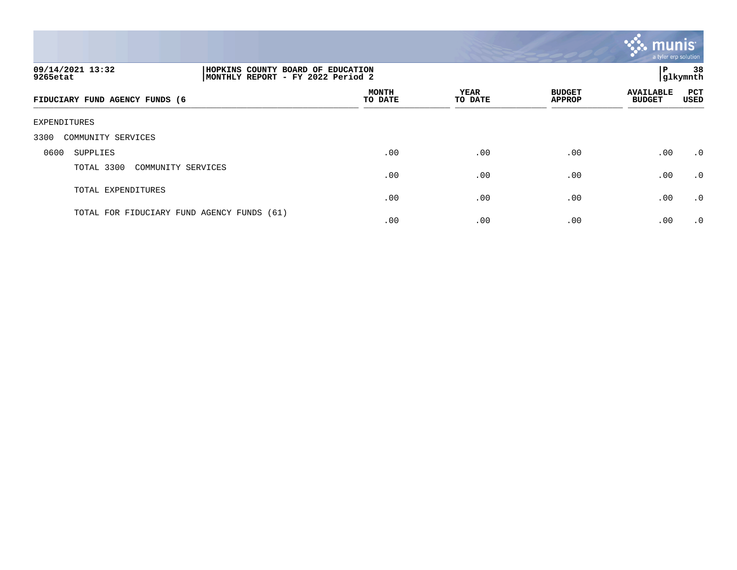09/14/2021 13:32 | HOPKINS COUNTY BOARD OF EDUCATION | P 38
9265etat | MONTHLY REPORT - FY 2022 Period 2 | glkymnth

| FIDUCIARY FUND AGENCY FUNDS (6 | MONTH TO DATE | YEAR TO DATE | BUDGET APPROP | AVAILABLE BUDGET | PCT USED |
|---|---|---|---|---|---|
| EXPENDITURES | | | | | |
| 3300 COMMUNITY SERVICES | | | | | |
| 0600 SUPPLIES | .00 | .00 | .00 | .00 | .0 |
| TOTAL 3300 COMMUNITY SERVICES | .00 | .00 | .00 | .00 | .0 |
| TOTAL EXPENDITURES | .00 | .00 | .00 | .00 | .0 |
| TOTAL FOR FIDUCIARY FUND AGENCY FUNDS (61) | .00 | .00 | .00 | .00 | .0 |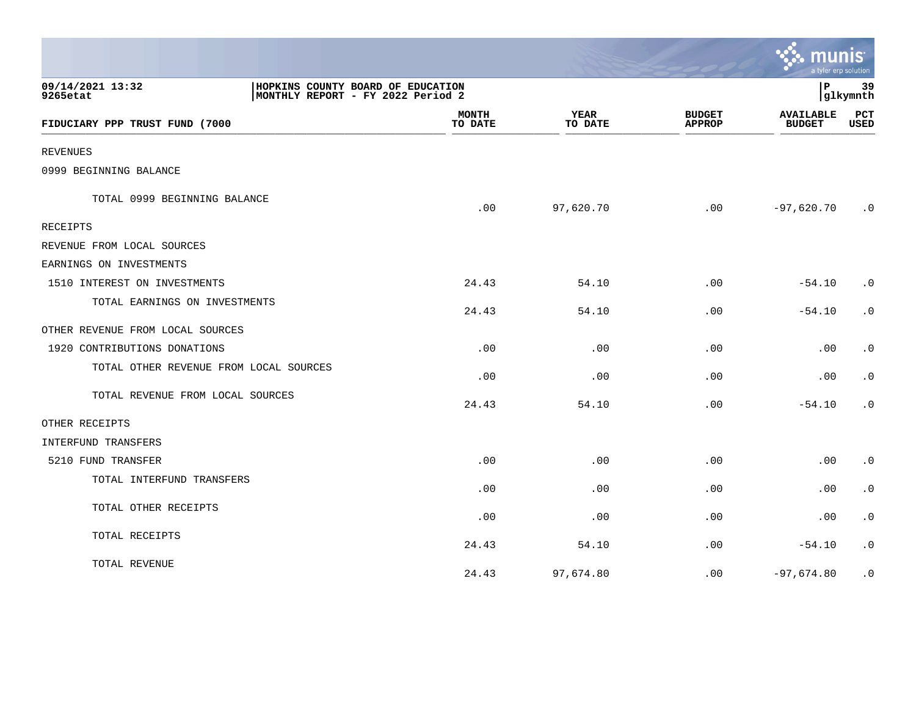09/14/2021 13:32
9265etat

HOPKINS COUNTY BOARD OF EDUCATION
MONTHLY REPORT - FY 2022 Period 2

P 39
glkymnth

| FIDUCIARY PPP TRUST FUND (7000 | MONTH TO DATE | YEAR TO DATE | BUDGET APPROP | AVAILABLE BUDGET | PCT USED |
|---|---|---|---|---|---|
| REVENUES | | | | | |
| 0999 BEGINNING BALANCE | | | | | |
| TOTAL 0999 BEGINNING BALANCE | .00 | 97,620.70 | .00 | -97,620.70 | .0 |
| RECEIPTS | | | | | |
| REVENUE FROM LOCAL SOURCES | | | | | |
| EARNINGS ON INVESTMENTS | | | | | |
| 1510 INTEREST ON INVESTMENTS | 24.43 | 54.10 | .00 | -54.10 | .0 |
| TOTAL EARNINGS ON INVESTMENTS | 24.43 | 54.10 | .00 | -54.10 | .0 |
| OTHER REVENUE FROM LOCAL SOURCES | | | | | |
| 1920 CONTRIBUTIONS DONATIONS | .00 | .00 | .00 | .00 | .0 |
| TOTAL OTHER REVENUE FROM LOCAL SOURCES | .00 | .00 | .00 | .00 | .0 |
| TOTAL REVENUE FROM LOCAL SOURCES | 24.43 | 54.10 | .00 | -54.10 | .0 |
| OTHER RECEIPTS | | | | | |
| INTERFUND TRANSFERS | | | | | |
| 5210 FUND TRANSFER | .00 | .00 | .00 | .00 | .0 |
| TOTAL INTERFUND TRANSFERS | .00 | .00 | .00 | .00 | .0 |
| TOTAL OTHER RECEIPTS | .00 | .00 | .00 | .00 | .0 |
| TOTAL RECEIPTS | 24.43 | 54.10 | .00 | -54.10 | .0 |
| TOTAL REVENUE | 24.43 | 97,674.80 | .00 | -97,674.80 | .0 |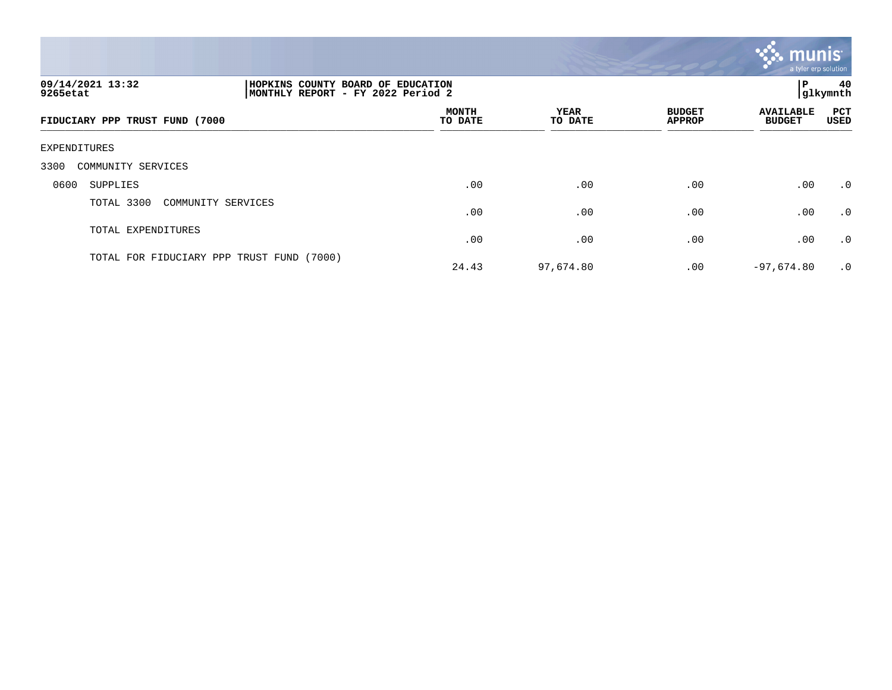09/14/2021 13:32
9265etat

HOPKINS COUNTY BOARD OF EDUCATION
MONTHLY REPORT - FY 2022 Period 2

P 40
glkymnth

| FIDUCIARY PPP TRUST FUND (7000 | MONTH TO DATE | YEAR TO DATE | BUDGET APPROP | AVAILABLE BUDGET | PCT USED |
|---|---|---|---|---|---|
| EXPENDITURES | | | | | |
| 3300 COMMUNITY SERVICES | | | | | |
| 0600 SUPPLIES | .00 | .00 | .00 | .00 | .0 |
| TOTAL 3300 COMMUNITY SERVICES | .00 | .00 | .00 | .00 | .0 |
| TOTAL EXPENDITURES | .00 | .00 | .00 | .00 | .0 |
| TOTAL FOR FIDUCIARY PPP TRUST FUND (7000) | 24.43 | 97,674.80 | .00 | -97,674.80 | .0 |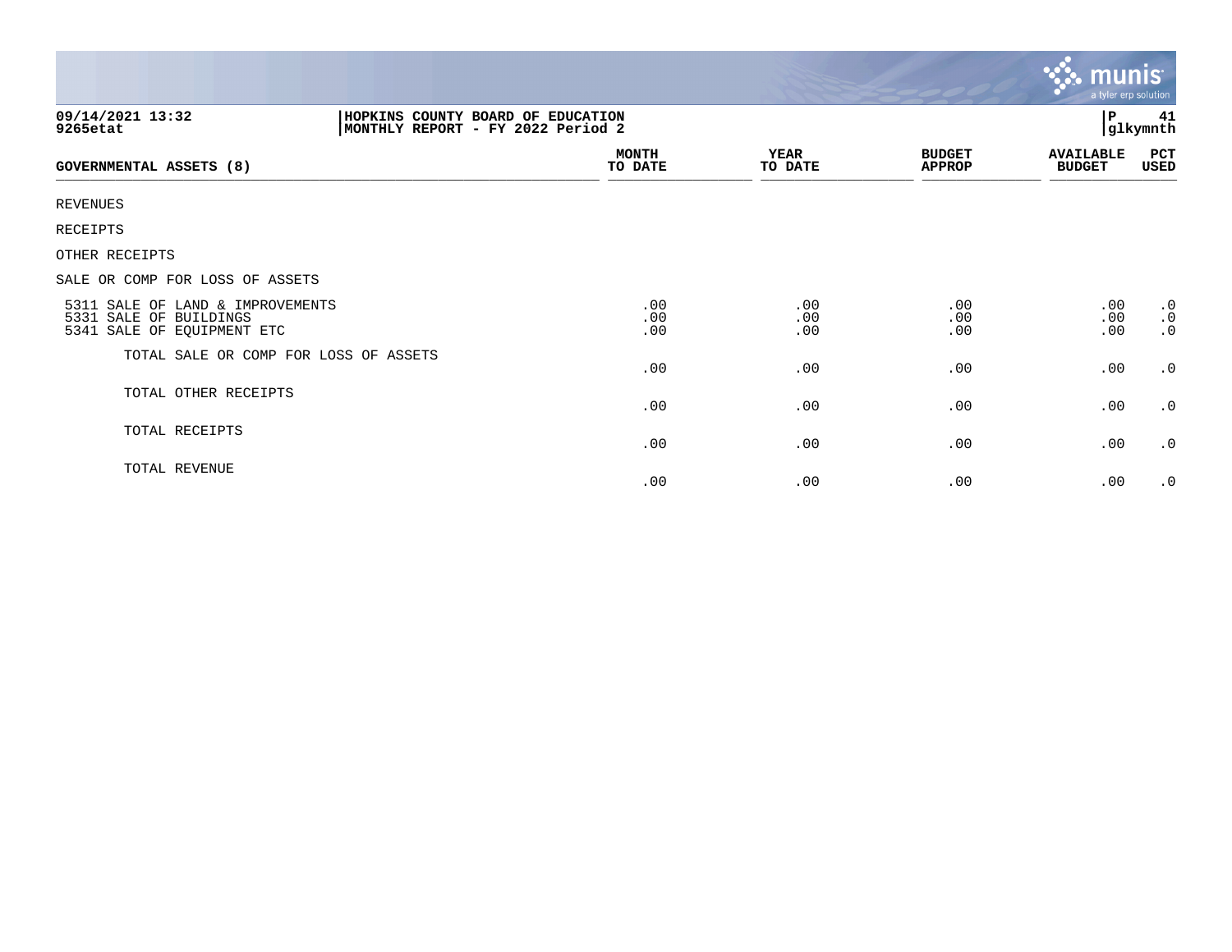09/14/2021 13:32 | HOPKINS COUNTY BOARD OF EDUCATION | P 41
9265etat | MONTHLY REPORT - FY 2022 Period 2 | glkymnth

| GOVERNMENTAL ASSETS (8) | MONTH TO DATE | YEAR TO DATE | BUDGET APPROP | AVAILABLE BUDGET | PCT USED |
|---|---|---|---|---|---|
| REVENUES | | | | | |
| RECEIPTS | | | | | |
| OTHER RECEIPTS | | | | | |
| SALE OR COMP FOR LOSS OF ASSETS | | | | | |
| 5311 SALE OF LAND & IMPROVEMENTS | .00 | .00 | .00 | .00 | .0 |
| 5331 SALE OF BUILDINGS | .00 | .00 | .00 | .00 | .0 |
| 5341 SALE OF EQUIPMENT ETC | .00 | .00 | .00 | .00 | .0 |
| TOTAL SALE OR COMP FOR LOSS OF ASSETS | .00 | .00 | .00 | .00 | .0 |
| TOTAL OTHER RECEIPTS | .00 | .00 | .00 | .00 | .0 |
| TOTAL RECEIPTS | .00 | .00 | .00 | .00 | .0 |
| TOTAL REVENUE | .00 | .00 | .00 | .00 | .0 |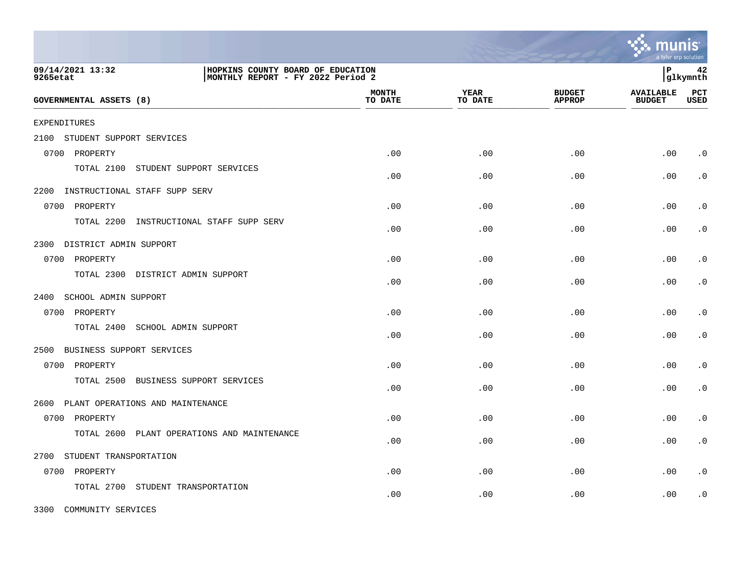09/14/2021 13:32 | HOPKINS COUNTY BOARD OF EDUCATION | P 42
9265etat | MONTHLY REPORT - FY 2022 Period 2 | glkymnth

| GOVERNMENTAL ASSETS (8) | MONTH TO DATE | YEAR TO DATE | BUDGET APPROP | AVAILABLE BUDGET | PCT USED |
|---|---|---|---|---|---|
| EXPENDITURES | | | | | |
| 2100 STUDENT SUPPORT SERVICES | | | | | |
| 0700 PROPERTY | .00 | .00 | .00 | .00 | .0 |
| TOTAL 2100 STUDENT SUPPORT SERVICES | .00 | .00 | .00 | .00 | .0 |
| 2200 INSTRUCTIONAL STAFF SUPP SERV | | | | | |
| 0700 PROPERTY | .00 | .00 | .00 | .00 | .0 |
| TOTAL 2200 INSTRUCTIONAL STAFF SUPP SERV | .00 | .00 | .00 | .00 | .0 |
| 2300 DISTRICT ADMIN SUPPORT | | | | | |
| 0700 PROPERTY | .00 | .00 | .00 | .00 | .0 |
| TOTAL 2300 DISTRICT ADMIN SUPPORT | .00 | .00 | .00 | .00 | .0 |
| 2400 SCHOOL ADMIN SUPPORT | | | | | |
| 0700 PROPERTY | .00 | .00 | .00 | .00 | .0 |
| TOTAL 2400 SCHOOL ADMIN SUPPORT | .00 | .00 | .00 | .00 | .0 |
| 2500 BUSINESS SUPPORT SERVICES | | | | | |
| 0700 PROPERTY | .00 | .00 | .00 | .00 | .0 |
| TOTAL 2500 BUSINESS SUPPORT SERVICES | .00 | .00 | .00 | .00 | .0 |
| 2600 PLANT OPERATIONS AND MAINTENANCE | | | | | |
| 0700 PROPERTY | .00 | .00 | .00 | .00 | .0 |
| TOTAL 2600 PLANT OPERATIONS AND MAINTENANCE | .00 | .00 | .00 | .00 | .0 |
| 2700 STUDENT TRANSPORTATION | | | | | |
| 0700 PROPERTY | .00 | .00 | .00 | .00 | .0 |
| TOTAL 2700 STUDENT TRANSPORTATION | .00 | .00 | .00 | .00 | .0 |
| 3300 COMMUNITY SERVICES | | | | | |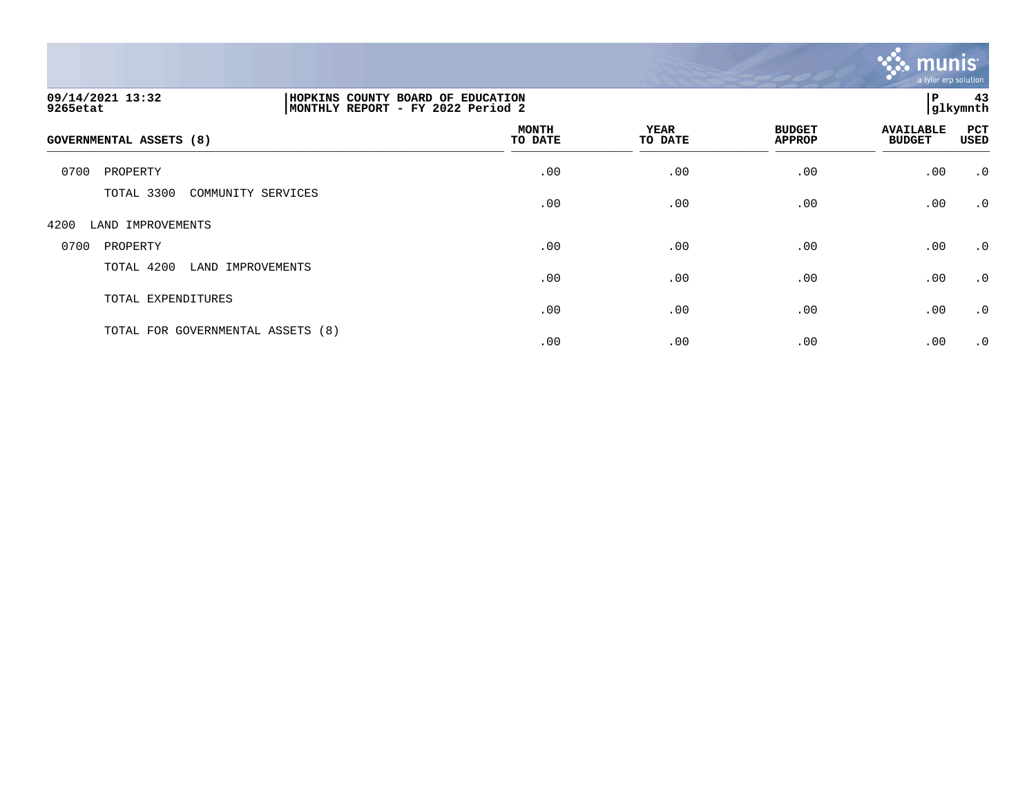09/14/2021 13:32 | HOPKINS COUNTY BOARD OF EDUCATION | P 43
9265etat | MONTHLY REPORT - FY 2022 Period 2 | glkymnth

| GOVERNMENTAL ASSETS (8) | MONTH TO DATE | YEAR TO DATE | BUDGET APPROP | AVAILABLE BUDGET | PCT USED |
|---|---|---|---|---|---|
| 0700 PROPERTY | .00 | .00 | .00 | .00 | .0 |
| TOTAL 3300 COMMUNITY SERVICES | .00 | .00 | .00 | .00 | .0 |
| 4200 LAND IMPROVEMENTS | | | | | |
| 0700 PROPERTY | .00 | .00 | .00 | .00 | .0 |
| TOTAL 4200 LAND IMPROVEMENTS | .00 | .00 | .00 | .00 | .0 |
| TOTAL EXPENDITURES | .00 | .00 | .00 | .00 | .0 |
| TOTAL FOR GOVERNMENTAL ASSETS (8) | .00 | .00 | .00 | .00 | .0 |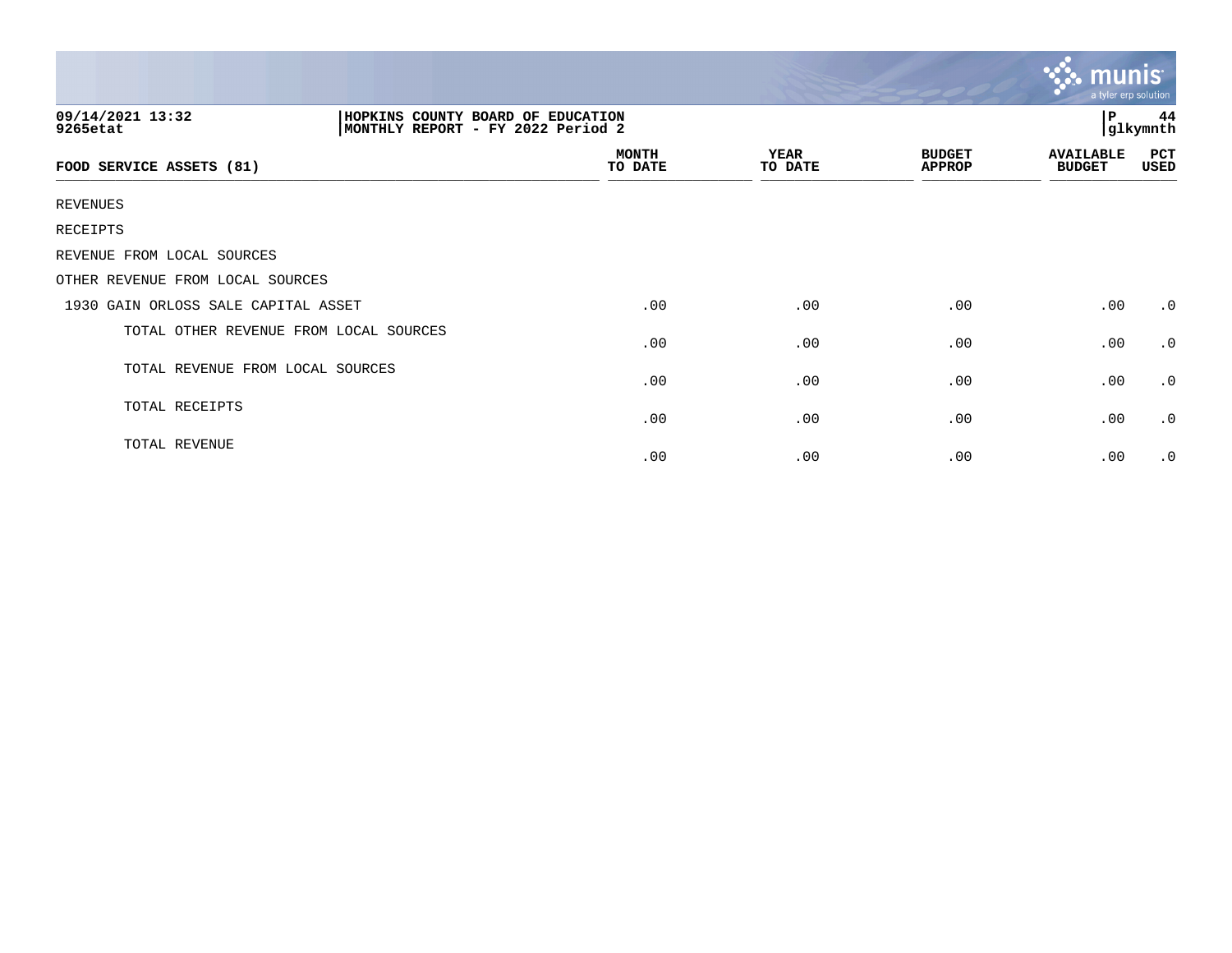HOPKINS COUNTY BOARD OF EDUCATION
MONTHLY REPORT - FY 2022 Period 2

09/14/2021 13:32
9265etat

P 44
glkymnth

| FOOD SERVICE ASSETS (81) | MONTH TO DATE | YEAR TO DATE | BUDGET APPROP | AVAILABLE BUDGET | PCT USED |
|---|---|---|---|---|---|
| REVENUES | | | | | |
| RECEIPTS | | | | | |
| REVENUE FROM LOCAL SOURCES | | | | | |
| OTHER REVENUE FROM LOCAL SOURCES | | | | | |
| 1930 GAIN ORLOSS SALE CAPITAL ASSET | .00 | .00 | .00 | .00 | .0 |
| TOTAL OTHER REVENUE FROM LOCAL SOURCES | .00 | .00 | .00 | .00 | .0 |
| TOTAL REVENUE FROM LOCAL SOURCES | .00 | .00 | .00 | .00 | .0 |
| TOTAL RECEIPTS | .00 | .00 | .00 | .00 | .0 |
| TOTAL REVENUE | .00 | .00 | .00 | .00 | .0 |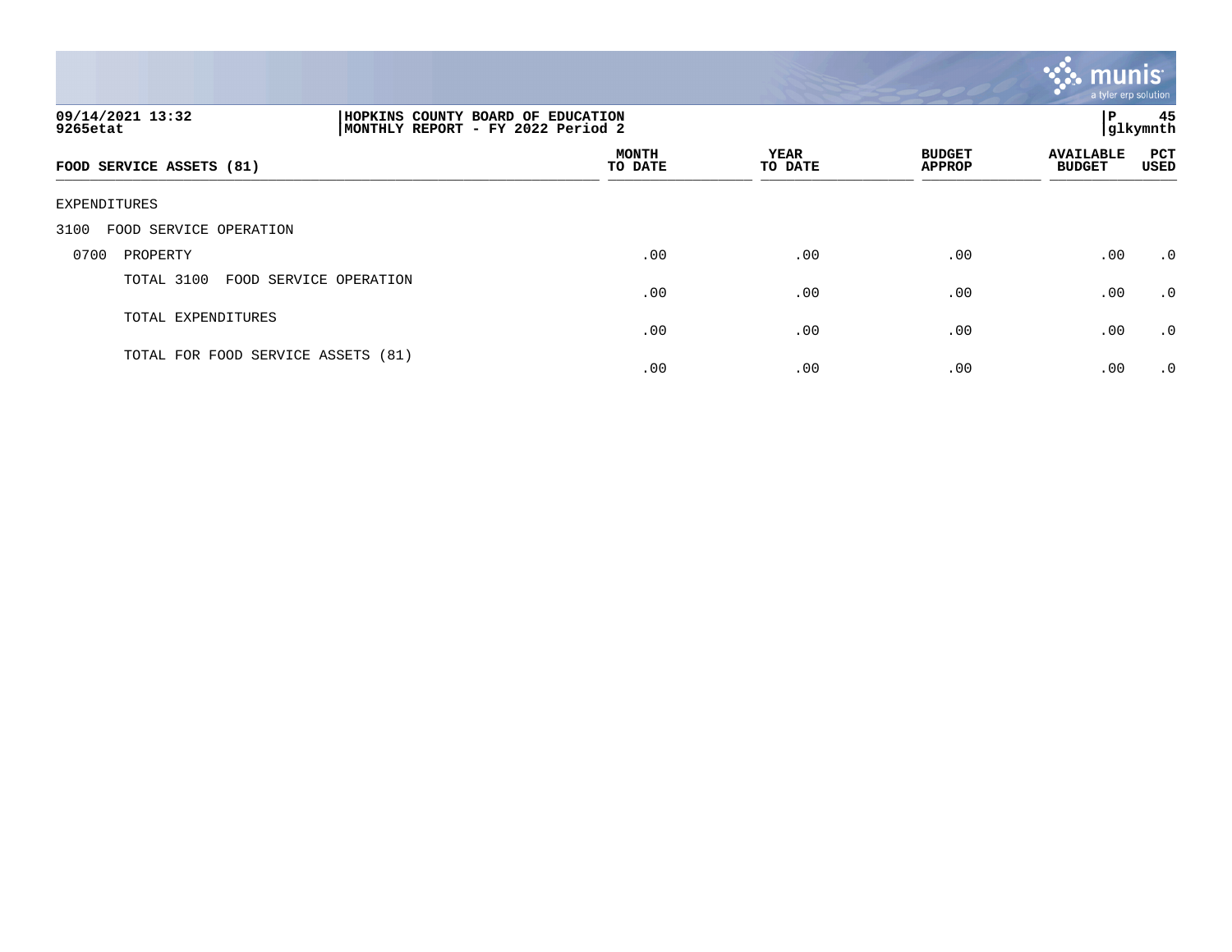09/14/2021 13:32 | HOPKINS COUNTY BOARD OF EDUCATION
9265etat | MONTHLY REPORT - FY 2022 Period 2 | glkymnth

| FOOD SERVICE ASSETS (81) | MONTH TO DATE | YEAR TO DATE | BUDGET APPROP | AVAILABLE BUDGET | PCT USED |
|---|---|---|---|---|---|
| EXPENDITURES | | | | | |
| 3100 FOOD SERVICE OPERATION | | | | | |
| 0700 PROPERTY | .00 | .00 | .00 | .00 | .0 |
| TOTAL 3100 FOOD SERVICE OPERATION | .00 | .00 | .00 | .00 | .0 |
| TOTAL EXPENDITURES | .00 | .00 | .00 | .00 | .0 |
| TOTAL FOR FOOD SERVICE ASSETS (81) | .00 | .00 | .00 | .00 | .0 |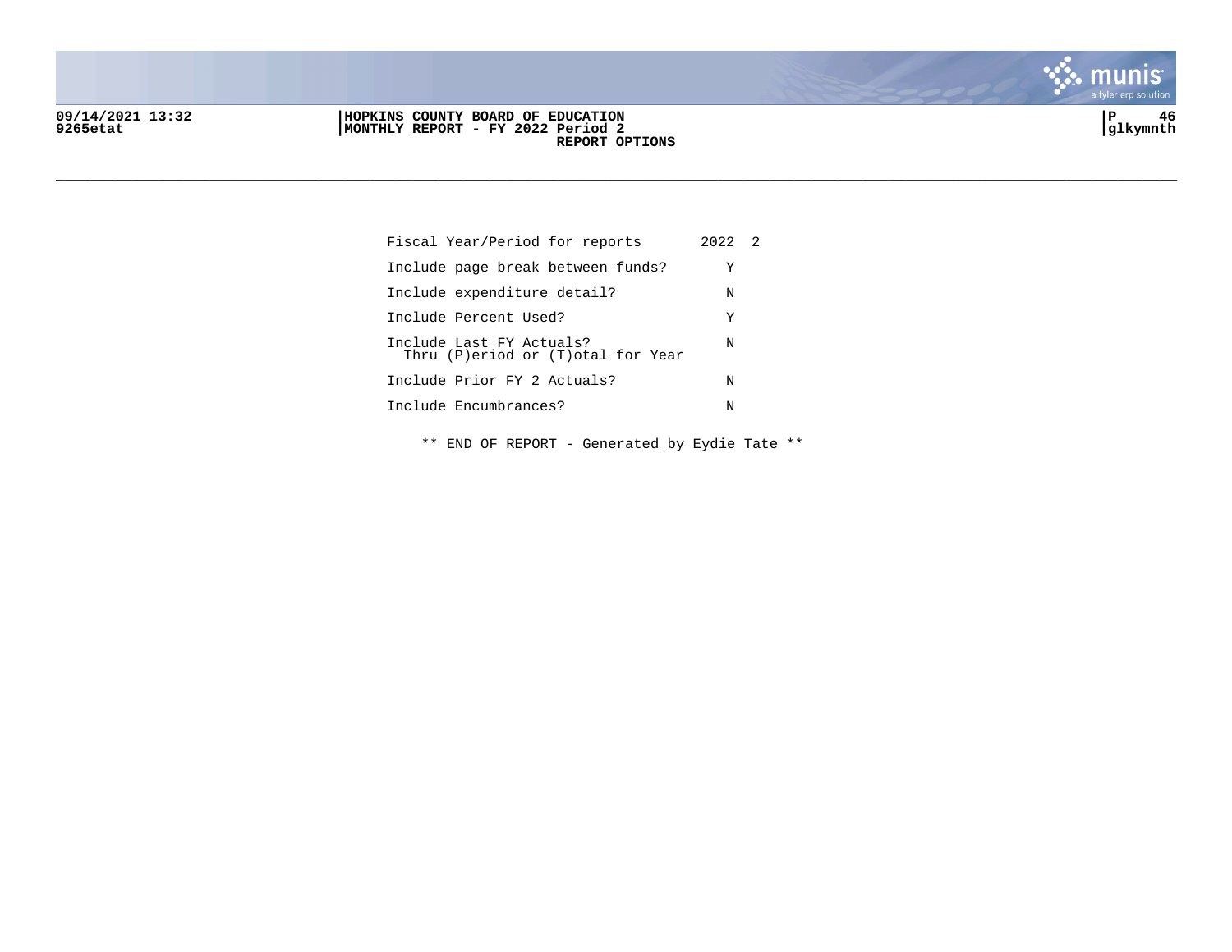# REPORT OPTIONS

| | |
|---|---|
| Fiscal Year/Period for reports | 2022 2 |
| Include page break between funds? | Y |
| Include expenditure detail? | N |
| Include Percent Used? | Y |
| Include Last FY Actuals? Thru (P)eriod or (T)otal for Year | N |
| Include Prior FY 2 Actuals? | N |
| Include Encumbrances? | N |

** END OF REPORT - Generated by Eydie Tate **